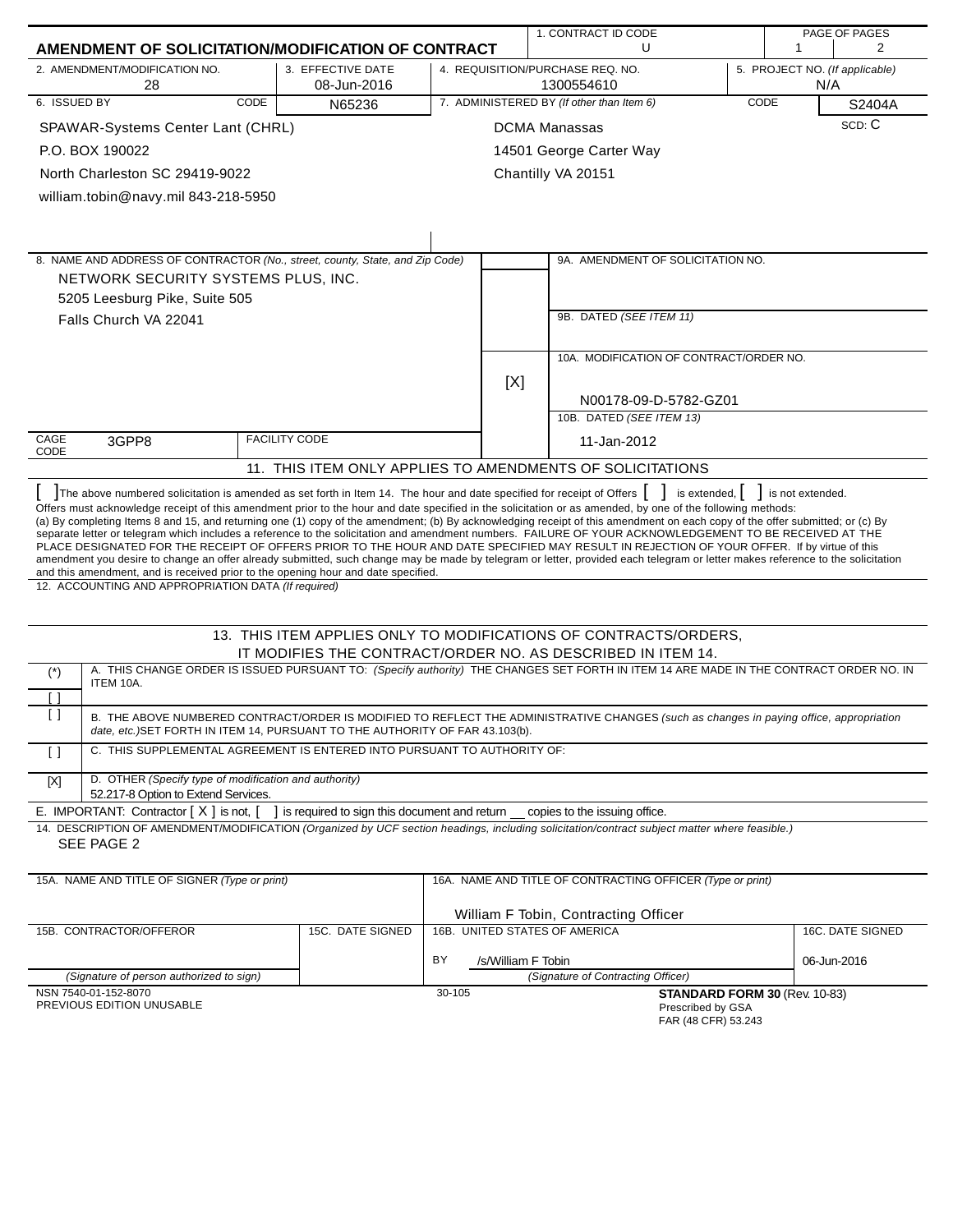# AMENDMENT OF SOLICITATION/MODIFICATION OF CONTRACT

| 1. CONTRACT ID CODE | PAGE OF PAGES |
|---|---|
| U | 1 / 2 |

| 2. AMENDMENT/MODIFICATION NO. | 3. EFFECTIVE DATE | 4. REQUISITION/PURCHASE REQ. NO. | 5. PROJECT NO. (If applicable) |
|---|---|---|---|
| 28 | 08-Jun-2016 | 1300554610 | N/A |

| 6. ISSUED BY | CODE N65236 | 7. ADMINISTERED BY (If other than Item 6) | CODE S2404A |
|---|---|---|---|
| SPAWAR-Systems Center Lant (CHRL)<br>P.O. BOX 190022<br>North Charleston SC 29419-9022<br>william.tobin@navy.mil 843-218-5950 | | DCMA Manassas<br>14501 George Carter Way<br>Chantilly VA 20151 | SCD: C |

8. NAME AND ADDRESS OF CONTRACTOR (No., street, county, State, and Zip Code)

NETWORK SECURITY SYSTEMS PLUS, INC.
5205 Leesburg Pike, Suite 505
Falls Church VA 22041

CAGE CODE 3GPP8 FACILITY CODE

9A. AMENDMENT OF SOLICITATION NO.

9B. DATED (SEE ITEM 11)

[X] 10A. MODIFICATION OF CONTRACT/ORDER NO.
N00178-09-D-5782-GZ01

10B. DATED (SEE ITEM 13)
11-Jan-2012

## 11. THIS ITEM ONLY APPLIES TO AMENDMENTS OF SOLICITATIONS

[ ] The above numbered solicitation is amended as set forth in Item 14. The hour and date specified for receipt of Offers [ ] is extended, [ ] is not extended.
Offers must acknowledge receipt of this amendment prior to the hour and date specified in the solicitation or as amended, by one of the following methods:
(a) By completing Items 8 and 15, and returning one (1) copy of the amendment; (b) By acknowledging receipt of this amendment on each copy of the offer submitted; or (c) By separate letter or telegram which includes a reference to the solicitation and amendment numbers. FAILURE OF YOUR ACKNOWLEDGEMENT TO BE RECEIVED AT THE PLACE DESIGNATED FOR THE RECEIPT OF OFFERS PRIOR TO THE HOUR AND DATE SPECIFIED MAY RESULT IN REJECTION OF YOUR OFFER. If by virtue of this amendment you desire to change an offer already submitted, such change may be made by telegram or letter, provided each telegram or letter makes reference to the solicitation and this amendment, and is received prior to the opening hour and date specified.

12. ACCOUNTING AND APPROPRIATION DATA (If required)

## 13. THIS ITEM APPLIES ONLY TO MODIFICATIONS OF CONTRACTS/ORDERS, IT MODIFIES THE CONTRACT/ORDER NO. AS DESCRIBED IN ITEM 14.

| | |
|---|---|
| (*) | A. THIS CHANGE ORDER IS ISSUED PURSUANT TO: (Specify authority) THE CHANGES SET FORTH IN ITEM 14 ARE MADE IN THE CONTRACT ORDER NO. IN ITEM 10A. |
| [ ] | |
| [ ] | B. THE ABOVE NUMBERED CONTRACT/ORDER IS MODIFIED TO REFLECT THE ADMINISTRATIVE CHANGES (such as changes in paying office, appropriation date, etc.) SET FORTH IN ITEM 14, PURSUANT TO THE AUTHORITY OF FAR 43.103(b). |
| [ ] | C. THIS SUPPLEMENTAL AGREEMENT IS ENTERED INTO PURSUANT TO AUTHORITY OF: |
| [X] | D. OTHER (Specify type of modification and authority)<br>52.217-8 Option to Extend Services. |

E. IMPORTANT: Contractor [ X ] is not, [ ] is required to sign this document and return __ copies to the issuing office.

14. DESCRIPTION OF AMENDMENT/MODIFICATION (Organized by UCF section headings, including solicitation/contract subject matter where feasible.)

SEE PAGE 2

| 15A. NAME AND TITLE OF SIGNER (Type or print) | | 16A. NAME AND TITLE OF CONTRACTING OFFICER (Type or print) | |
|---|---|---|---|
| | | William F Tobin, Contracting Officer | |
| 15B. CONTRACTOR/OFFEROR | 15C. DATE SIGNED | 16B. UNITED STATES OF AMERICA | 16C. DATE SIGNED |
| | | BY /s/William F Tobin | 06-Jun-2016 |
| (Signature of person authorized to sign) | | (Signature of Contracting Officer) | |

NSN 7540-01-152-8070
PREVIOUS EDITION UNUSABLE

30-105

**STANDARD FORM 30** (Rev. 10-83)
Prescribed by GSA
FAR (48 CFR) 53.243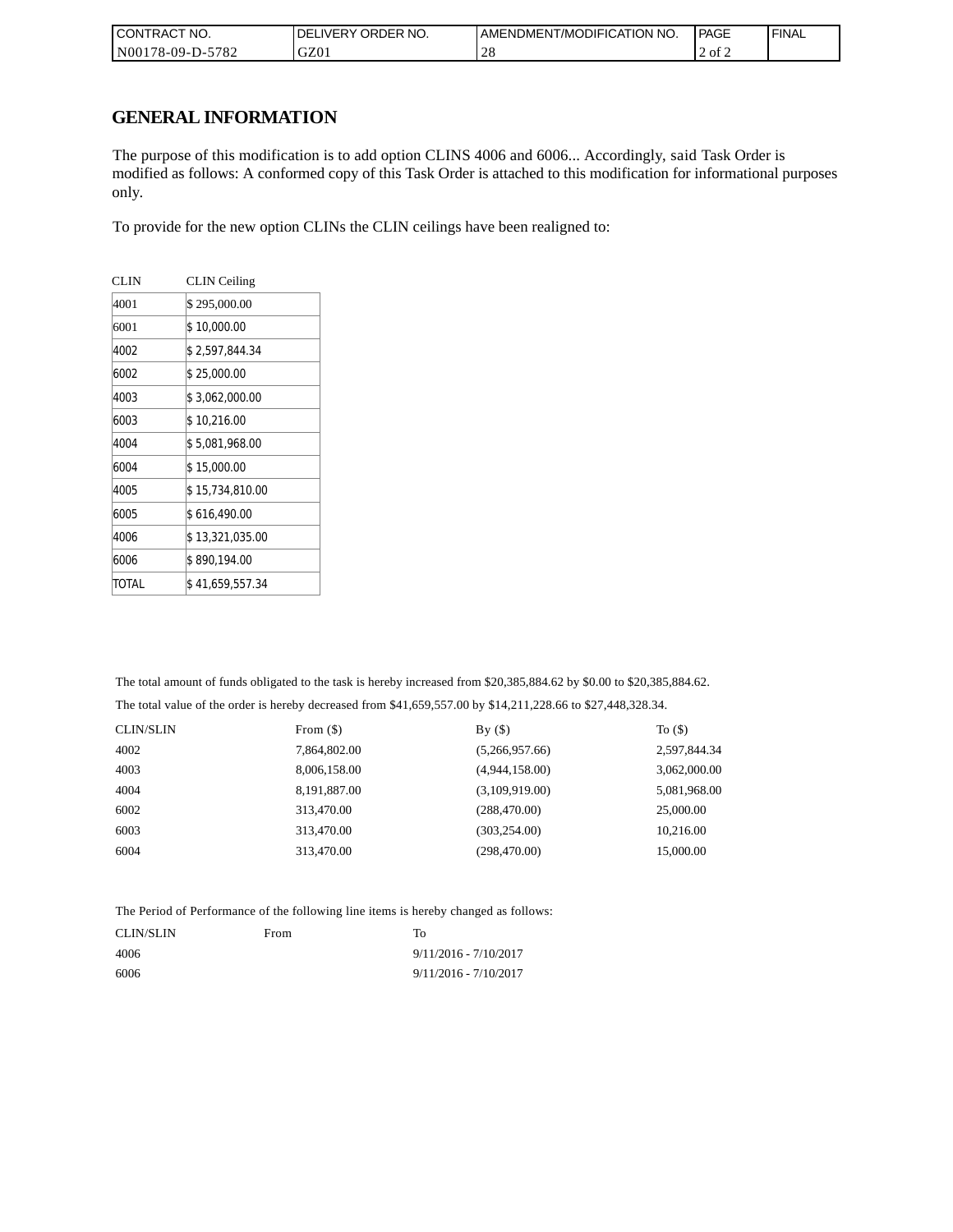| CONTRACT NO. | DELIVERY ORDER NO. | AMENDMENT/MODIFICATION NO. | FINAL |
| --- | --- | --- | --- |
| N00178-09-D-5782 | GZ01 | 28 | |

# GENERAL INFORMATION

The purpose of this modification is to add option CLINS 4006 and 6006... Accordingly, said Task Order is modified as follows: A conformed copy of this Task Order is attached to this modification for informational purposes only.

To provide for the new option CLINs the CLIN ceilings have been realigned to:

| CLIN | CLIN Ceiling |
| --- | --- |
| 4001 | $ 295,000.00 |
| 6001 | $ 10,000.00 |
| 4002 | $ 2,597,844.34 |
| 6002 | $ 25,000.00 |
| 4003 | $ 3,062,000.00 |
| 6003 | $ 10,216.00 |
| 4004 | $ 5,081,968.00 |
| 6004 | $ 15,000.00 |
| 4005 | $ 15,734,810.00 |
| 6005 | $ 616,490.00 |
| 4006 | $ 13,321,035.00 |
| 6006 | $ 890,194.00 |
| TOTAL | $ 41,659,557.34 |

The total amount of funds obligated to the task is hereby increased from $20,385,884.62 by $0.00 to $20,385,884.62.

The total value of the order is hereby decreased from $41,659,557.00 by $14,211,228.66 to $27,448,328.34.

| CLIN/SLIN | From ($) | By ($) | To ($) |
| --- | --- | --- | --- |
| 4002 | 7,864,802.00 | (5,266,957.66) | 2,597,844.34 |
| 4003 | 8,006,158.00 | (4,944,158.00) | 3,062,000.00 |
| 4004 | 8,191,887.00 | (3,109,919.00) | 5,081,968.00 |
| 6002 | 313,470.00 | (288,470.00) | 25,000.00 |
| 6003 | 313,470.00 | (303,254.00) | 10,216.00 |
| 6004 | 313,470.00 | (298,470.00) | 15,000.00 |

The Period of Performance of the following line items is hereby changed as follows:

| CLIN/SLIN | From | To |
| --- | --- | --- |
| 4006 | | 9/11/2016 - 7/10/2017 |
| 6006 | | 9/11/2016 - 7/10/2017 |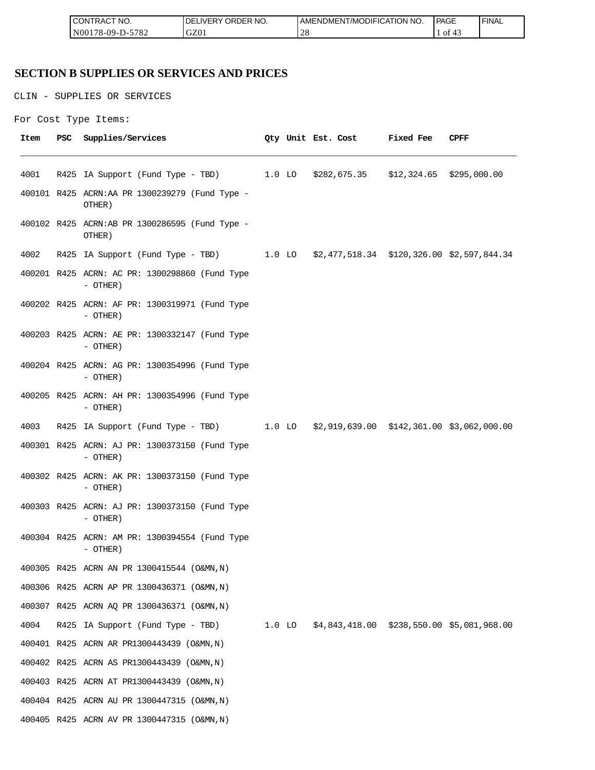## SECTION B SUPPLIES OR SERVICES AND PRICES

CLIN - SUPPLIES OR SERVICES

For Cost Type Items:

| Item | PSC | Supplies/Services | Qty | Unit | Est. Cost | Fixed Fee | CPFF |
|---|---|---|---|---|---|---|---|
| 4001 | R425 | IA Support (Fund Type - TBD) | 1.0 | LO | $282,675.35 | $12,324.65 | $295,000.00 |
| 400101 | R425 | ACRN:AA PR 1300239279 (Fund Type - OTHER) | | | | | |
| 400102 | R425 | ACRN:AB PR 1300286595 (Fund Type - OTHER) | | | | | |
| 4002 | R425 | IA Support (Fund Type - TBD) | 1.0 | LO | $2,477,518.34 | $120,326.00 | $2,597,844.34 |
| 400201 | R425 | ACRN: AC PR: 1300298860 (Fund Type - OTHER) | | | | | |
| 400202 | R425 | ACRN: AF PR: 1300319971 (Fund Type - OTHER) | | | | | |
| 400203 | R425 | ACRN: AE PR: 1300332147 (Fund Type - OTHER) | | | | | |
| 400204 | R425 | ACRN: AG PR: 1300354996 (Fund Type - OTHER) | | | | | |
| 400205 | R425 | ACRN: AH PR: 1300354996 (Fund Type - OTHER) | | | | | |
| 4003 | R425 | IA Support (Fund Type - TBD) | 1.0 | LO | $2,919,639.00 | $142,361.00 | $3,062,000.00 |
| 400301 | R425 | ACRN: AJ PR: 1300373150 (Fund Type - OTHER) | | | | | |
| 400302 | R425 | ACRN: AK PR: 1300373150 (Fund Type - OTHER) | | | | | |
| 400303 | R425 | ACRN: AJ PR: 1300373150 (Fund Type - OTHER) | | | | | |
| 400304 | R425 | ACRN: AM PR: 1300394554 (Fund Type - OTHER) | | | | | |
| 400305 | R425 | ACRN AN PR 1300415544 (O&MN,N) | | | | | |
| 400306 | R425 | ACRN AP PR 1300436371 (O&MN,N) | | | | | |
| 400307 | R425 | ACRN AQ PR 1300436371 (O&MN,N) | | | | | |
| 4004 | R425 | IA Support (Fund Type - TBD) | 1.0 | LO | $4,843,418.00 | $238,550.00 | $5,081,968.00 |
| 400401 | R425 | ACRN AR PR1300443439 (O&MN,N) | | | | | |
| 400402 | R425 | ACRN AS PR1300443439 (O&MN,N) | | | | | |
| 400403 | R425 | ACRN AT PR1300443439 (O&MN,N) | | | | | |
| 400404 | R425 | ACRN AU PR 1300447315 (O&MN,N) | | | | | |
| 400405 | R425 | ACRN AV PR 1300447315 (O&MN,N) | | | | | |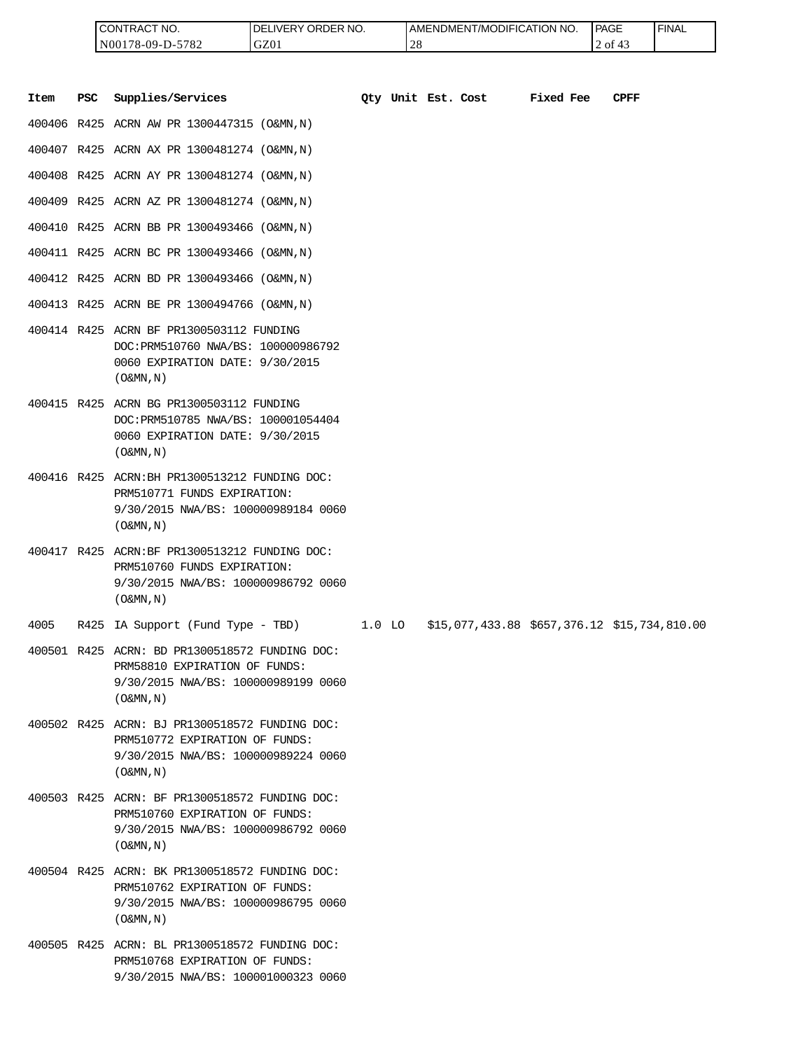| Item | PSC | Supplies/Services | Qty | Unit | Est. Cost | Fixed Fee | CPFF |
|---|---|---|---|---|---|---|---|
| 400406 | R425 | ACRN AW PR 1300447315 (O&MN,N) | | | | | |
| 400407 | R425 | ACRN AX PR 1300481274 (O&MN,N) | | | | | |
| 400408 | R425 | ACRN AY PR 1300481274 (O&MN,N) | | | | | |
| 400409 | R425 | ACRN AZ PR 1300481274 (O&MN,N) | | | | | |
| 400410 | R425 | ACRN BB PR 1300493466 (O&MN,N) | | | | | |
| 400411 | R425 | ACRN BC PR 1300493466 (O&MN,N) | | | | | |
| 400412 | R425 | ACRN BD PR 1300493466 (O&MN,N) | | | | | |
| 400413 | R425 | ACRN BE PR 1300494766 (O&MN,N) | | | | | |
| 400414 | R425 | ACRN BF PR1300503112 FUNDING DOC:PRM510760 NWA/BS: 100000986792 0060 EXPIRATION DATE: 9/30/2015 (O&MN,N) | | | | | |
| 400415 | R425 | ACRN BG PR1300503112 FUNDING DOC:PRM510785 NWA/BS: 100001054404 0060 EXPIRATION DATE: 9/30/2015 (O&MN,N) | | | | | |
| 400416 | R425 | ACRN:BH PR1300513212 FUNDING DOC: PRM510771 FUNDS EXPIRATION: 9/30/2015 NWA/BS: 100000989184 0060 (O&MN,N) | | | | | |
| 400417 | R425 | ACRN:BF PR1300513212 FUNDING DOC: PRM510760 FUNDS EXPIRATION: 9/30/2015 NWA/BS: 100000986792 0060 (O&MN,N) | | | | | |
| 4005 | R425 | IA Support (Fund Type - TBD) | 1.0 | LO | $15,077,433.88 | $657,376.12 | $15,734,810.00 |
| 400501 | R425 | ACRN: BD PR1300518572 FUNDING DOC: PRM58810 EXPIRATION OF FUNDS: 9/30/2015 NWA/BS: 100000989199 0060 (O&MN,N) | | | | | |
| 400502 | R425 | ACRN: BJ PR1300518572 FUNDING DOC: PRM510772 EXPIRATION OF FUNDS: 9/30/2015 NWA/BS: 100000989224 0060 (O&MN,N) | | | | | |
| 400503 | R425 | ACRN: BF PR1300518572 FUNDING DOC: PRM510760 EXPIRATION OF FUNDS: 9/30/2015 NWA/BS: 100000986792 0060 (O&MN,N) | | | | | |
| 400504 | R425 | ACRN: BK PR1300518572 FUNDING DOC: PRM510762 EXPIRATION OF FUNDS: 9/30/2015 NWA/BS: 100000986795 0060 (O&MN,N) | | | | | |
| 400505 | R425 | ACRN: BL PR1300518572 FUNDING DOC: PRM510768 EXPIRATION OF FUNDS: 9/30/2015 NWA/BS: 100001000323 0060 | | | | | |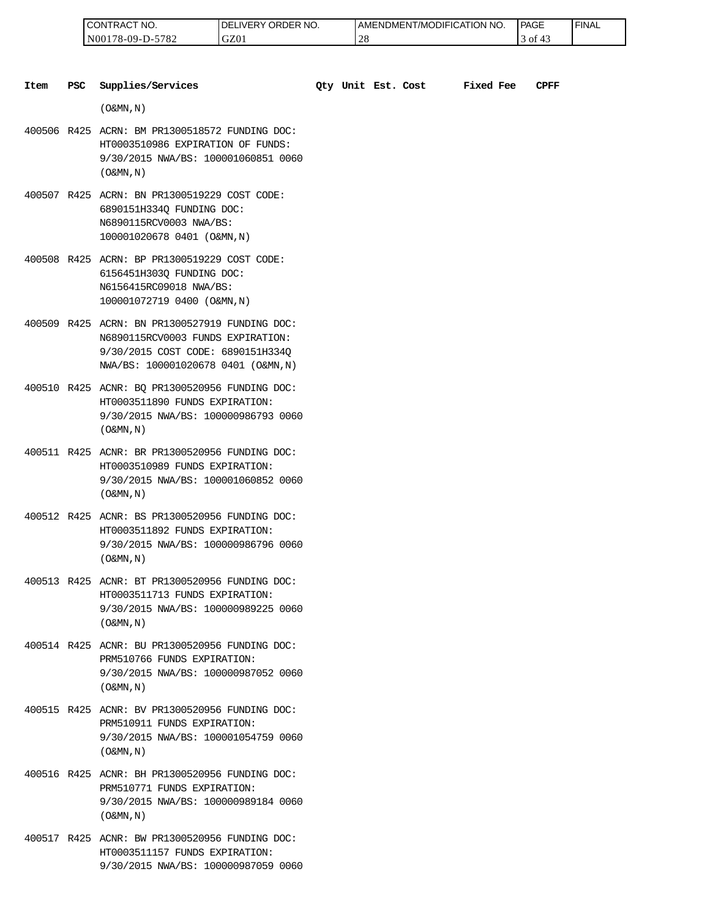| Item | PSC | Supplies/Services | Qty | Unit | Est. Cost | Fixed Fee | CPFF |
|---|---|---|---|---|---|---|---|
| | | (O&MN,N) | | | | | |
| 400506 | R425 | ACRN: BM PR1300518572 FUNDING DOC: HT0003510986 EXPIRATION OF FUNDS: 9/30/2015 NWA/BS: 100001060851 0060 (O&MN,N) | | | | | |
| 400507 | R425 | ACRN: BN PR1300519229 COST CODE: 6890151H334Q FUNDING DOC: N6890115RCV0003 NWA/BS: 100001020678 0401 (O&MN,N) | | | | | |
| 400508 | R425 | ACRN: BP PR1300519229 COST CODE: 6156451H303Q FUNDING DOC: N6156415RC09018 NWA/BS: 100001072719 0400 (O&MN,N) | | | | | |
| 400509 | R425 | ACRN: BN PR1300527919 FUNDING DOC: N6890115RCV0003 FUNDS EXPIRATION: 9/30/2015 COST CODE: 6890151H334Q NWA/BS: 100001020678 0401 (O&MN,N) | | | | | |
| 400510 | R425 | ACNR: BQ PR1300520956 FUNDING DOC: HT0003511890 FUNDS EXPIRATION: 9/30/2015 NWA/BS: 100000986793 0060 (O&MN,N) | | | | | |
| 400511 | R425 | ACNR: BR PR1300520956 FUNDING DOC: HT0003510989 FUNDS EXPIRATION: 9/30/2015 NWA/BS: 100001060852 0060 (O&MN,N) | | | | | |
| 400512 | R425 | ACNR: BS PR1300520956 FUNDING DOC: HT0003511892 FUNDS EXPIRATION: 9/30/2015 NWA/BS: 100000986796 0060 (O&MN,N) | | | | | |
| 400513 | R425 | ACNR: BT PR1300520956 FUNDING DOC: HT0003511713 FUNDS EXPIRATION: 9/30/2015 NWA/BS: 100000989225 0060 (O&MN,N) | | | | | |
| 400514 | R425 | ACNR: BU PR1300520956 FUNDING DOC: PRM510766 FUNDS EXPIRATION: 9/30/2015 NWA/BS: 100000987052 0060 (O&MN,N) | | | | | |
| 400515 | R425 | ACNR: BV PR1300520956 FUNDING DOC: PRM510911 FUNDS EXPIRATION: 9/30/2015 NWA/BS: 100001054759 0060 (O&MN,N) | | | | | |
| 400516 | R425 | ACNR: BH PR1300520956 FUNDING DOC: PRM510771 FUNDS EXPIRATION: 9/30/2015 NWA/BS: 100000989184 0060 (O&MN,N) | | | | | |
| 400517 | R425 | ACNR: BW PR1300520956 FUNDING DOC: HT0003511157 FUNDS EXPIRATION: 9/30/2015 NWA/BS: 100000987059 0060 | | | | | |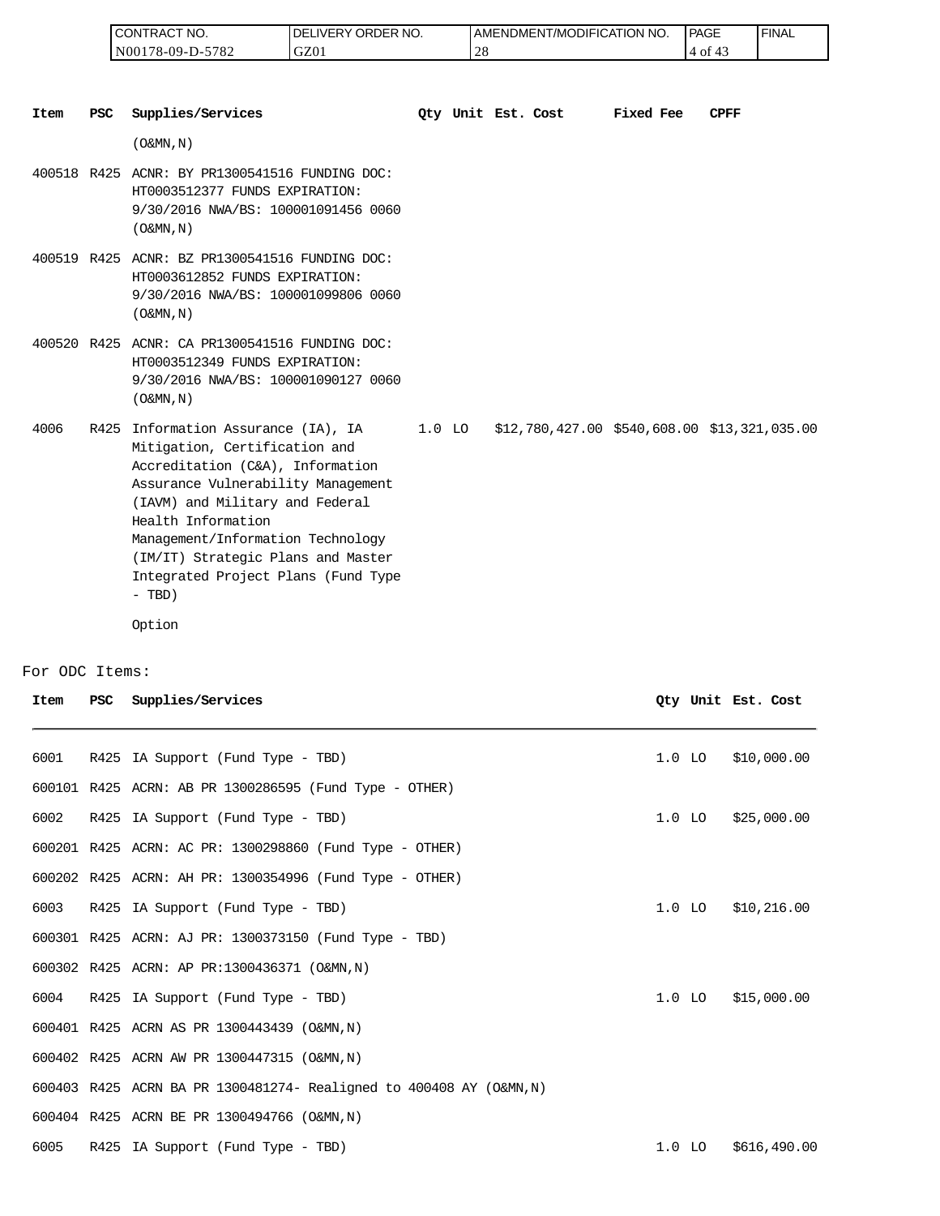| Item | PSC | Supplies/Services | Qty | Unit | Est. Cost | Fixed Fee | CPFF |
|---|---|---|---|---|---|---|---|
| | | (O&MN,N) | | | | | |
| 400518 | R425 | ACNR: BY PR1300541516 FUNDING DOC: HT0003512377 FUNDS EXPIRATION: 9/30/2016 NWA/BS: 100001091456 0060 (O&MN,N) | | | | | |
| 400519 | R425 | ACNR: BZ PR1300541516 FUNDING DOC: HT0003612852 FUNDS EXPIRATION: 9/30/2016 NWA/BS: 100001099806 0060 (O&MN,N) | | | | | |
| 400520 | R425 | ACNR: CA PR1300541516 FUNDING DOC: HT0003512349 FUNDS EXPIRATION: 9/30/2016 NWA/BS: 100001090127 0060 (O&MN,N) | | | | | |
| 4006 | R425 | Information Assurance (IA), IA Mitigation, Certification and Accreditation (C&A), Information Assurance Vulnerability Management (IAVM) and Military and Federal Health Information Management/Information Technology (IM/IT) Strategic Plans and Master Integrated Project Plans (Fund Type - TBD)<br><br>Option | 1.0 | LO | $12,780,427.00 | $540,608.00 | $13,321,035.00 |

For ODC Items:

| Item | PSC | Supplies/Services | Qty | Unit | Est. Cost |
|---|---|---|---|---|---|
| 6001 | R425 | IA Support (Fund Type - TBD) | 1.0 | LO | $10,000.00 |
| 600101 | R425 | ACRN: AB PR 1300286595 (Fund Type - OTHER) | | | |
| 6002 | R425 | IA Support (Fund Type - TBD) | 1.0 | LO | $25,000.00 |
| 600201 | R425 | ACRN: AC PR: 1300298860 (Fund Type - OTHER) | | | |
| 600202 | R425 | ACRN: AH PR: 1300354996 (Fund Type - OTHER) | | | |
| 6003 | R425 | IA Support (Fund Type - TBD) | 1.0 | LO | $10,216.00 |
| 600301 | R425 | ACRN: AJ PR: 1300373150 (Fund Type - TBD) | | | |
| 600302 | R425 | ACRN: AP PR:1300436371 (O&MN,N) | | | |
| 6004 | R425 | IA Support (Fund Type - TBD) | 1.0 | LO | $15,000.00 |
| 600401 | R425 | ACRN AS PR 1300443439 (O&MN,N) | | | |
| 600402 | R425 | ACRN AW PR 1300447315 (O&MN,N) | | | |
| 600403 | R425 | ACRN BA PR 1300481274- Realigned to 400408 AY (O&MN,N) | | | |
| 600404 | R425 | ACRN BE PR 1300494766 (O&MN,N) | | | |
| 6005 | R425 | IA Support (Fund Type - TBD) | 1.0 | LO | $616,490.00 |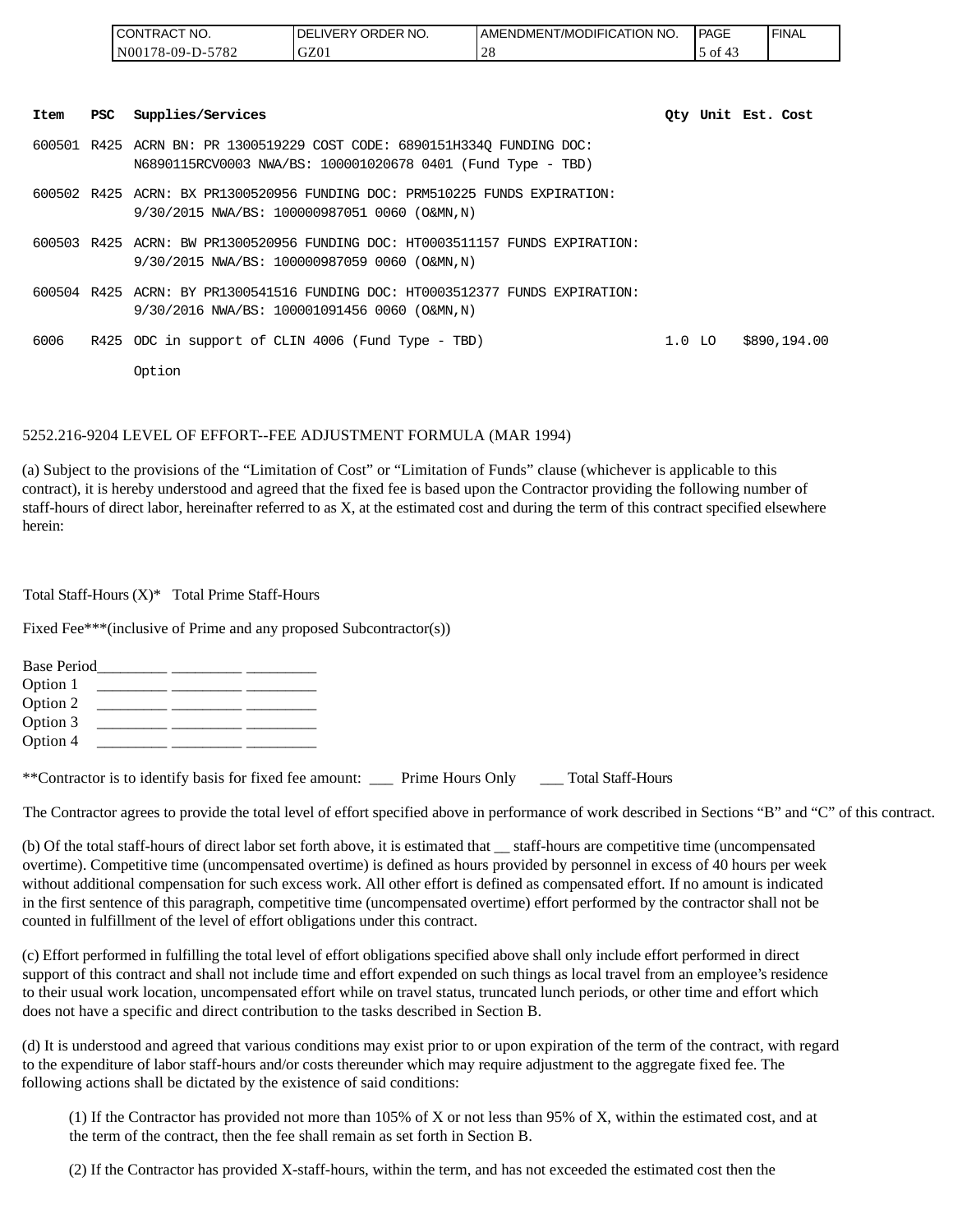| Item | PSC | Supplies/Services | Qty | Unit | Est. Cost |
|---|---|---|---|---|---|
| 600501 | R425 | ACRN BN: PR 1300519229 COST CODE: 6890151H334Q FUNDING DOC: N6890115RCV0003 NWA/BS: 100001020678 0401 (Fund Type - TBD) | | | |
| 600502 | R425 | ACRN: BX PR1300520956 FUNDING DOC: PRM510225 FUNDS EXPIRATION: 9/30/2015 NWA/BS: 100000987051 0060 (O&MN,N) | | | |
| 600503 | R425 | ACRN: BW PR1300520956 FUNDING DOC: HT0003511157 FUNDS EXPIRATION: 9/30/2015 NWA/BS: 100000987059 0060 (O&MN,N) | | | |
| 600504 | R425 | ACRN: BY PR1300541516 FUNDING DOC: HT0003512377 FUNDS EXPIRATION: 9/30/2016 NWA/BS: 100001091456 0060 (O&MN,N) | | | |
| 6006 | R425 | ODC in support of CLIN 4006 (Fund Type - TBD) | 1.0 | LO | $890,194.00 |
| | | Option | | | |

5252.216-9204 LEVEL OF EFFORT--FEE ADJUSTMENT FORMULA (MAR 1994)

(a) Subject to the provisions of the "Limitation of Cost" or "Limitation of Funds" clause (whichever is applicable to this contract), it is hereby understood and agreed that the fixed fee is based upon the Contractor providing the following number of staff-hours of direct labor, hereinafter referred to as X, at the estimated cost and during the term of this contract specified elsewhere herein:

Total Staff-Hours (X)* Total Prime Staff-Hours

Fixed Fee***(inclusive of Prime and any proposed Subcontractor(s))

Base Period_________ _________ _________
Option 1 _________ _________ _________
Option 2 _________ _________ _________
Option 3 _________ _________ _________
Option 4 _________ _________ _________

**Contractor is to identify basis for fixed fee amount: ___ Prime Hours Only ___ Total Staff-Hours

The Contractor agrees to provide the total level of effort specified above in performance of work described in Sections "B" and "C" of this contract.

(b) Of the total staff-hours of direct labor set forth above, it is estimated that __ staff-hours are competitive time (uncompensated overtime). Competitive time (uncompensated overtime) is defined as hours provided by personnel in excess of 40 hours per week without additional compensation for such excess work. All other effort is defined as compensated effort. If no amount is indicated in the first sentence of this paragraph, competitive time (uncompensated overtime) effort performed by the contractor shall not be counted in fulfillment of the level of effort obligations under this contract.

(c) Effort performed in fulfilling the total level of effort obligations specified above shall only include effort performed in direct support of this contract and shall not include time and effort expended on such things as local travel from an employee's residence to their usual work location, uncompensated effort while on travel status, truncated lunch periods, or other time and effort which does not have a specific and direct contribution to the tasks described in Section B.

(d) It is understood and agreed that various conditions may exist prior to or upon expiration of the term of the contract, with regard to the expenditure of labor staff-hours and/or costs thereunder which may require adjustment to the aggregate fixed fee. The following actions shall be dictated by the existence of said conditions:

(1) If the Contractor has provided not more than 105% of X or not less than 95% of X, within the estimated cost, and at the term of the contract, then the fee shall remain as set forth in Section B.

(2) If the Contractor has provided X-staff-hours, within the term, and has not exceeded the estimated cost then the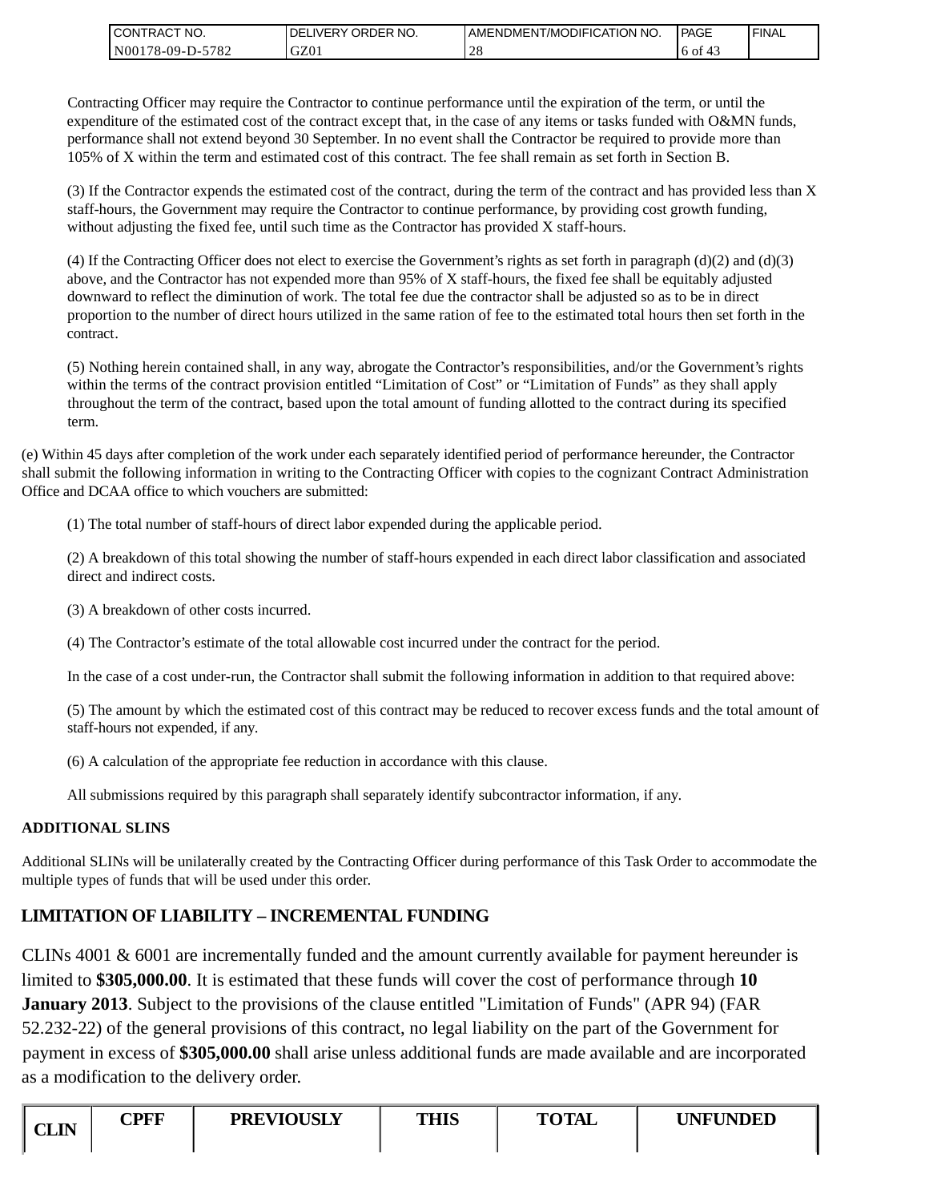Contracting Officer may require the Contractor to continue performance until the expiration of the term, or until the expenditure of the estimated cost of the contract except that, in the case of any items or tasks funded with O&MN funds, performance shall not extend beyond 30 September. In no event shall the Contractor be required to provide more than 105% of X within the term and estimated cost of this contract. The fee shall remain as set forth in Section B.

(3) If the Contractor expends the estimated cost of the contract, during the term of the contract and has provided less than X staff-hours, the Government may require the Contractor to continue performance, by providing cost growth funding, without adjusting the fixed fee, until such time as the Contractor has provided X staff-hours.

(4) If the Contracting Officer does not elect to exercise the Government's rights as set forth in paragraph (d)(2) and (d)(3) above, and the Contractor has not expended more than 95% of X staff-hours, the fixed fee shall be equitably adjusted downward to reflect the diminution of work. The total fee due the contractor shall be adjusted so as to be in direct proportion to the number of direct hours utilized in the same ration of fee to the estimated total hours then set forth in the contract.

(5) Nothing herein contained shall, in any way, abrogate the Contractor's responsibilities, and/or the Government's rights within the terms of the contract provision entitled "Limitation of Cost" or "Limitation of Funds" as they shall apply throughout the term of the contract, based upon the total amount of funding allotted to the contract during its specified term.

(e) Within 45 days after completion of the work under each separately identified period of performance hereunder, the Contractor shall submit the following information in writing to the Contracting Officer with copies to the cognizant Contract Administration Office and DCAA office to which vouchers are submitted:

(1) The total number of staff-hours of direct labor expended during the applicable period.

(2) A breakdown of this total showing the number of staff-hours expended in each direct labor classification and associated direct and indirect costs.

(3) A breakdown of other costs incurred.

(4) The Contractor's estimate of the total allowable cost incurred under the contract for the period.

In the case of a cost under-run, the Contractor shall submit the following information in addition to that required above:

(5) The amount by which the estimated cost of this contract may be reduced to recover excess funds and the total amount of staff-hours not expended, if any.

(6) A calculation of the appropriate fee reduction in accordance with this clause.

All submissions required by this paragraph shall separately identify subcontractor information, if any.

**ADDITIONAL SLINS**

Additional SLINs will be unilaterally created by the Contracting Officer during performance of this Task Order to accommodate the multiple types of funds that will be used under this order.

## LIMITATION OF LIABILITY – INCREMENTAL FUNDING

CLINs 4001 & 6001 are incrementally funded and the amount currently available for payment hereunder is limited to **$305,000.00**. It is estimated that these funds will cover the cost of performance through **10 January 2013**. Subject to the provisions of the clause entitled "Limitation of Funds" (APR 94) (FAR 52.232-22) of the general provisions of this contract, no legal liability on the part of the Government for payment in excess of **$305,000.00** shall arise unless additional funds are made available and are incorporated as a modification to the delivery order.

| CLIN | CPFF | PREVIOUSLY | THIS | TOTAL | UNFUNDED |
|---|---|---|---|---|---|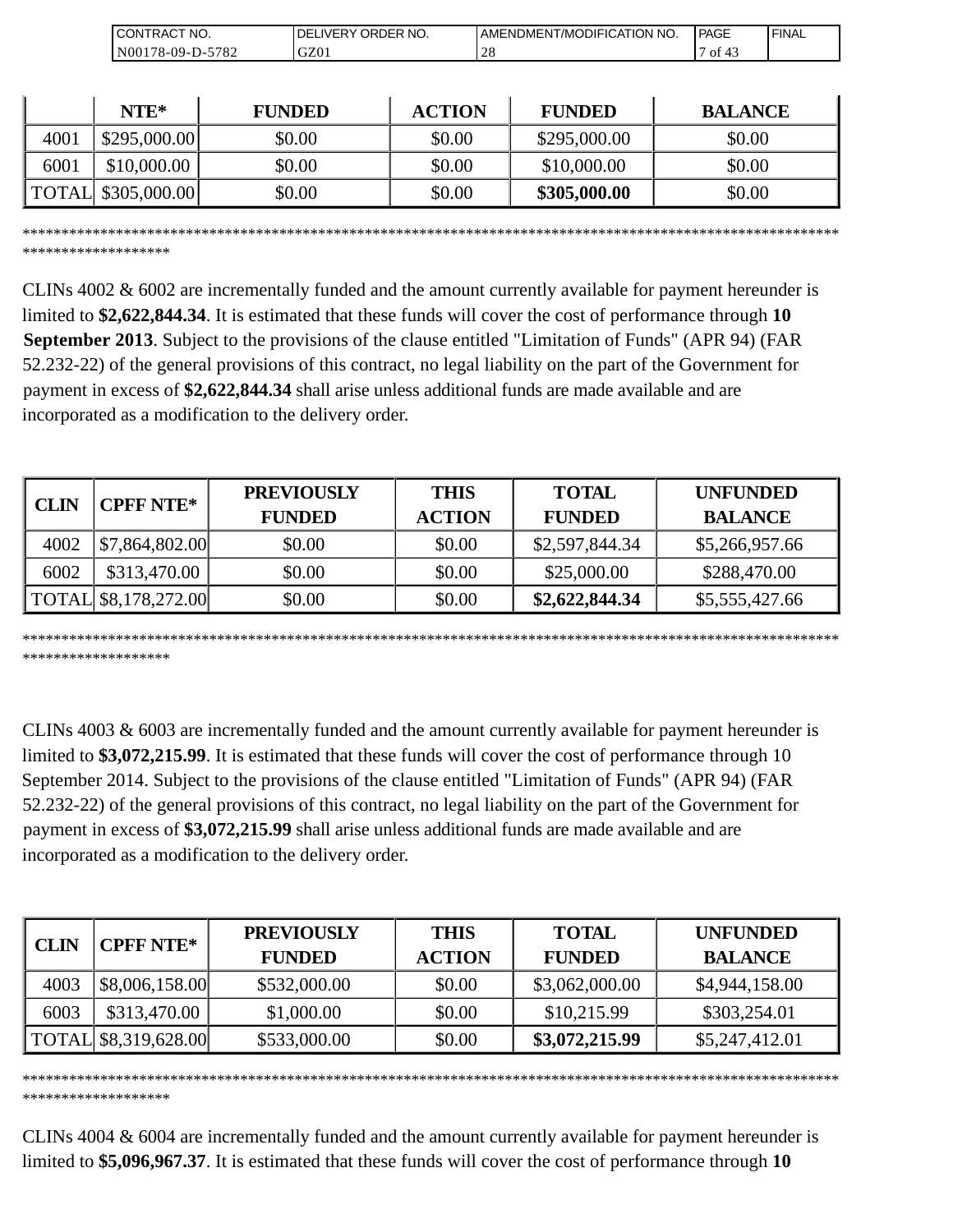| | NTE* | FUNDED | ACTION | FUNDED | BALANCE |
|---|---|---|---|---|---|
| 4001 | $295,000.00 | $0.00 | $0.00 | $295,000.00 | $0.00 |
| 6001 | $10,000.00 | $0.00 | $0.00 | $10,000.00 | $0.00 |
| TOTAL | $305,000.00 | $0.00 | $0.00 | **$305,000.00** | $0.00 |

*******************************************************************************************************************************

CLINs 4002 & 6002 are incrementally funded and the amount currently available for payment hereunder is limited to **$2,622,844.34**. It is estimated that these funds will cover the cost of performance through **10 September 2013**. Subject to the provisions of the clause entitled "Limitation of Funds" (APR 94) (FAR 52.232-22) of the general provisions of this contract, no legal liability on the part of the Government for payment in excess of **$2,622,844.34** shall arise unless additional funds are made available and are incorporated as a modification to the delivery order.

| CLIN | CPFF NTE* | PREVIOUSLY FUNDED | THIS ACTION | TOTAL FUNDED | UNFUNDED BALANCE |
|---|---|---|---|---|---|
| 4002 | $7,864,802.00 | $0.00 | $0.00 | $2,597,844.34 | $5,266,957.66 |
| 6002 | $313,470.00 | $0.00 | $0.00 | $25,000.00 | $288,470.00 |
| TOTAL | $8,178,272.00 | $0.00 | $0.00 | **$2,622,844.34** | $5,555,427.66 |

*******************************************************************************************************************************

CLINs 4003 & 6003 are incrementally funded and the amount currently available for payment hereunder is limited to **$3,072,215.99**. It is estimated that these funds will cover the cost of performance through 10 September 2014. Subject to the provisions of the clause entitled "Limitation of Funds" (APR 94) (FAR 52.232-22) of the general provisions of this contract, no legal liability on the part of the Government for payment in excess of **$3,072,215.99** shall arise unless additional funds are made available and are incorporated as a modification to the delivery order.

| CLIN | CPFF NTE* | PREVIOUSLY FUNDED | THIS ACTION | TOTAL FUNDED | UNFUNDED BALANCE |
|---|---|---|---|---|---|
| 4003 | $8,006,158.00 | $532,000.00 | $0.00 | $3,062,000.00 | $4,944,158.00 |
| 6003 | $313,470.00 | $1,000.00 | $0.00 | $10,215.99 | $303,254.01 |
| TOTAL | $8,319,628.00 | $533,000.00 | $0.00 | **$3,072,215.99** | $5,247,412.01 |

*******************************************************************************************************************************

CLINs 4004 & 6004 are incrementally funded and the amount currently available for payment hereunder is limited to **$5,096,967.37**. It is estimated that these funds will cover the cost of performance through **10**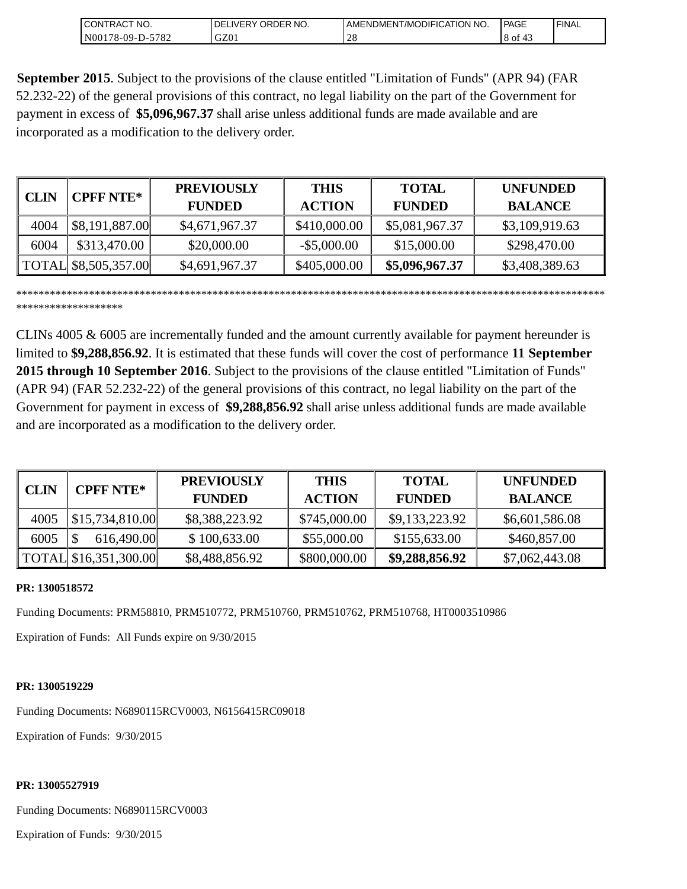**September 2015**. Subject to the provisions of the clause entitled "Limitation of Funds" (APR 94) (FAR 52.232-22) of the general provisions of this contract, no legal liability on the part of the Government for payment in excess of **$5,096,967.37** shall arise unless additional funds are made available and are incorporated as a modification to the delivery order.

| CLIN | CPFF NTE* | PREVIOUSLY FUNDED | THIS ACTION | TOTAL FUNDED | UNFUNDED BALANCE |
|---|---|---|---|---|---|
| 4004 | $8,191,887.00 | $4,671,967.37 | $410,000.00 | $5,081,967.37 | $3,109,919.63 |
| 6004 | $313,470.00 | $20,000.00 | -$5,000.00 | $15,000.00 | $298,470.00 |
| TOTAL | $8,505,357.00 | $4,691,967.37 | $405,000.00 | **$5,096,967.37** | $3,408,389.63 |

*****************************************************************************************************************************

CLINs 4005 & 6005 are incrementally funded and the amount currently available for payment hereunder is limited to **$9,288,856.92**. It is estimated that these funds will cover the cost of performance **11 September 2015 through 10 September 2016**. Subject to the provisions of the clause entitled "Limitation of Funds" (APR 94) (FAR 52.232-22) of the general provisions of this contract, no legal liability on the part of the Government for payment in excess of **$9,288,856.92** shall arise unless additional funds are made available and are incorporated as a modification to the delivery order.

| CLIN | CPFF NTE* | PREVIOUSLY FUNDED | THIS ACTION | TOTAL FUNDED | UNFUNDED BALANCE |
|---|---|---|---|---|---|
| 4005 | $15,734,810.00 | $8,388,223.92 | $745,000.00 | $9,133,223.92 | $6,601,586.08 |
| 6005 | $ 616,490.00 | $ 100,633.00 | $55,000.00 | $155,633.00 | $460,857.00 |
| TOTAL | $16,351,300.00 | $8,488,856.92 | $800,000.00 | **$9,288,856.92** | $7,062,443.08 |

**PR: 1300518572**

Funding Documents: PRM58810, PRM510772, PRM510760, PRM510762, PRM510768, HT0003510986

Expiration of Funds: All Funds expire on 9/30/2015

**PR: 1300519229**

Funding Documents: N6890115RCV0003, N6156415RC09018

Expiration of Funds: 9/30/2015

**PR: 13005527919**

Funding Documents: N6890115RCV0003

Expiration of Funds: 9/30/2015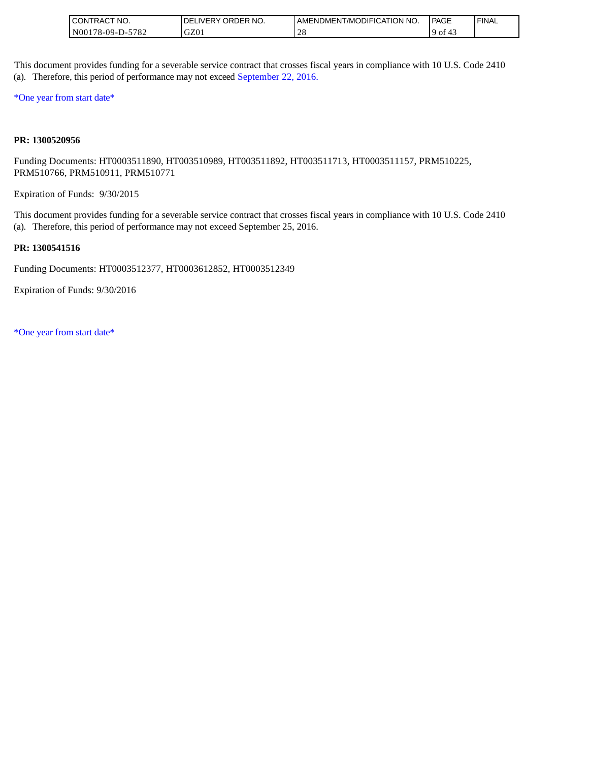This document provides funding for a severable service contract that crosses fiscal years in compliance with 10 U.S. Code 2410 (a). Therefore, this period of performance may not exceed September 22, 2016.

*One year from start date*

**PR: 1300520956**

Funding Documents: HT0003511890, HT003510989, HT003511892, HT003511713, HT0003511157, PRM510225, PRM510766, PRM510911, PRM510771

Expiration of Funds: 9/30/2015

This document provides funding for a severable service contract that crosses fiscal years in compliance with 10 U.S. Code 2410 (a). Therefore, this period of performance may not exceed September 25, 2016.

**PR: 1300541516**

Funding Documents: HT0003512377, HT0003612852, HT0003512349

Expiration of Funds: 9/30/2016

*One year from start date*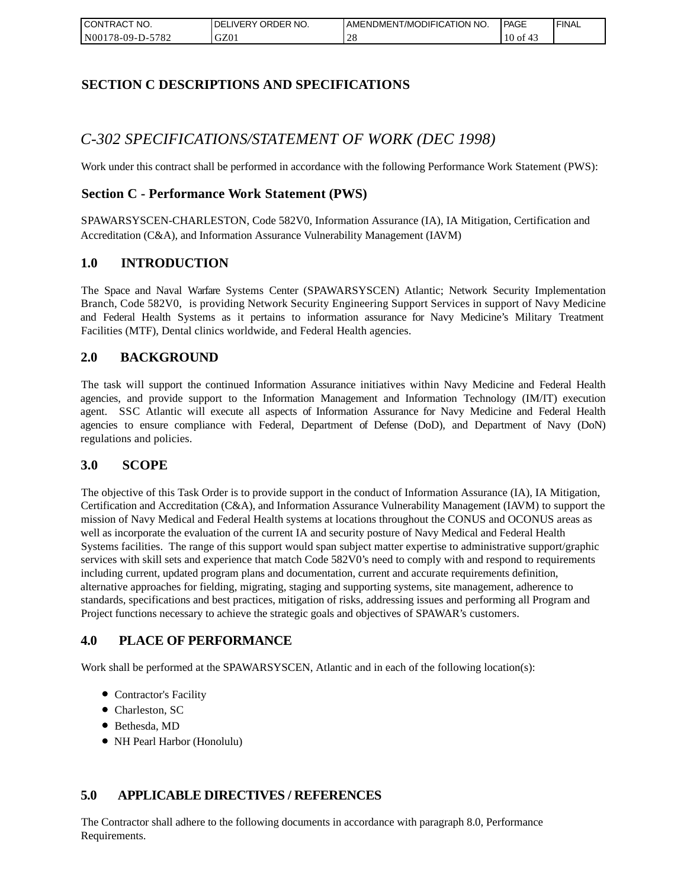# SECTION C DESCRIPTIONS AND SPECIFICATIONS

## *C-302 SPECIFICATIONS/STATEMENT OF WORK (DEC 1998)*

Work under this contract shall be performed in accordance with the following Performance Work Statement (PWS):

### Section C - Performance Work Statement (PWS)

SPAWARSYSCEN-CHARLESTON, Code 582V0, Information Assurance (IA), IA Mitigation, Certification and Accreditation (C&A), and Information Assurance Vulnerability Management (IAVM)

### 1.0 INTRODUCTION

The Space and Naval Warfare Systems Center (SPAWARSYSCEN) Atlantic; Network Security Implementation Branch, Code 582V0, is providing Network Security Engineering Support Services in support of Navy Medicine and Federal Health Systems as it pertains to information assurance for Navy Medicine's Military Treatment Facilities (MTF), Dental clinics worldwide, and Federal Health agencies.

### 2.0 BACKGROUND

The task will support the continued Information Assurance initiatives within Navy Medicine and Federal Health agencies, and provide support to the Information Management and Information Technology (IM/IT) execution agent. SSC Atlantic will execute all aspects of Information Assurance for Navy Medicine and Federal Health agencies to ensure compliance with Federal, Department of Defense (DoD), and Department of Navy (DoN) regulations and policies.

### 3.0 SCOPE

The objective of this Task Order is to provide support in the conduct of Information Assurance (IA), IA Mitigation, Certification and Accreditation (C&A), and Information Assurance Vulnerability Management (IAVM) to support the mission of Navy Medical and Federal Health systems at locations throughout the CONUS and OCONUS areas as well as incorporate the evaluation of the current IA and security posture of Navy Medical and Federal Health Systems facilities. The range of this support would span subject matter expertise to administrative support/graphic services with skill sets and experience that match Code 582V0's need to comply with and respond to requirements including current, updated program plans and documentation, current and accurate requirements definition, alternative approaches for fielding, migrating, staging and supporting systems, site management, adherence to standards, specifications and best practices, mitigation of risks, addressing issues and performing all Program and Project functions necessary to achieve the strategic goals and objectives of SPAWAR's customers.

### 4.0 PLACE OF PERFORMANCE

Work shall be performed at the SPAWARSYSCEN, Atlantic and in each of the following location(s):

- Contractor's Facility
- Charleston, SC
- Bethesda, MD
- NH Pearl Harbor (Honolulu)

### 5.0 APPLICABLE DIRECTIVES / REFERENCES

The Contractor shall adhere to the following documents in accordance with paragraph 8.0, Performance Requirements.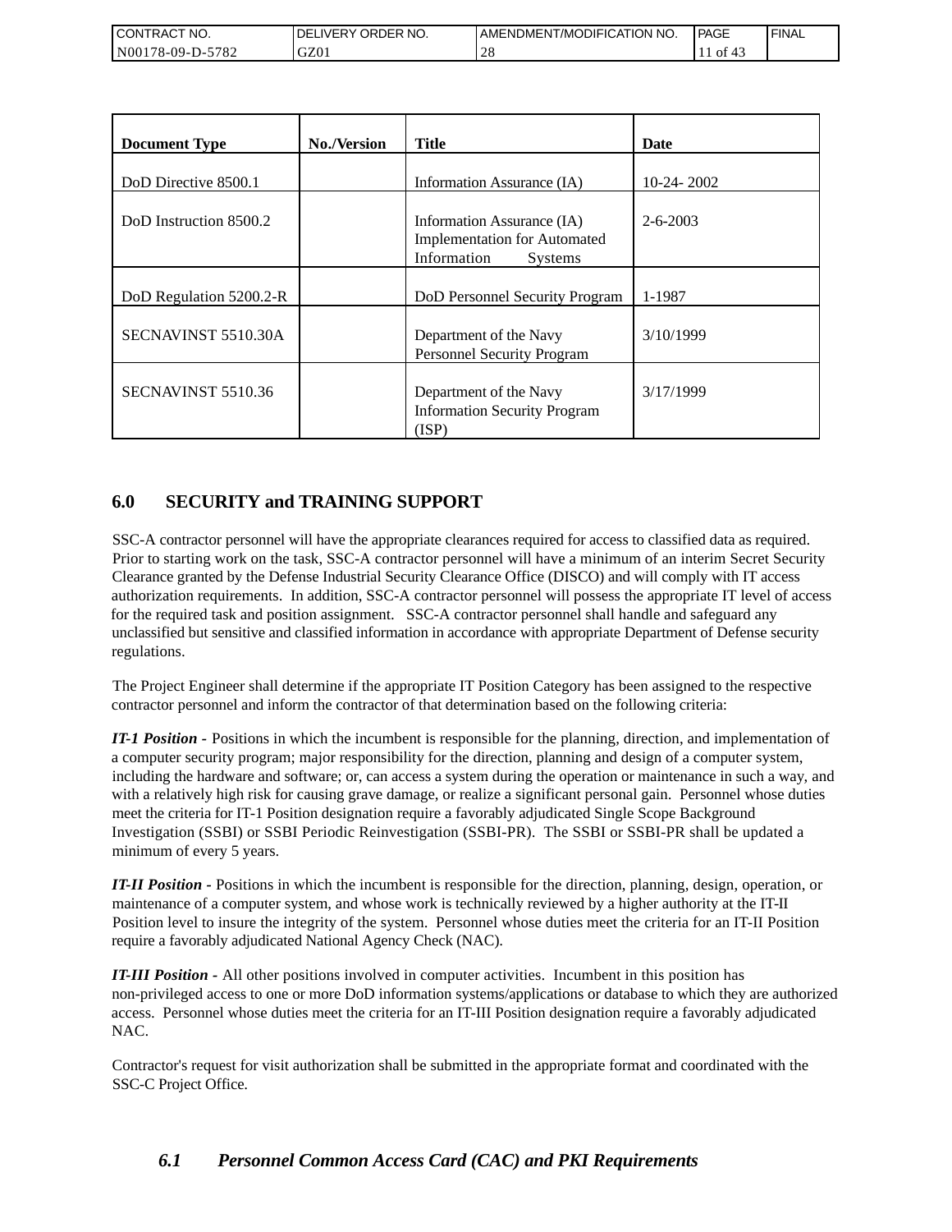| Document Type | No./Version | Title | Date |
|---|---|---|---|
| DoD Directive 8500.1 | | Information Assurance (IA) | 10-24- 2002 |
| DoD Instruction 8500.2 | | Information Assurance (IA) Implementation for Automated Information Systems | 2-6-2003 |
| DoD Regulation 5200.2-R | | DoD Personnel Security Program | 1-1987 |
| SECNAVINST 5510.30A | | Department of the Navy Personnel Security Program | 3/10/1999 |
| SECNAVINST 5510.36 | | Department of the Navy Information Security Program (ISP) | 3/17/1999 |

## 6.0 SECURITY and TRAINING SUPPORT

SSC-A contractor personnel will have the appropriate clearances required for access to classified data as required. Prior to starting work on the task, SSC-A contractor personnel will have a minimum of an interim Secret Security Clearance granted by the Defense Industrial Security Clearance Office (DISCO) and will comply with IT access authorization requirements. In addition, SSC-A contractor personnel will possess the appropriate IT level of access for the required task and position assignment. SSC-A contractor personnel shall handle and safeguard any unclassified but sensitive and classified information in accordance with appropriate Department of Defense security regulations.

The Project Engineer shall determine if the appropriate IT Position Category has been assigned to the respective contractor personnel and inform the contractor of that determination based on the following criteria:

***IT-1 Position -*** Positions in which the incumbent is responsible for the planning, direction, and implementation of a computer security program; major responsibility for the direction, planning and design of a computer system, including the hardware and software; or, can access a system during the operation or maintenance in such a way, and with a relatively high risk for causing grave damage, or realize a significant personal gain. Personnel whose duties meet the criteria for IT-1 Position designation require a favorably adjudicated Single Scope Background Investigation (SSBI) or SSBI Periodic Reinvestigation (SSBI-PR). The SSBI or SSBI-PR shall be updated a minimum of every 5 years.

***IT-II Position -*** Positions in which the incumbent is responsible for the direction, planning, design, operation, or maintenance of a computer system, and whose work is technically reviewed by a higher authority at the IT-II Position level to insure the integrity of the system. Personnel whose duties meet the criteria for an IT-II Position require a favorably adjudicated National Agency Check (NAC).

***IT-III Position -*** All other positions involved in computer activities. Incumbent in this position has non-privileged access to one or more DoD information systems/applications or database to which they are authorized access. Personnel whose duties meet the criteria for an IT-III Position designation require a favorably adjudicated NAC.

Contractor's request for visit authorization shall be submitted in the appropriate format and coordinated with the SSC-C Project Office.

### *6.1 Personnel Common Access Card (CAC) and PKI Requirements*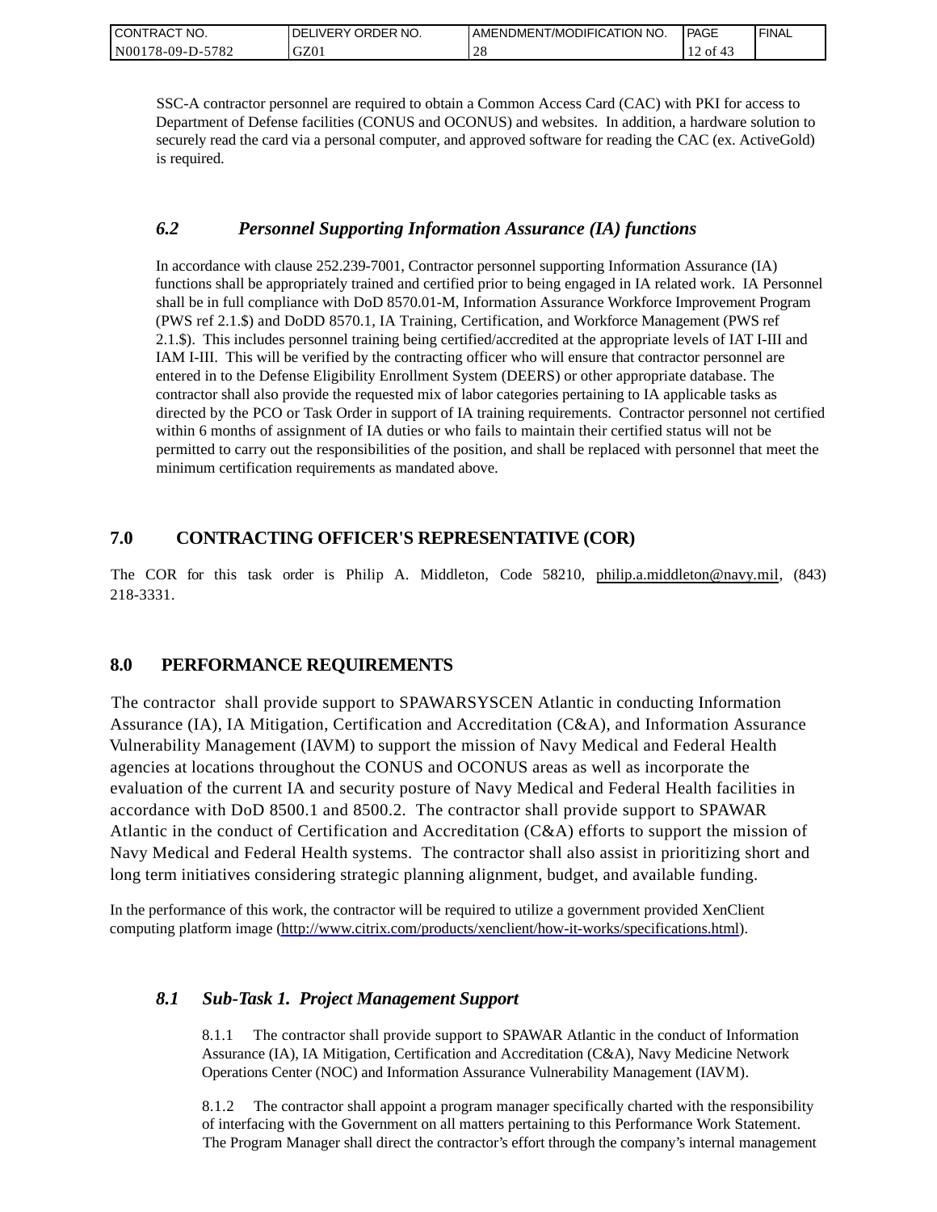SSC-A contractor personnel are required to obtain a Common Access Card (CAC) with PKI for access to Department of Defense facilities (CONUS and OCONUS) and websites. In addition, a hardware solution to securely read the card via a personal computer, and approved software for reading the CAC (ex. ActiveGold) is required.

### *6.2 Personnel Supporting Information Assurance (IA) functions*

In accordance with clause 252.239-7001, Contractor personnel supporting Information Assurance (IA) functions shall be appropriately trained and certified prior to being engaged in IA related work. IA Personnel shall be in full compliance with DoD 8570.01-M, Information Assurance Workforce Improvement Program (PWS ref 2.1.$) and DoDD 8570.1, IA Training, Certification, and Workforce Management (PWS ref 2.1.$). This includes personnel training being certified/accredited at the appropriate levels of IAT I-III and IAM I-III. This will be verified by the contracting officer who will ensure that contractor personnel are entered in to the Defense Eligibility Enrollment System (DEERS) or other appropriate database. The contractor shall also provide the requested mix of labor categories pertaining to IA applicable tasks as directed by the PCO or Task Order in support of IA training requirements. Contractor personnel not certified within 6 months of assignment of IA duties or who fails to maintain their certified status will not be permitted to carry out the responsibilities of the position, and shall be replaced with personnel that meet the minimum certification requirements as mandated above.

## 7.0 CONTRACTING OFFICER'S REPRESENTATIVE (COR)

The COR for this task order is Philip A. Middleton, Code 58210, philip.a.middleton@navy.mil, (843) 218-3331.

## 8.0 PERFORMANCE REQUIREMENTS

The contractor shall provide support to SPAWARSYSCEN Atlantic in conducting Information Assurance (IA), IA Mitigation, Certification and Accreditation (C&A), and Information Assurance Vulnerability Management (IAVM) to support the mission of Navy Medical and Federal Health agencies at locations throughout the CONUS and OCONUS areas as well as incorporate the evaluation of the current IA and security posture of Navy Medical and Federal Health facilities in accordance with DoD 8500.1 and 8500.2. The contractor shall provide support to SPAWAR Atlantic in the conduct of Certification and Accreditation (C&A) efforts to support the mission of Navy Medical and Federal Health systems. The contractor shall also assist in prioritizing short and long term initiatives considering strategic planning alignment, budget, and available funding.

In the performance of this work, the contractor will be required to utilize a government provided XenClient computing platform image (http://www.citrix.com/products/xenclient/how-it-works/specifications.html).

### *8.1 Sub-Task 1. Project Management Support*

8.1.1 The contractor shall provide support to SPAWAR Atlantic in the conduct of Information Assurance (IA), IA Mitigation, Certification and Accreditation (C&A), Navy Medicine Network Operations Center (NOC) and Information Assurance Vulnerability Management (IAVM).

8.1.2 The contractor shall appoint a program manager specifically charted with the responsibility of interfacing with the Government on all matters pertaining to this Performance Work Statement. The Program Manager shall direct the contractor's effort through the company's internal management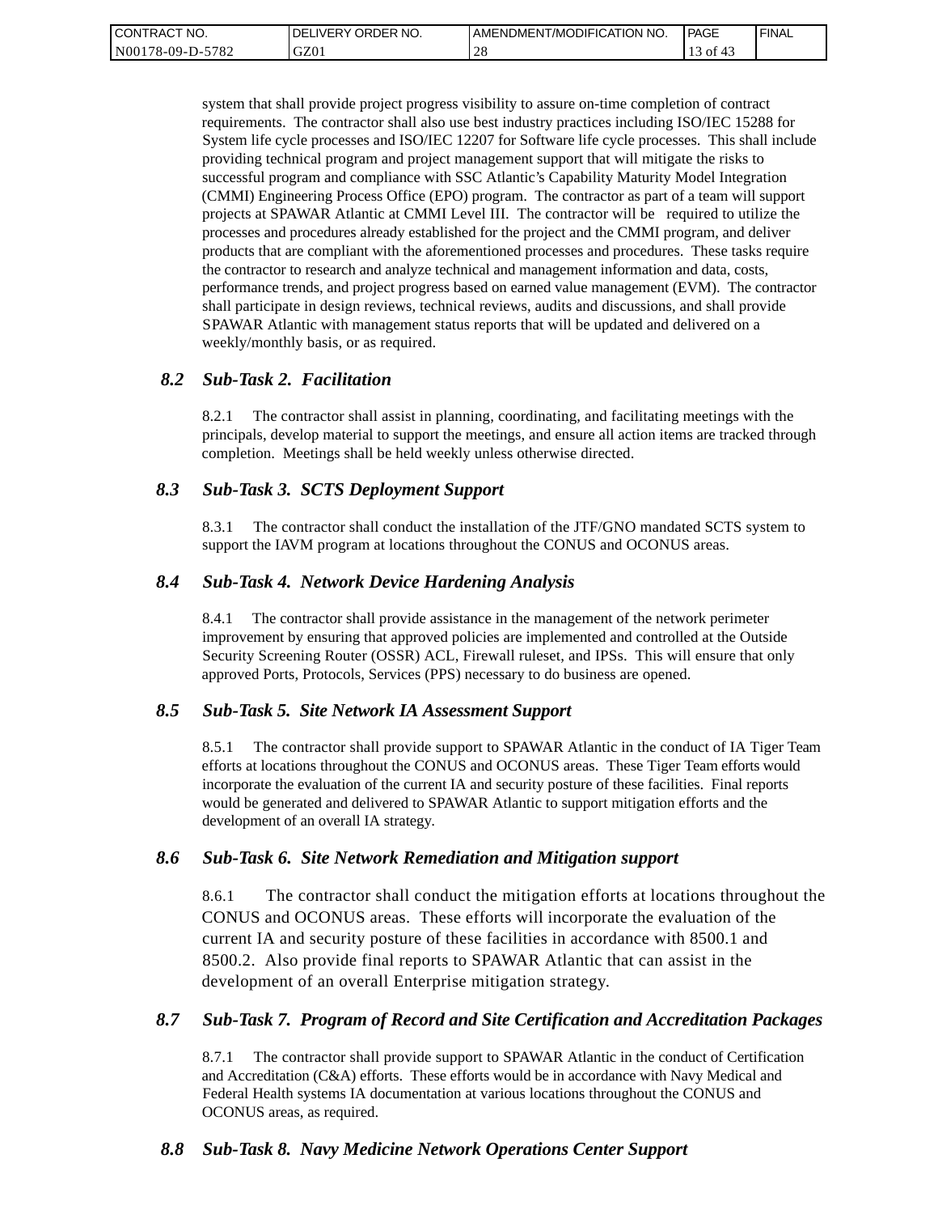system that shall provide project progress visibility to assure on-time completion of contract requirements. The contractor shall also use best industry practices including ISO/IEC 15288 for System life cycle processes and ISO/IEC 12207 for Software life cycle processes. This shall include providing technical program and project management support that will mitigate the risks to successful program and compliance with SSC Atlantic's Capability Maturity Model Integration (CMMI) Engineering Process Office (EPO) program. The contractor as part of a team will support projects at SPAWAR Atlantic at CMMI Level III. The contractor will be required to utilize the processes and procedures already established for the project and the CMMI program, and deliver products that are compliant with the aforementioned processes and procedures. These tasks require the contractor to research and analyze technical and management information and data, costs, performance trends, and project progress based on earned value management (EVM). The contractor shall participate in design reviews, technical reviews, audits and discussions, and shall provide SPAWAR Atlantic with management status reports that will be updated and delivered on a weekly/monthly basis, or as required.

## *8.2 Sub-Task 2. Facilitation*

8.2.1 The contractor shall assist in planning, coordinating, and facilitating meetings with the principals, develop material to support the meetings, and ensure all action items are tracked through completion. Meetings shall be held weekly unless otherwise directed.

## *8.3 Sub-Task 3. SCTS Deployment Support*

8.3.1 The contractor shall conduct the installation of the JTF/GNO mandated SCTS system to support the IAVM program at locations throughout the CONUS and OCONUS areas.

## *8.4 Sub-Task 4. Network Device Hardening Analysis*

8.4.1 The contractor shall provide assistance in the management of the network perimeter improvement by ensuring that approved policies are implemented and controlled at the Outside Security Screening Router (OSSR) ACL, Firewall ruleset, and IPSs. This will ensure that only approved Ports, Protocols, Services (PPS) necessary to do business are opened.

## *8.5 Sub-Task 5. Site Network IA Assessment Support*

8.5.1 The contractor shall provide support to SPAWAR Atlantic in the conduct of IA Tiger Team efforts at locations throughout the CONUS and OCONUS areas. These Tiger Team efforts would incorporate the evaluation of the current IA and security posture of these facilities. Final reports would be generated and delivered to SPAWAR Atlantic to support mitigation efforts and the development of an overall IA strategy.

## *8.6 Sub-Task 6. Site Network Remediation and Mitigation support*

8.6.1 The contractor shall conduct the mitigation efforts at locations throughout the CONUS and OCONUS areas. These efforts will incorporate the evaluation of the current IA and security posture of these facilities in accordance with 8500.1 and 8500.2. Also provide final reports to SPAWAR Atlantic that can assist in the development of an overall Enterprise mitigation strategy.

## *8.7 Sub-Task 7. Program of Record and Site Certification and Accreditation Packages*

8.7.1 The contractor shall provide support to SPAWAR Atlantic in the conduct of Certification and Accreditation (C&A) efforts. These efforts would be in accordance with Navy Medical and Federal Health systems IA documentation at various locations throughout the CONUS and OCONUS areas, as required.

## *8.8 Sub-Task 8. Navy Medicine Network Operations Center Support*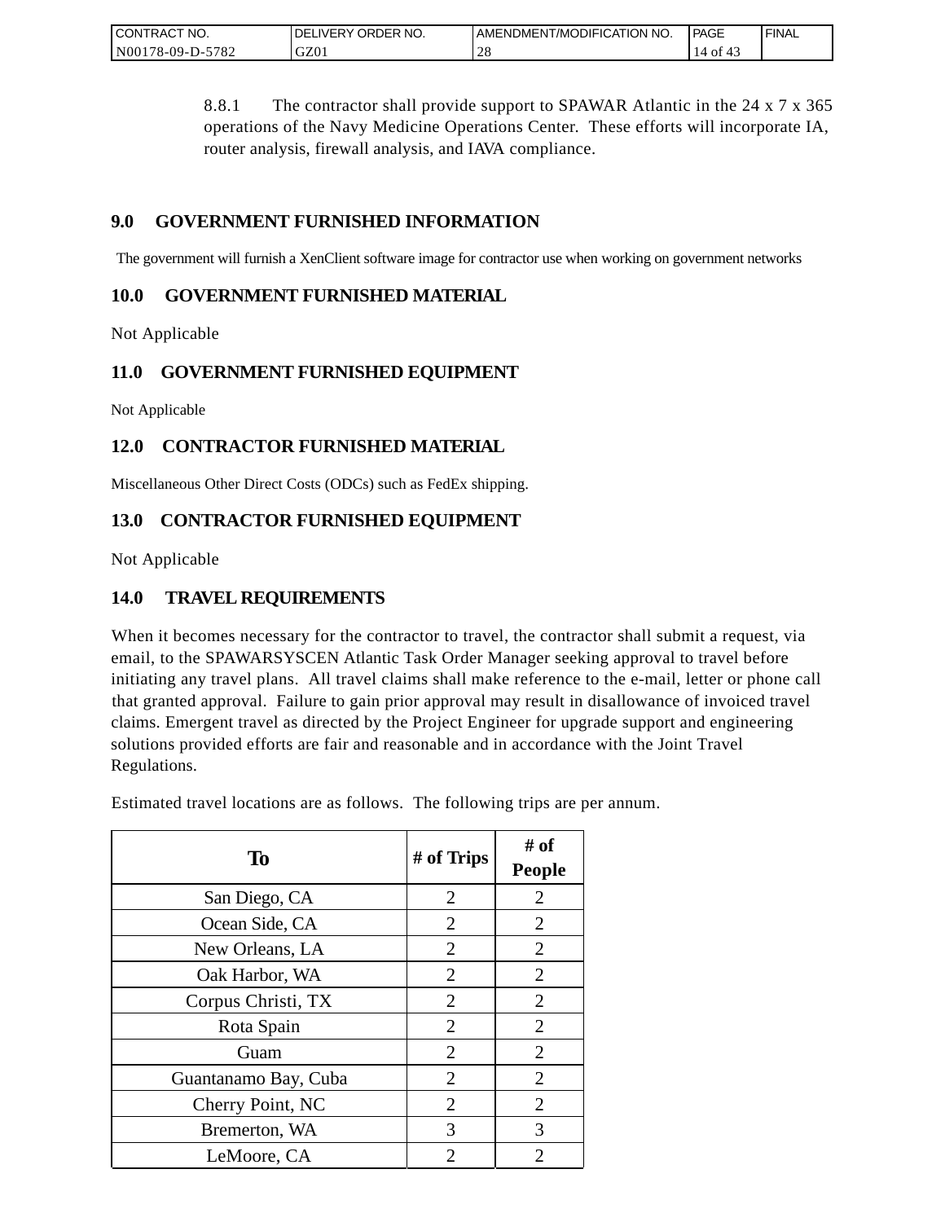8.8.1 The contractor shall provide support to SPAWAR Atlantic in the 24 x 7 x 365 operations of the Navy Medicine Operations Center. These efforts will incorporate IA, router analysis, firewall analysis, and IAVA compliance.

## 9.0 GOVERNMENT FURNISHED INFORMATION

The government will furnish a XenClient software image for contractor use when working on government networks

## 10.0 GOVERNMENT FURNISHED MATERIAL

Not Applicable

## 11.0 GOVERNMENT FURNISHED EQUIPMENT

Not Applicable

## 12.0 CONTRACTOR FURNISHED MATERIAL

Miscellaneous Other Direct Costs (ODCs) such as FedEx shipping.

## 13.0 CONTRACTOR FURNISHED EQUIPMENT

Not Applicable

## 14.0 TRAVEL REQUIREMENTS

When it becomes necessary for the contractor to travel, the contractor shall submit a request, via email, to the SPAWARSYSCEN Atlantic Task Order Manager seeking approval to travel before initiating any travel plans. All travel claims shall make reference to the e-mail, letter or phone call that granted approval. Failure to gain prior approval may result in disallowance of invoiced travel claims. Emergent travel as directed by the Project Engineer for upgrade support and engineering solutions provided efforts are fair and reasonable and in accordance with the Joint Travel Regulations.

Estimated travel locations are as follows. The following trips are per annum.

| To | # of Trips | # of People |
|---|---|---|
| San Diego, CA | 2 | 2 |
| Ocean Side, CA | 2 | 2 |
| New Orleans, LA | 2 | 2 |
| Oak Harbor, WA | 2 | 2 |
| Corpus Christi, TX | 2 | 2 |
| Rota Spain | 2 | 2 |
| Guam | 2 | 2 |
| Guantanamo Bay, Cuba | 2 | 2 |
| Cherry Point, NC | 2 | 2 |
| Bremerton, WA | 3 | 3 |
| LeMoore, CA | 2 | 2 |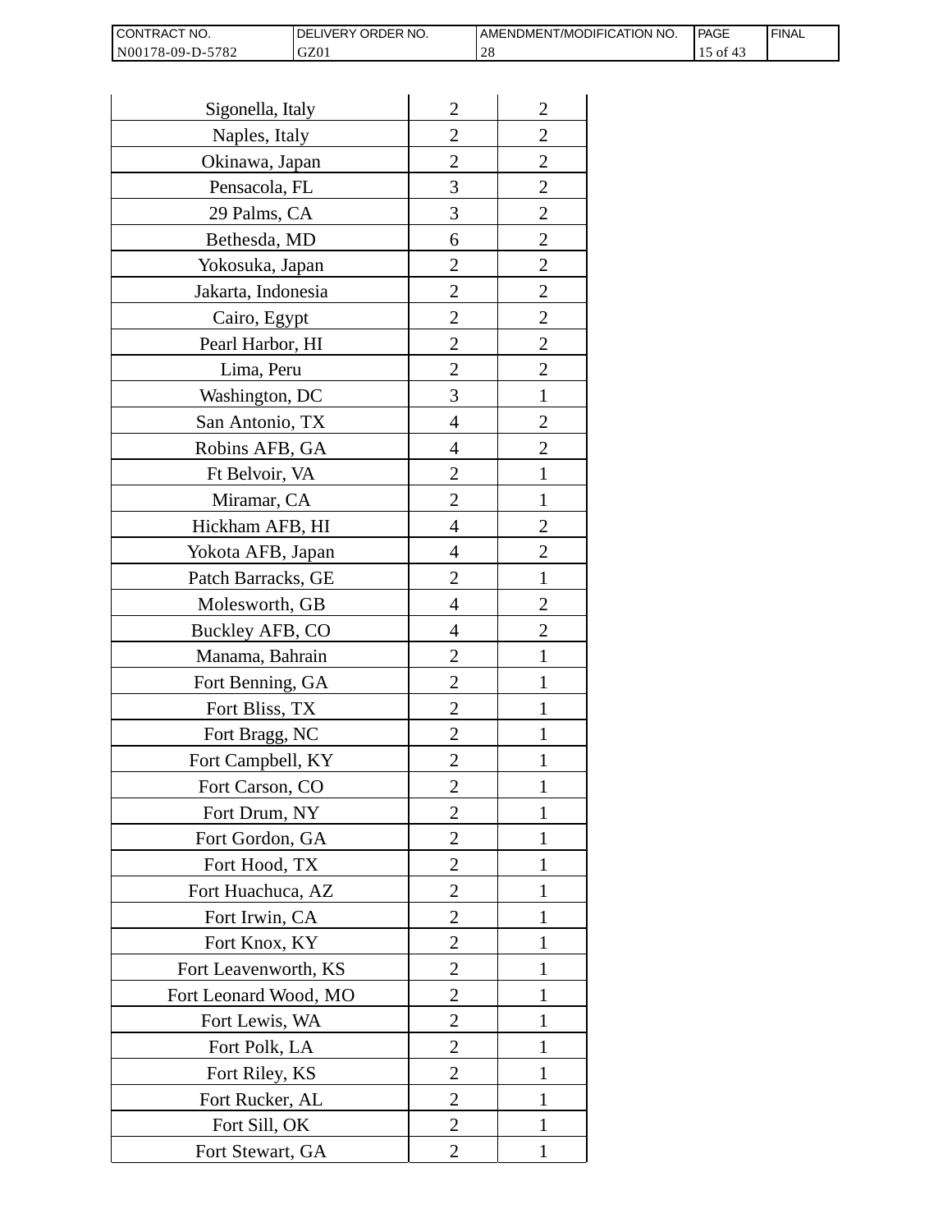| Sigonella, Italy | 2 | 2 |
|---|---|---|
| Naples, Italy | 2 | 2 |
| Okinawa, Japan | 2 | 2 |
| Pensacola, FL | 3 | 2 |
| 29 Palms, CA | 3 | 2 |
| Bethesda, MD | 6 | 2 |
| Yokosuka, Japan | 2 | 2 |
| Jakarta, Indonesia | 2 | 2 |
| Cairo, Egypt | 2 | 2 |
| Pearl Harbor, HI | 2 | 2 |
| Lima, Peru | 2 | 2 |
| Washington, DC | 3 | 1 |
| San Antonio, TX | 4 | 2 |
| Robins AFB, GA | 4 | 2 |
| Ft Belvoir, VA | 2 | 1 |
| Miramar, CA | 2 | 1 |
| Hickham AFB, HI | 4 | 2 |
| Yokota AFB, Japan | 4 | 2 |
| Patch Barracks, GE | 2 | 1 |
| Molesworth, GB | 4 | 2 |
| Buckley AFB, CO | 4 | 2 |
| Manama, Bahrain | 2 | 1 |
| Fort Benning, GA | 2 | 1 |
| Fort Bliss, TX | 2 | 1 |
| Fort Bragg, NC | 2 | 1 |
| Fort Campbell, KY | 2 | 1 |
| Fort Carson, CO | 2 | 1 |
| Fort Drum, NY | 2 | 1 |
| Fort Gordon, GA | 2 | 1 |
| Fort Hood, TX | 2 | 1 |
| Fort Huachuca, AZ | 2 | 1 |
| Fort Irwin, CA | 2 | 1 |
| Fort Knox, KY | 2 | 1 |
| Fort Leavenworth, KS | 2 | 1 |
| Fort Leonard Wood, MO | 2 | 1 |
| Fort Lewis, WA | 2 | 1 |
| Fort Polk, LA | 2 | 1 |
| Fort Riley, KS | 2 | 1 |
| Fort Rucker, AL | 2 | 1 |
| Fort Sill, OK | 2 | 1 |
| Fort Stewart, GA | 2 | 1 |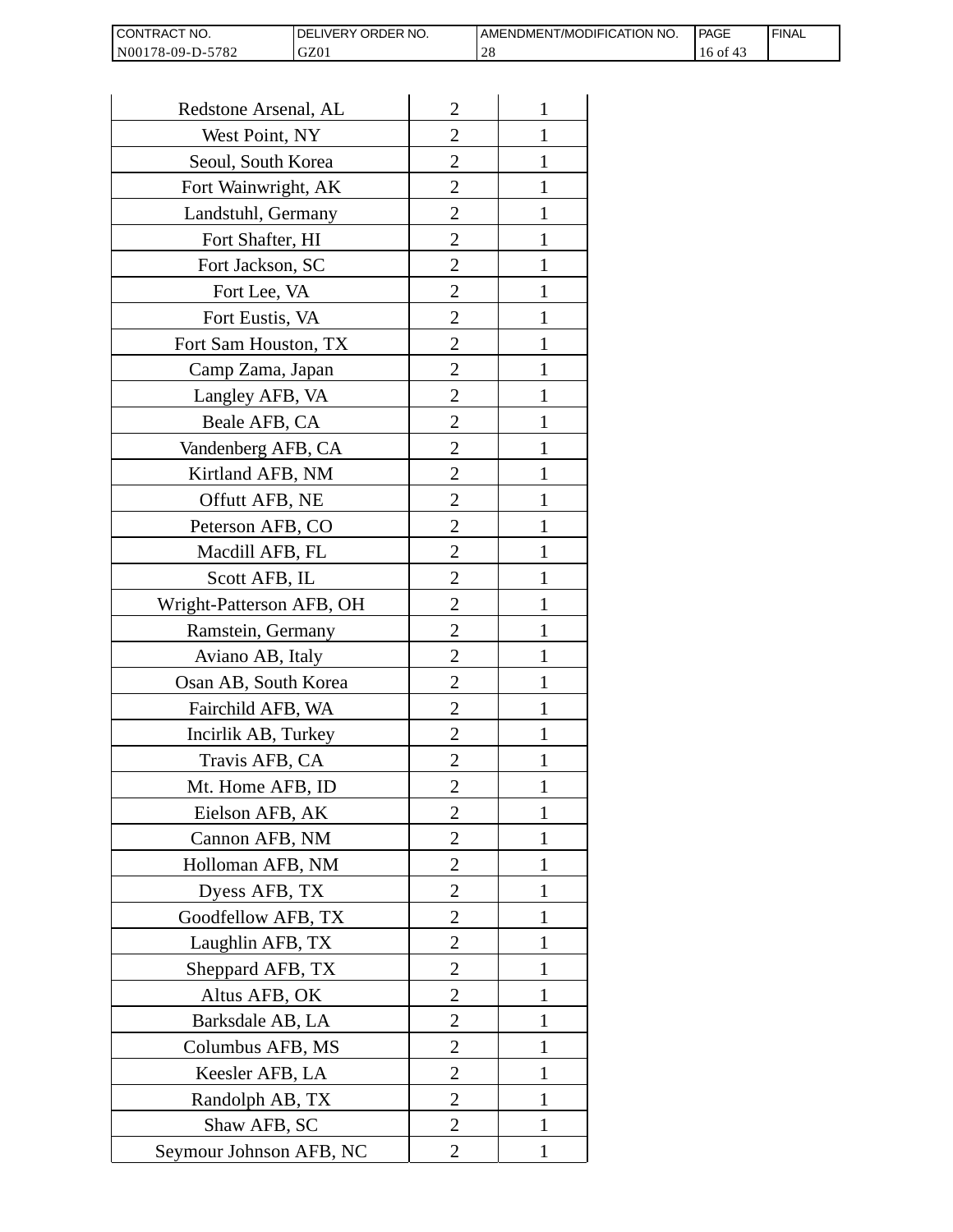| Redstone Arsenal, AL | 2 | 1 |
|---|---|---|
| West Point, NY | 2 | 1 |
| Seoul, South Korea | 2 | 1 |
| Fort Wainwright, AK | 2 | 1 |
| Landstuhl, Germany | 2 | 1 |
| Fort Shafter, HI | 2 | 1 |
| Fort Jackson, SC | 2 | 1 |
| Fort Lee, VA | 2 | 1 |
| Fort Eustis, VA | 2 | 1 |
| Fort Sam Houston, TX | 2 | 1 |
| Camp Zama, Japan | 2 | 1 |
| Langley AFB, VA | 2 | 1 |
| Beale AFB, CA | 2 | 1 |
| Vandenberg AFB, CA | 2 | 1 |
| Kirtland AFB, NM | 2 | 1 |
| Offutt AFB, NE | 2 | 1 |
| Peterson AFB, CO | 2 | 1 |
| Macdill AFB, FL | 2 | 1 |
| Scott AFB, IL | 2 | 1 |
| Wright-Patterson AFB, OH | 2 | 1 |
| Ramstein, Germany | 2 | 1 |
| Aviano AB, Italy | 2 | 1 |
| Osan AB, South Korea | 2 | 1 |
| Fairchild AFB, WA | 2 | 1 |
| Incirlik AB, Turkey | 2 | 1 |
| Travis AFB, CA | 2 | 1 |
| Mt. Home AFB, ID | 2 | 1 |
| Eielson AFB, AK | 2 | 1 |
| Cannon AFB, NM | 2 | 1 |
| Holloman AFB, NM | 2 | 1 |
| Dyess AFB, TX | 2 | 1 |
| Goodfellow AFB, TX | 2 | 1 |
| Laughlin AFB, TX | 2 | 1 |
| Sheppard AFB, TX | 2 | 1 |
| Altus AFB, OK | 2 | 1 |
| Barksdale AB, LA | 2 | 1 |
| Columbus AFB, MS | 2 | 1 |
| Keesler AFB, LA | 2 | 1 |
| Randolph AB, TX | 2 | 1 |
| Shaw AFB, SC | 2 | 1 |
| Seymour Johnson AFB, NC | 2 | 1 |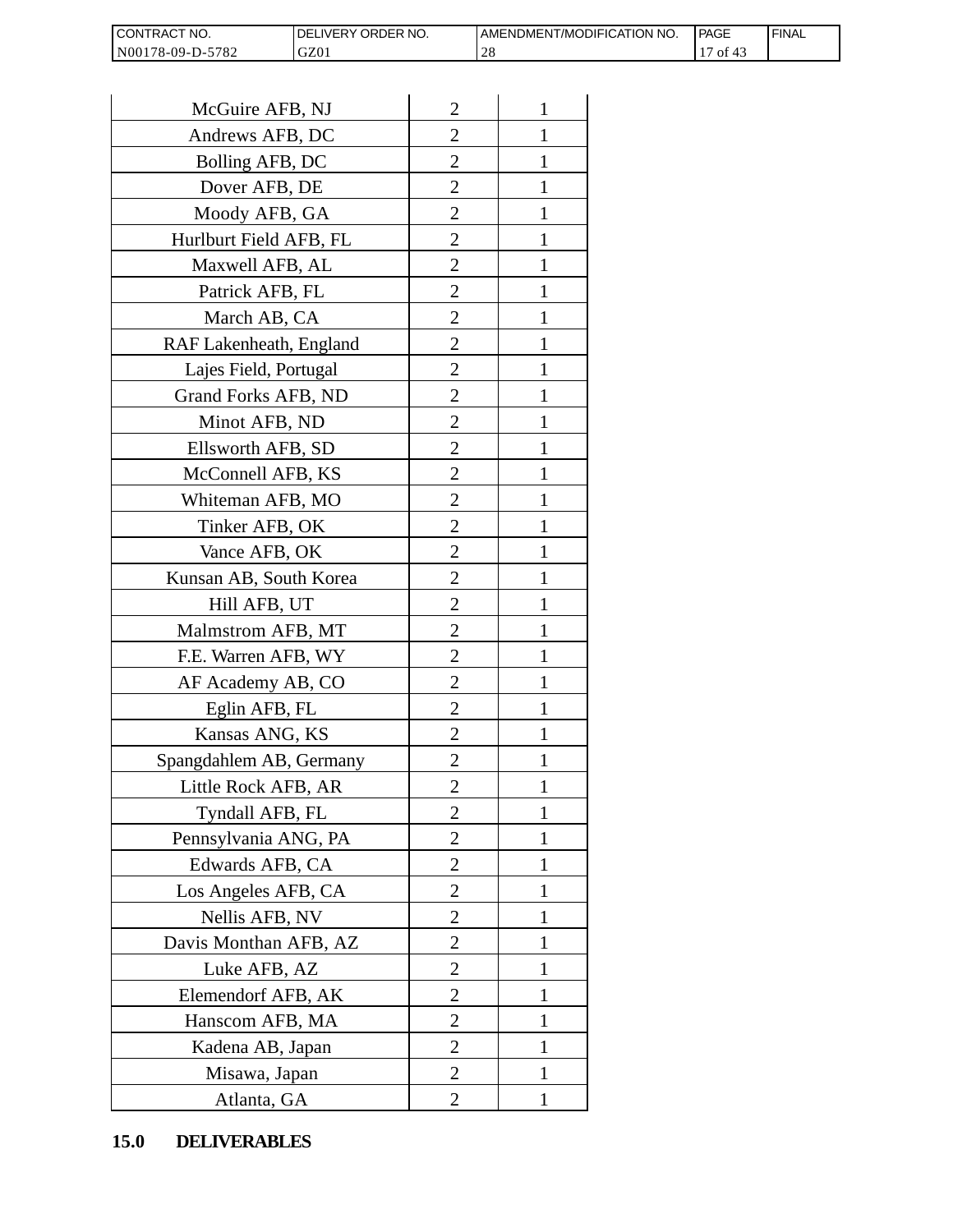| | | |
|---|---|---|
| McGuire AFB, NJ | 2 | 1 |
| Andrews AFB, DC | 2 | 1 |
| Bolling AFB, DC | 2 | 1 |
| Dover AFB, DE | 2 | 1 |
| Moody AFB, GA | 2 | 1 |
| Hurlburt Field AFB, FL | 2 | 1 |
| Maxwell AFB, AL | 2 | 1 |
| Patrick AFB, FL | 2 | 1 |
| March AB, CA | 2 | 1 |
| RAF Lakenheath, England | 2 | 1 |
| Lajes Field, Portugal | 2 | 1 |
| Grand Forks AFB, ND | 2 | 1 |
| Minot AFB, ND | 2 | 1 |
| Ellsworth AFB, SD | 2 | 1 |
| McConnell AFB, KS | 2 | 1 |
| Whiteman AFB, MO | 2 | 1 |
| Tinker AFB, OK | 2 | 1 |
| Vance AFB, OK | 2 | 1 |
| Kunsan AB, South Korea | 2 | 1 |
| Hill AFB, UT | 2 | 1 |
| Malmstrom AFB, MT | 2 | 1 |
| F.E. Warren AFB, WY | 2 | 1 |
| AF Academy AB, CO | 2 | 1 |
| Eglin AFB, FL | 2 | 1 |
| Kansas ANG, KS | 2 | 1 |
| Spangdahlem AB, Germany | 2 | 1 |
| Little Rock AFB, AR | 2 | 1 |
| Tyndall AFB, FL | 2 | 1 |
| Pennsylvania ANG, PA | 2 | 1 |
| Edwards AFB, CA | 2 | 1 |
| Los Angeles AFB, CA | 2 | 1 |
| Nellis AFB, NV | 2 | 1 |
| Davis Monthan AFB, AZ | 2 | 1 |
| Luke AFB, AZ | 2 | 1 |
| Elemendorf AFB, AK | 2 | 1 |
| Hanscom AFB, MA | 2 | 1 |
| Kadena AB, Japan | 2 | 1 |
| Misawa, Japan | 2 | 1 |
| Atlanta, GA | 2 | 1 |

## 15.0 DELIVERABLES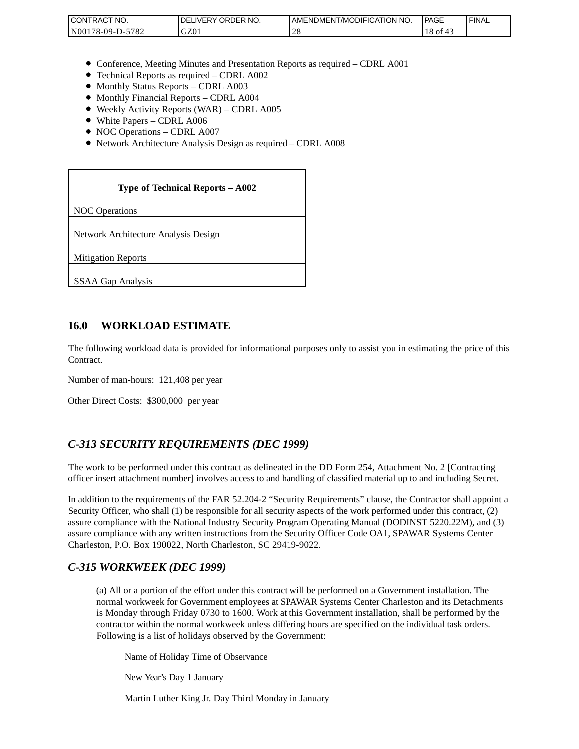- Conference, Meeting Minutes and Presentation Reports as required – CDRL A001
- Technical Reports as required – CDRL A002
- Monthly Status Reports – CDRL A003
- Monthly Financial Reports – CDRL A004
- Weekly Activity Reports (WAR) – CDRL A005
- White Papers – CDRL A006
- NOC Operations – CDRL A007
- Network Architecture Analysis Design as required – CDRL A008

| **Type of Technical Reports – A002** |
|---|
| NOC Operations |
| Network Architecture Analysis Design |
| Mitigation Reports |
| SSAA Gap Analysis |

## 16.0 WORKLOAD ESTIMATE

The following workload data is provided for informational purposes only to assist you in estimating the price of this Contract.

Number of man-hours: 121,408 per year

Other Direct Costs: $300,000 per year

## *C-313 SECURITY REQUIREMENTS (DEC 1999)*

The work to be performed under this contract as delineated in the DD Form 254, Attachment No. 2 [Contracting officer insert attachment number] involves access to and handling of classified material up to and including Secret.

In addition to the requirements of the FAR 52.204-2 "Security Requirements" clause, the Contractor shall appoint a Security Officer, who shall (1) be responsible for all security aspects of the work performed under this contract, (2) assure compliance with the National Industry Security Program Operating Manual (DODINST 5220.22M), and (3) assure compliance with any written instructions from the Security Officer Code OA1, SPAWAR Systems Center Charleston, P.O. Box 190022, North Charleston, SC 29419-9022.

## *C-315 WORKWEEK (DEC 1999)*

(a) All or a portion of the effort under this contract will be performed on a Government installation. The normal workweek for Government employees at SPAWAR Systems Center Charleston and its Detachments is Monday through Friday 0730 to 1600. Work at this Government installation, shall be performed by the contractor within the normal workweek unless differing hours are specified on the individual task orders. Following is a list of holidays observed by the Government:

Name of Holiday Time of Observance

New Year's Day 1 January

Martin Luther King Jr. Day Third Monday in January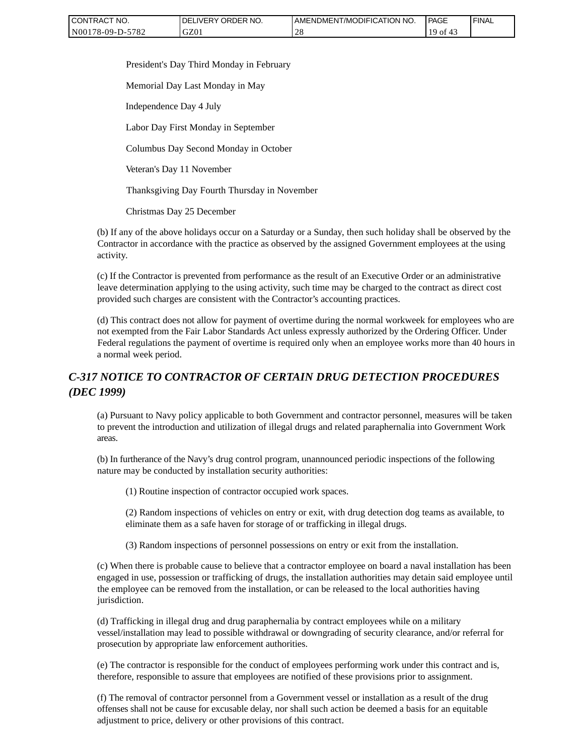President's Day Third Monday in February

Memorial Day Last Monday in May

Independence Day 4 July

Labor Day First Monday in September

Columbus Day Second Monday in October

Veteran's Day 11 November

Thanksgiving Day Fourth Thursday in November

Christmas Day 25 December

(b) If any of the above holidays occur on a Saturday or a Sunday, then such holiday shall be observed by the Contractor in accordance with the practice as observed by the assigned Government employees at the using activity.

(c) If the Contractor is prevented from performance as the result of an Executive Order or an administrative leave determination applying to the using activity, such time may be charged to the contract as direct cost provided such charges are consistent with the Contractor's accounting practices.

(d) This contract does not allow for payment of overtime during the normal workweek for employees who are not exempted from the Fair Labor Standards Act unless expressly authorized by the Ordering Officer. Under Federal regulations the payment of overtime is required only when an employee works more than 40 hours in a normal week period.

## *C-317 NOTICE TO CONTRACTOR OF CERTAIN DRUG DETECTION PROCEDURES (DEC 1999)*

(a) Pursuant to Navy policy applicable to both Government and contractor personnel, measures will be taken to prevent the introduction and utilization of illegal drugs and related paraphernalia into Government Work areas.

(b) In furtherance of the Navy's drug control program, unannounced periodic inspections of the following nature may be conducted by installation security authorities:

(1) Routine inspection of contractor occupied work spaces.

(2) Random inspections of vehicles on entry or exit, with drug detection dog teams as available, to eliminate them as a safe haven for storage of or trafficking in illegal drugs.

(3) Random inspections of personnel possessions on entry or exit from the installation.

(c) When there is probable cause to believe that a contractor employee on board a naval installation has been engaged in use, possession or trafficking of drugs, the installation authorities may detain said employee until the employee can be removed from the installation, or can be released to the local authorities having jurisdiction.

(d) Trafficking in illegal drug and drug paraphernalia by contract employees while on a military vessel/installation may lead to possible withdrawal or downgrading of security clearance, and/or referral for prosecution by appropriate law enforcement authorities.

(e) The contractor is responsible for the conduct of employees performing work under this contract and is, therefore, responsible to assure that employees are notified of these provisions prior to assignment.

(f) The removal of contractor personnel from a Government vessel or installation as a result of the drug offenses shall not be cause for excusable delay, nor shall such action be deemed a basis for an equitable adjustment to price, delivery or other provisions of this contract.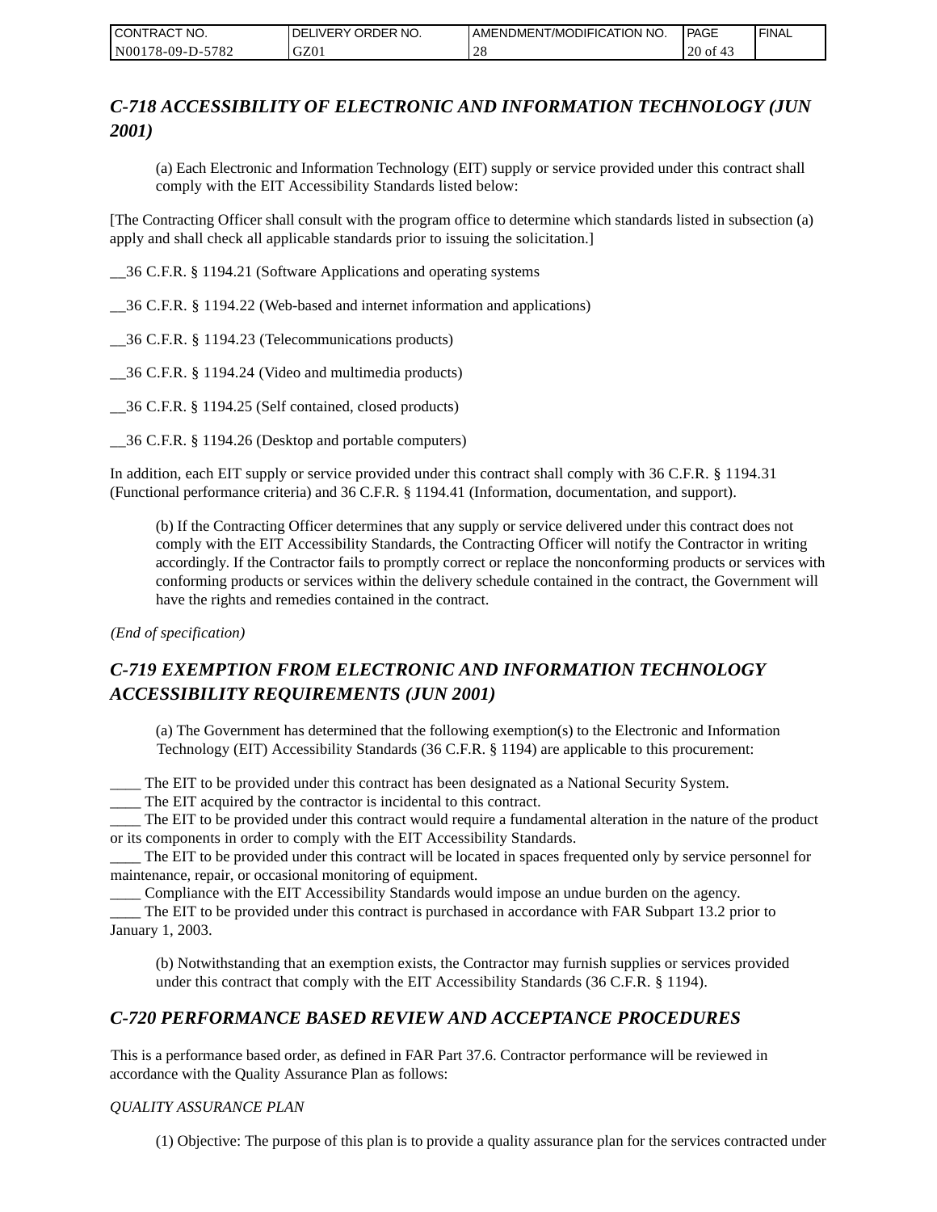## *C-718 ACCESSIBILITY OF ELECTRONIC AND INFORMATION TECHNOLOGY (JUN 2001)*

(a) Each Electronic and Information Technology (EIT) supply or service provided under this contract shall comply with the EIT Accessibility Standards listed below:

[The Contracting Officer shall consult with the program office to determine which standards listed in subsection (a) apply and shall check all applicable standards prior to issuing the solicitation.]

__36 C.F.R. § 1194.21 (Software Applications and operating systems

__36 C.F.R. § 1194.22 (Web-based and internet information and applications)

__36 C.F.R. § 1194.23 (Telecommunications products)

__36 C.F.R. § 1194.24 (Video and multimedia products)

__36 C.F.R. § 1194.25 (Self contained, closed products)

__36 C.F.R. § 1194.26 (Desktop and portable computers)

In addition, each EIT supply or service provided under this contract shall comply with 36 C.F.R. § 1194.31 (Functional performance criteria) and 36 C.F.R. § 1194.41 (Information, documentation, and support).

(b) If the Contracting Officer determines that any supply or service delivered under this contract does not comply with the EIT Accessibility Standards, the Contracting Officer will notify the Contractor in writing accordingly. If the Contractor fails to promptly correct or replace the nonconforming products or services with conforming products or services within the delivery schedule contained in the contract, the Government will have the rights and remedies contained in the contract.

*(End of specification)*

## *C-719 EXEMPTION FROM ELECTRONIC AND INFORMATION TECHNOLOGY ACCESSIBILITY REQUIREMENTS (JUN 2001)*

(a) The Government has determined that the following exemption(s) to the Electronic and Information Technology (EIT) Accessibility Standards (36 C.F.R. § 1194) are applicable to this procurement:

____ The EIT to be provided under this contract has been designated as a National Security System.
____ The EIT acquired by the contractor is incidental to this contract.
____ The EIT to be provided under this contract would require a fundamental alteration in the nature of the product or its components in order to comply with the EIT Accessibility Standards.
____ The EIT to be provided under this contract will be located in spaces frequented only by service personnel for maintenance, repair, or occasional monitoring of equipment.
____ Compliance with the EIT Accessibility Standards would impose an undue burden on the agency.
____ The EIT to be provided under this contract is purchased in accordance with FAR Subpart 13.2 prior to January 1, 2003.

(b) Notwithstanding that an exemption exists, the Contractor may furnish supplies or services provided under this contract that comply with the EIT Accessibility Standards (36 C.F.R. § 1194).

## *C-720 PERFORMANCE BASED REVIEW AND ACCEPTANCE PROCEDURES*

This is a performance based order, as defined in FAR Part 37.6. Contractor performance will be reviewed in accordance with the Quality Assurance Plan as follows:

*QUALITY ASSURANCE PLAN*

(1) Objective: The purpose of this plan is to provide a quality assurance plan for the services contracted under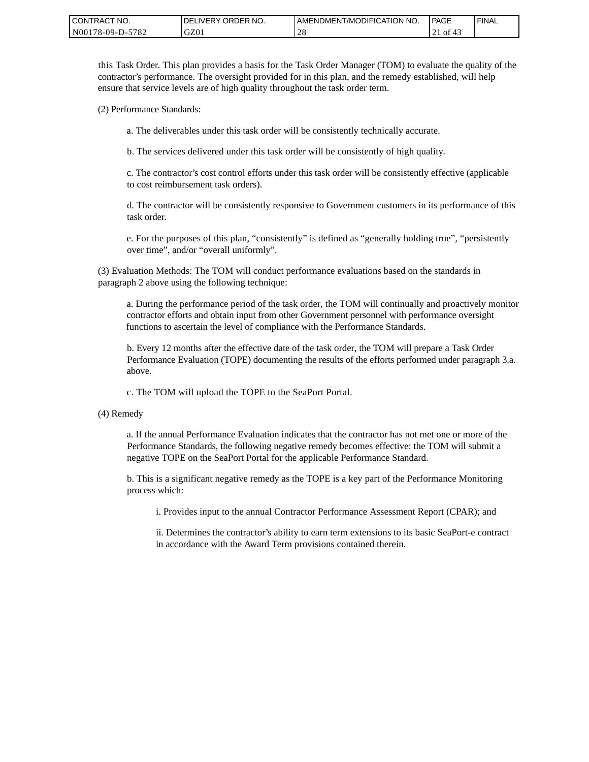this Task Order. This plan provides a basis for the Task Order Manager (TOM) to evaluate the quality of the contractor's performance. The oversight provided for in this plan, and the remedy established, will help ensure that service levels are of high quality throughout the task order term.

(2) Performance Standards:

a. The deliverables under this task order will be consistently technically accurate.

b. The services delivered under this task order will be consistently of high quality.

c. The contractor's cost control efforts under this task order will be consistently effective (applicable to cost reimbursement task orders).

d. The contractor will be consistently responsive to Government customers in its performance of this task order.

e. For the purposes of this plan, "consistently" is defined as "generally holding true", "persistently over time", and/or "overall uniformly".

(3) Evaluation Methods: The TOM will conduct performance evaluations based on the standards in paragraph 2 above using the following technique:

a. During the performance period of the task order, the TOM will continually and proactively monitor contractor efforts and obtain input from other Government personnel with performance oversight functions to ascertain the level of compliance with the Performance Standards.

b. Every 12 months after the effective date of the task order, the TOM will prepare a Task Order Performance Evaluation (TOPE) documenting the results of the efforts performed under paragraph 3.a. above.

c. The TOM will upload the TOPE to the SeaPort Portal.

(4) Remedy

a. If the annual Performance Evaluation indicates that the contractor has not met one or more of the Performance Standards, the following negative remedy becomes effective: the TOM will submit a negative TOPE on the SeaPort Portal for the applicable Performance Standard.

b. This is a significant negative remedy as the TOPE is a key part of the Performance Monitoring process which:

i. Provides input to the annual Contractor Performance Assessment Report (CPAR); and

ii. Determines the contractor's ability to earn term extensions to its basic SeaPort-e contract in accordance with the Award Term provisions contained therein.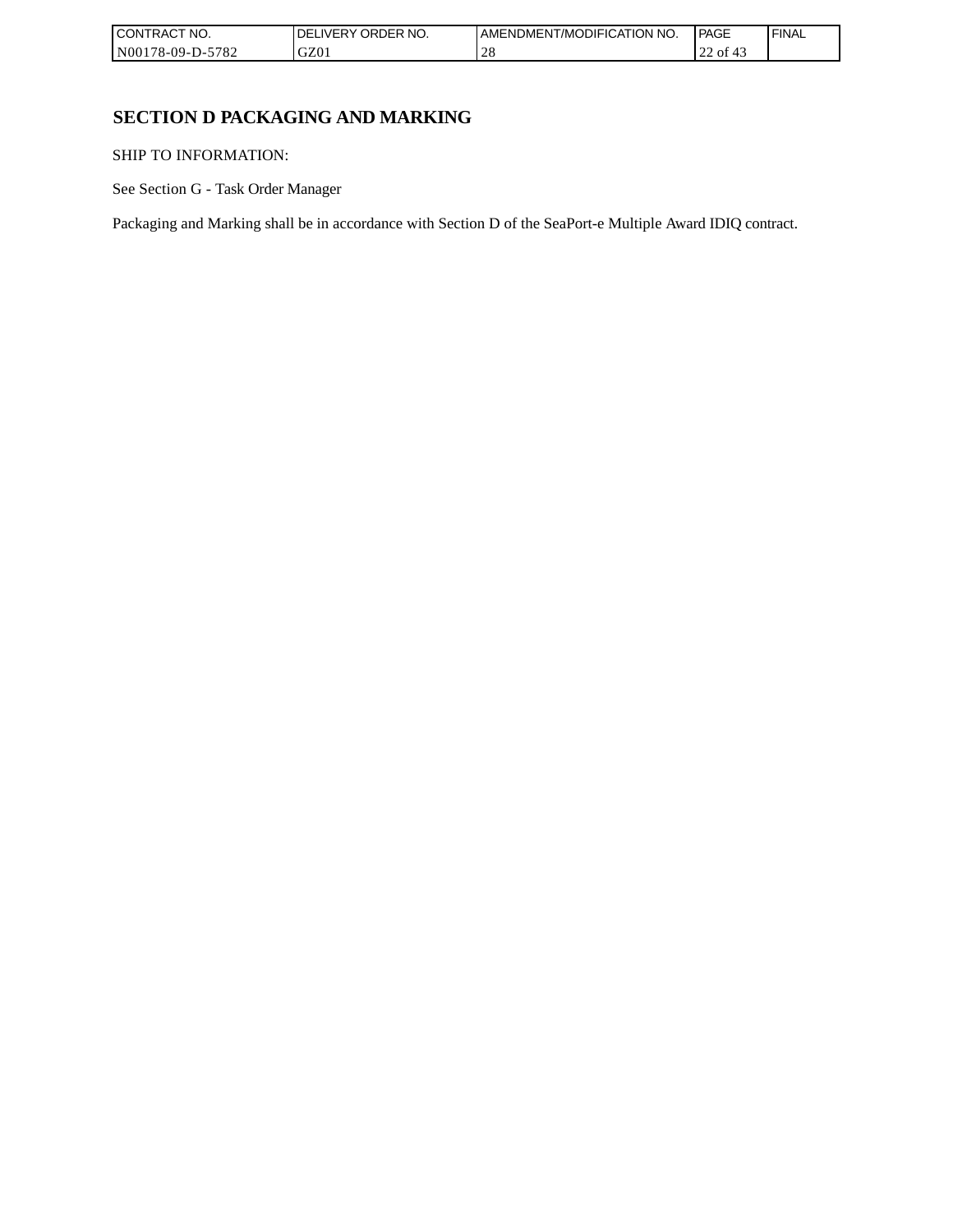# SECTION D PACKAGING AND MARKING

SHIP TO INFORMATION:

See Section G - Task Order Manager

Packaging and Marking shall be in accordance with Section D of the SeaPort-e Multiple Award IDIQ contract.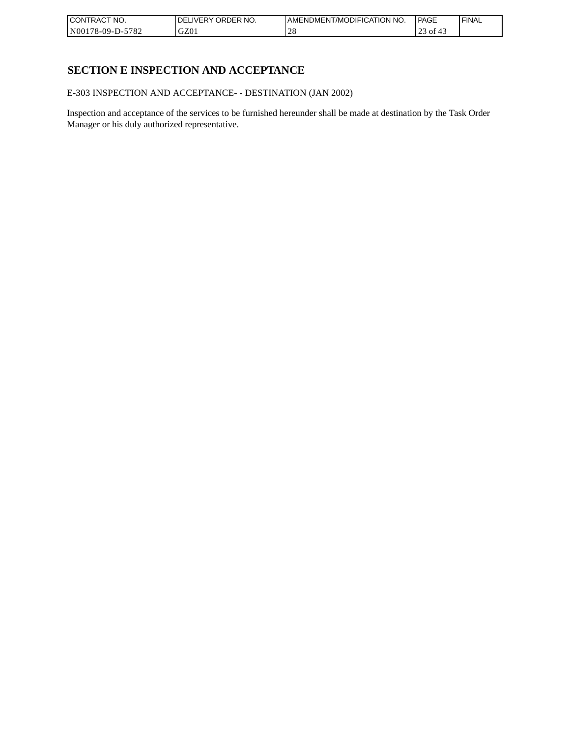## SECTION E INSPECTION AND ACCEPTANCE

E-303 INSPECTION AND ACCEPTANCE- - DESTINATION (JAN 2002)

Inspection and acceptance of the services to be furnished hereunder shall be made at destination by the Task Order Manager or his duly authorized representative.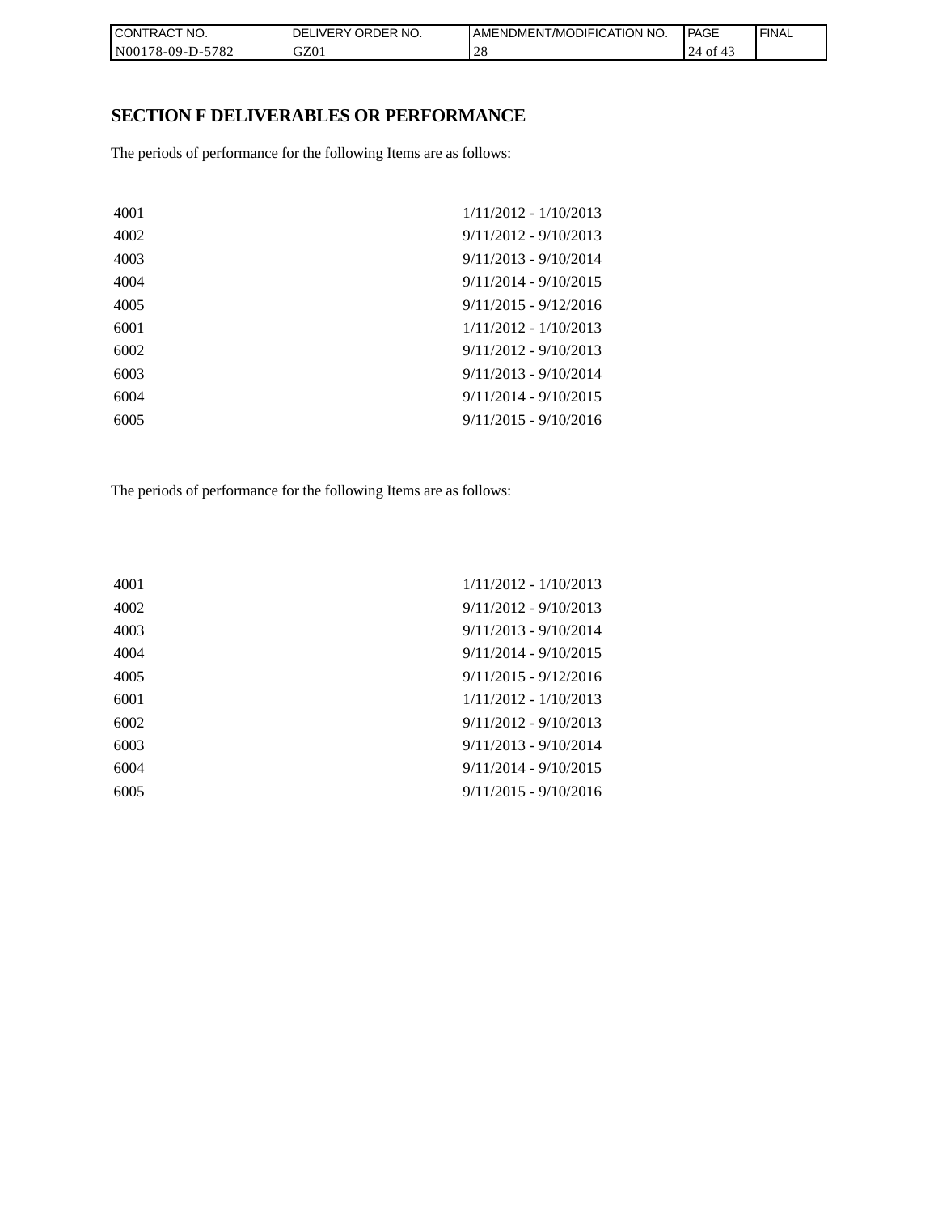## SECTION F DELIVERABLES OR PERFORMANCE

The periods of performance for the following Items are as follows:

| | |
|---|---|
| 4001 | 1/11/2012 - 1/10/2013 |
| 4002 | 9/11/2012 - 9/10/2013 |
| 4003 | 9/11/2013 - 9/10/2014 |
| 4004 | 9/11/2014 - 9/10/2015 |
| 4005 | 9/11/2015 - 9/12/2016 |
| 6001 | 1/11/2012 - 1/10/2013 |
| 6002 | 9/11/2012 - 9/10/2013 |
| 6003 | 9/11/2013 - 9/10/2014 |
| 6004 | 9/11/2014 - 9/10/2015 |
| 6005 | 9/11/2015 - 9/10/2016 |

The periods of performance for the following Items are as follows:

| | |
|---|---|
| 4001 | 1/11/2012 - 1/10/2013 |
| 4002 | 9/11/2012 - 9/10/2013 |
| 4003 | 9/11/2013 - 9/10/2014 |
| 4004 | 9/11/2014 - 9/10/2015 |
| 4005 | 9/11/2015 - 9/12/2016 |
| 6001 | 1/11/2012 - 1/10/2013 |
| 6002 | 9/11/2012 - 9/10/2013 |
| 6003 | 9/11/2013 - 9/10/2014 |
| 6004 | 9/11/2014 - 9/10/2015 |
| 6005 | 9/11/2015 - 9/10/2016 |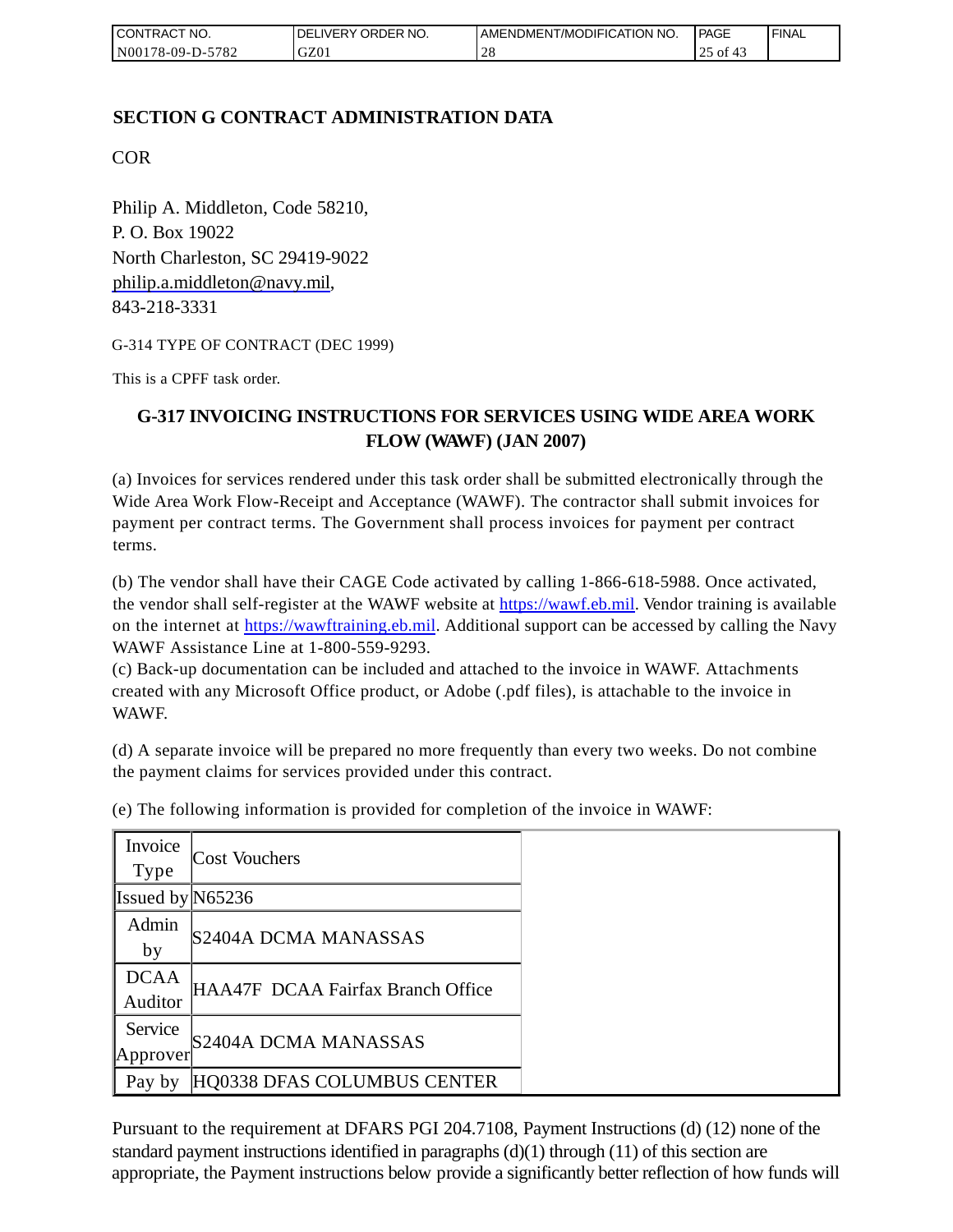## SECTION G CONTRACT ADMINISTRATION DATA

COR

Philip A. Middleton, Code 58210,
P. O. Box 19022
North Charleston, SC 29419-9022
philip.a.middleton@navy.mil,
843-218-3331

G-314 TYPE OF CONTRACT (DEC 1999)

This is a CPFF task order.

### G-317 INVOICING INSTRUCTIONS FOR SERVICES USING WIDE AREA WORK FLOW (WAWF) (JAN 2007)

(a) Invoices for services rendered under this task order shall be submitted electronically through the Wide Area Work Flow-Receipt and Acceptance (WAWF). The contractor shall submit invoices for payment per contract terms. The Government shall process invoices for payment per contract terms.

(b) The vendor shall have their CAGE Code activated by calling 1-866-618-5988. Once activated, the vendor shall self-register at the WAWF website at https://wawf.eb.mil. Vendor training is available on the internet at https://wawftraining.eb.mil. Additional support can be accessed by calling the Navy WAWF Assistance Line at 1-800-559-9293.

(c) Back-up documentation can be included and attached to the invoice in WAWF. Attachments created with any Microsoft Office product, or Adobe (.pdf files), is attachable to the invoice in WAWF.

(d) A separate invoice will be prepared no more frequently than every two weeks. Do not combine the payment claims for services provided under this contract.

(e) The following information is provided for completion of the invoice in WAWF:

| Invoice Type | Cost Vouchers |
|---|---|
| Issued by | N65236 |
| Admin by | S2404A DCMA MANASSAS |
| DCAA Auditor | HAA47F DCAA Fairfax Branch Office |
| Service Approver | S2404A DCMA MANASSAS |
| Pay by | HQ0338 DFAS COLUMBUS CENTER |

Pursuant to the requirement at DFARS PGI 204.7108, Payment Instructions (d) (12) none of the standard payment instructions identified in paragraphs (d)(1) through (11) of this section are appropriate, the Payment instructions below provide a significantly better reflection of how funds will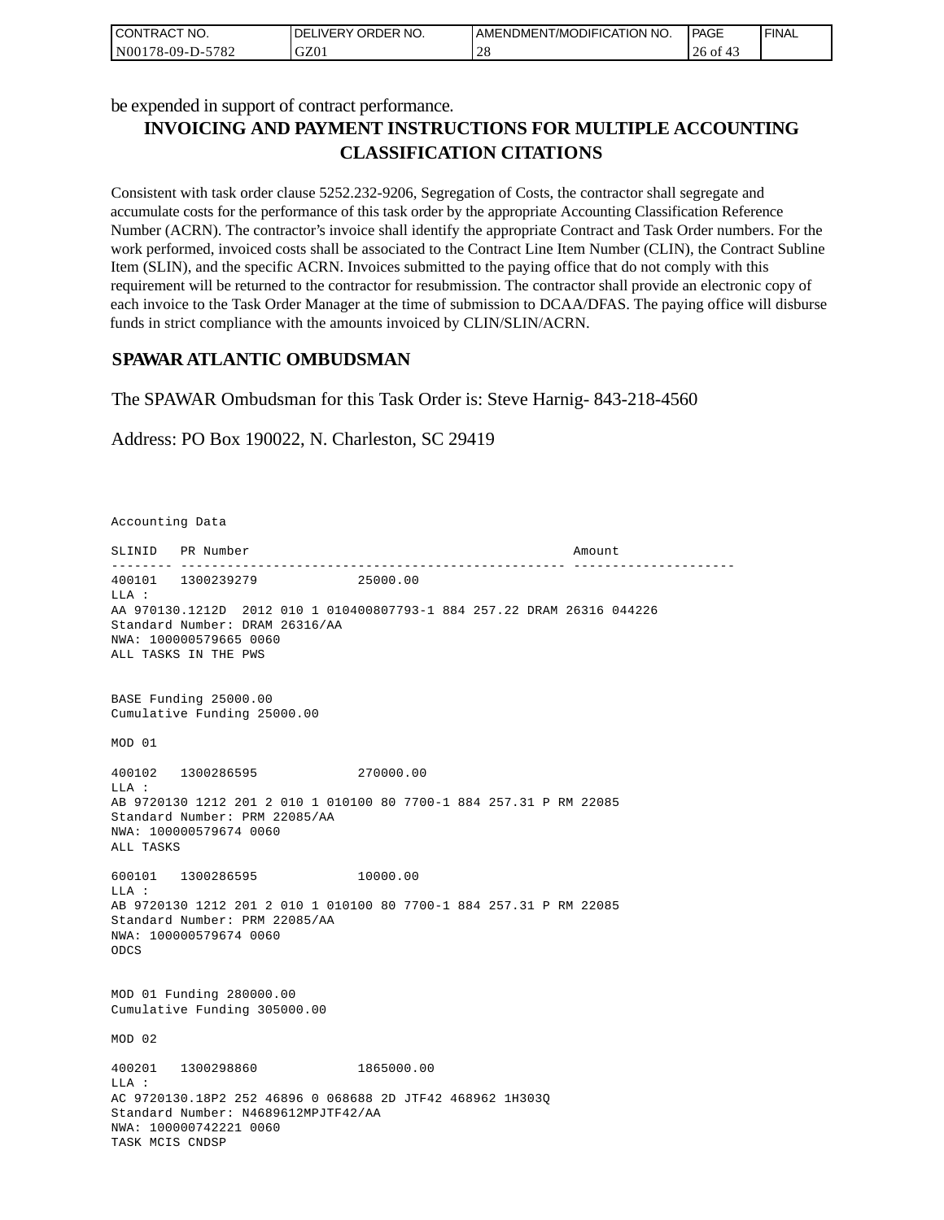be expended in support of contract performance.

## INVOICING AND PAYMENT INSTRUCTIONS FOR MULTIPLE ACCOUNTING CLASSIFICATION CITATIONS

Consistent with task order clause 5252.232-9206, Segregation of Costs, the contractor shall segregate and accumulate costs for the performance of this task order by the appropriate Accounting Classification Reference Number (ACRN). The contractor's invoice shall identify the appropriate Contract and Task Order numbers. For the work performed, invoiced costs shall be associated to the Contract Line Item Number (CLIN), the Contract Subline Item (SLIN), and the specific ACRN. Invoices submitted to the paying office that do not comply with this requirement will be returned to the contractor for resubmission. The contractor shall provide an electronic copy of each invoice to the Task Order Manager at the time of submission to DCAA/DFAS. The paying office will disburse funds in strict compliance with the amounts invoiced by CLIN/SLIN/ACRN.

## SPAWAR ATLANTIC OMBUDSMAN

The SPAWAR Ombudsman for this Task Order is: Steve Harnig- 843-218-4560

Address: PO Box 190022, N. Charleston, SC 29419

```
Accounting Data

SLINID   PR Number                                          Amount
-------- -------------------------------------------------- ---------------------
400101   1300239279              25000.00
LLA :
AA 970130.1212D  2012 010 1 010400807793-1 884 257.22 DRAM 26316 044226
Standard Number: DRAM 26316/AA
NWA: 100000579665 0060
ALL TASKS IN THE PWS


BASE Funding 25000.00
Cumulative Funding 25000.00

MOD 01

400102   1300286595              270000.00
LLA :
AB 9720130 1212 201 2 010 1 010100 80 7700-1 884 257.31 P RM 22085
Standard Number: PRM 22085/AA
NWA: 100000579674 0060
ALL TASKS

600101   1300286595              10000.00
LLA :
AB 9720130 1212 201 2 010 1 010100 80 7700-1 884 257.31 P RM 22085
Standard Number: PRM 22085/AA
NWA: 100000579674 0060
ODCS


MOD 01 Funding 280000.00
Cumulative Funding 305000.00

MOD 02

400201   1300298860              1865000.00
LLA :
AC 9720130.18P2 252 46896 0 068688 2D JTF42 468962 1H303Q
Standard Number: N4689612MPJTF42/AA
NWA: 100000742221 0060
TASK MCIS CNDSP
```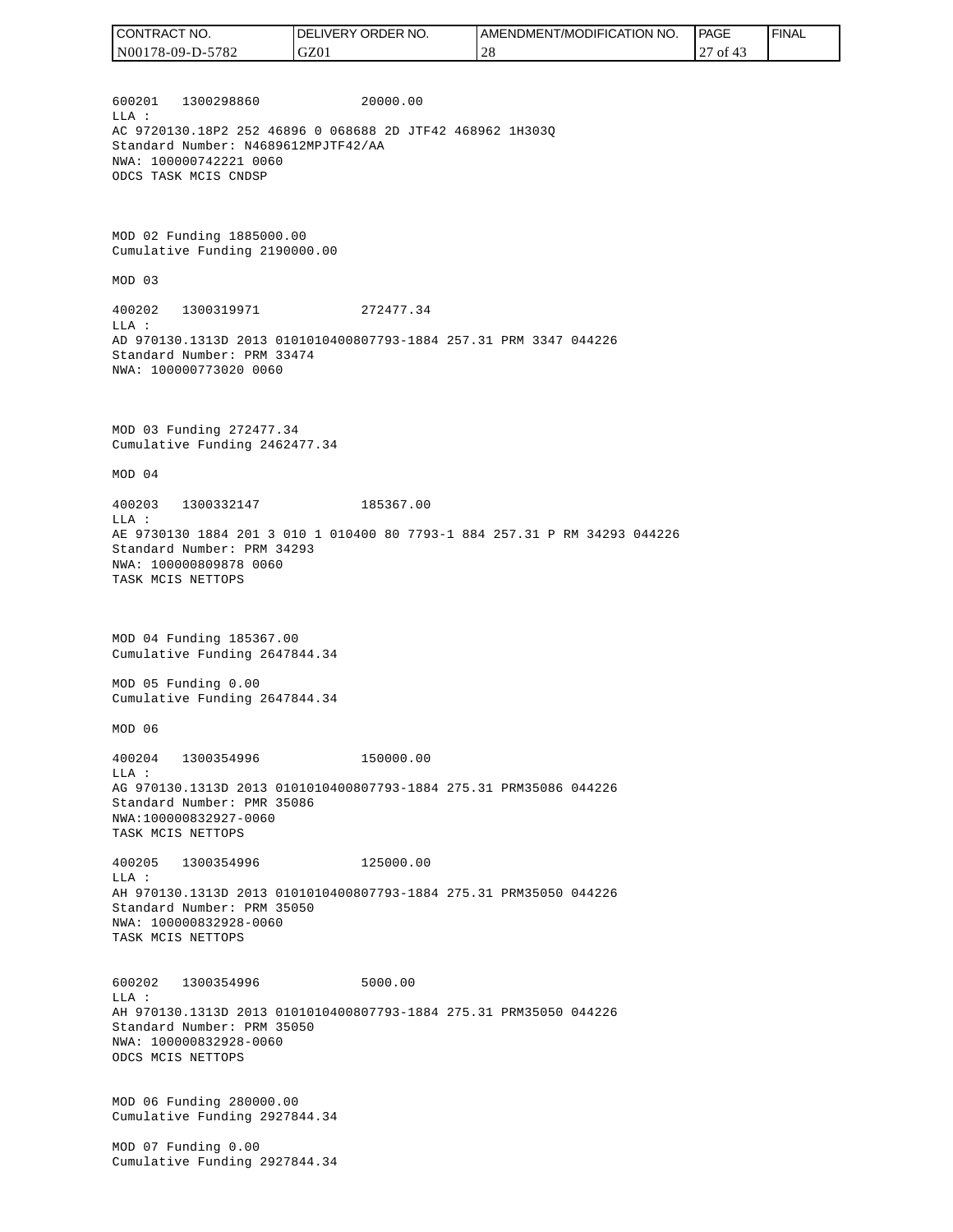600201 1300298860 20000.00
LLA :
AC 9720130.18P2 252 46896 0 068688 2D JTF42 468962 1H303Q
Standard Number: N4689612MPJTF42/AA
NWA: 100000742221 0060
ODCS TASK MCIS CNDSP

MOD 02 Funding 1885000.00
Cumulative Funding 2190000.00

MOD 03

400202 1300319971 272477.34
LLA :
AD 970130.1313D 2013 0101010400807793-1884 257.31 PRM 3347 044226
Standard Number: PRM 33474
NWA: 100000773020 0060

MOD 03 Funding 272477.34
Cumulative Funding 2462477.34

MOD 04

400203 1300332147 185367.00
LLA :
AE 9730130 1884 201 3 010 1 010400 80 7793-1 884 257.31 P RM 34293 044226
Standard Number: PRM 34293
NWA: 100000809878 0060
TASK MCIS NETTOPS

MOD 04 Funding 185367.00
Cumulative Funding 2647844.34

MOD 05 Funding 0.00
Cumulative Funding 2647844.34

MOD 06

400204 1300354996 150000.00
LLA :
AG 970130.1313D 2013 0101010400807793-1884 275.31 PRM35086 044226
Standard Number: PMR 35086
NWA:100000832927-0060
TASK MCIS NETTOPS

400205 1300354996 125000.00
LLA :
AH 970130.1313D 2013 0101010400807793-1884 275.31 PRM35050 044226
Standard Number: PRM 35050
NWA: 100000832928-0060
TASK MCIS NETTOPS

600202 1300354996 5000.00
LLA :
AH 970130.1313D 2013 0101010400807793-1884 275.31 PRM35050 044226
Standard Number: PRM 35050
NWA: 100000832928-0060
ODCS MCIS NETTOPS

MOD 06 Funding 280000.00
Cumulative Funding 2927844.34

MOD 07 Funding 0.00
Cumulative Funding 2927844.34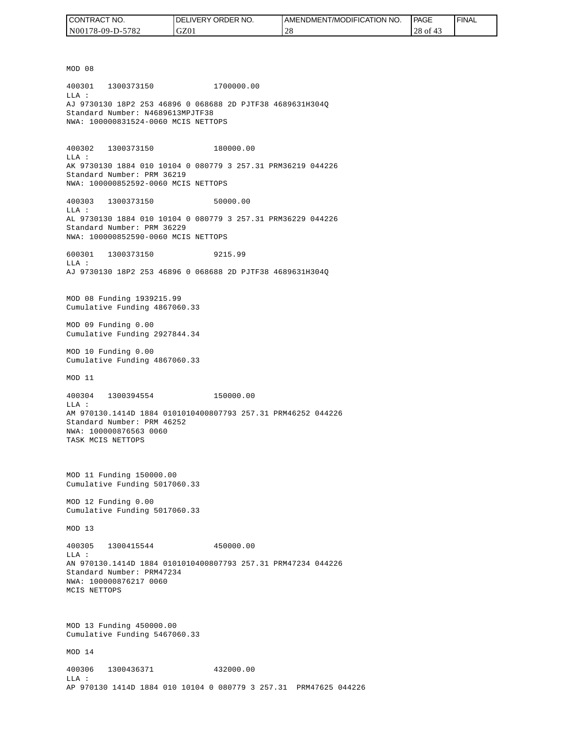MOD 08

400301 1300373150 1700000.00
LLA :
AJ 9730130 18P2 253 46896 0 068688 2D PJTF38 4689631H304Q
Standard Number: N4689613MPJTF38
NWA: 100000831524-0060 MCIS NETTOPS

400302 1300373150 180000.00
LLA :
AK 9730130 1884 010 10104 0 080779 3 257.31 PRM36219 044226
Standard Number: PRM 36219
NWA: 100000852592-0060 MCIS NETTOPS

400303 1300373150 50000.00
LLA :
AL 9730130 1884 010 10104 0 080779 3 257.31 PRM36229 044226
Standard Number: PRM 36229
NWA: 100000852590-0060 MCIS NETTOPS

600301 1300373150 9215.99
LLA :
AJ 9730130 18P2 253 46896 0 068688 2D PJTF38 4689631H304Q

MOD 08 Funding 1939215.99
Cumulative Funding 4867060.33

MOD 09 Funding 0.00
Cumulative Funding 2927844.34

MOD 10 Funding 0.00
Cumulative Funding 4867060.33

MOD 11

400304 1300394554 150000.00
LLA :
AM 970130.1414D 1884 0101010400807793 257.31 PRM46252 044226
Standard Number: PRM 46252
NWA: 100000876563 0060
TASK MCIS NETTOPS

MOD 11 Funding 150000.00
Cumulative Funding 5017060.33

MOD 12 Funding 0.00
Cumulative Funding 5017060.33

MOD 13

400305 1300415544 450000.00
LLA :
AN 970130.1414D 1884 0101010400807793 257.31 PRM47234 044226
Standard Number: PRM47234
NWA: 100000876217 0060
MCIS NETTOPS

MOD 13 Funding 450000.00
Cumulative Funding 5467060.33

MOD 14

400306 1300436371 432000.00
LLA :
AP 970130 1414D 1884 010 10104 0 080779 3 257.31 PRM47625 044226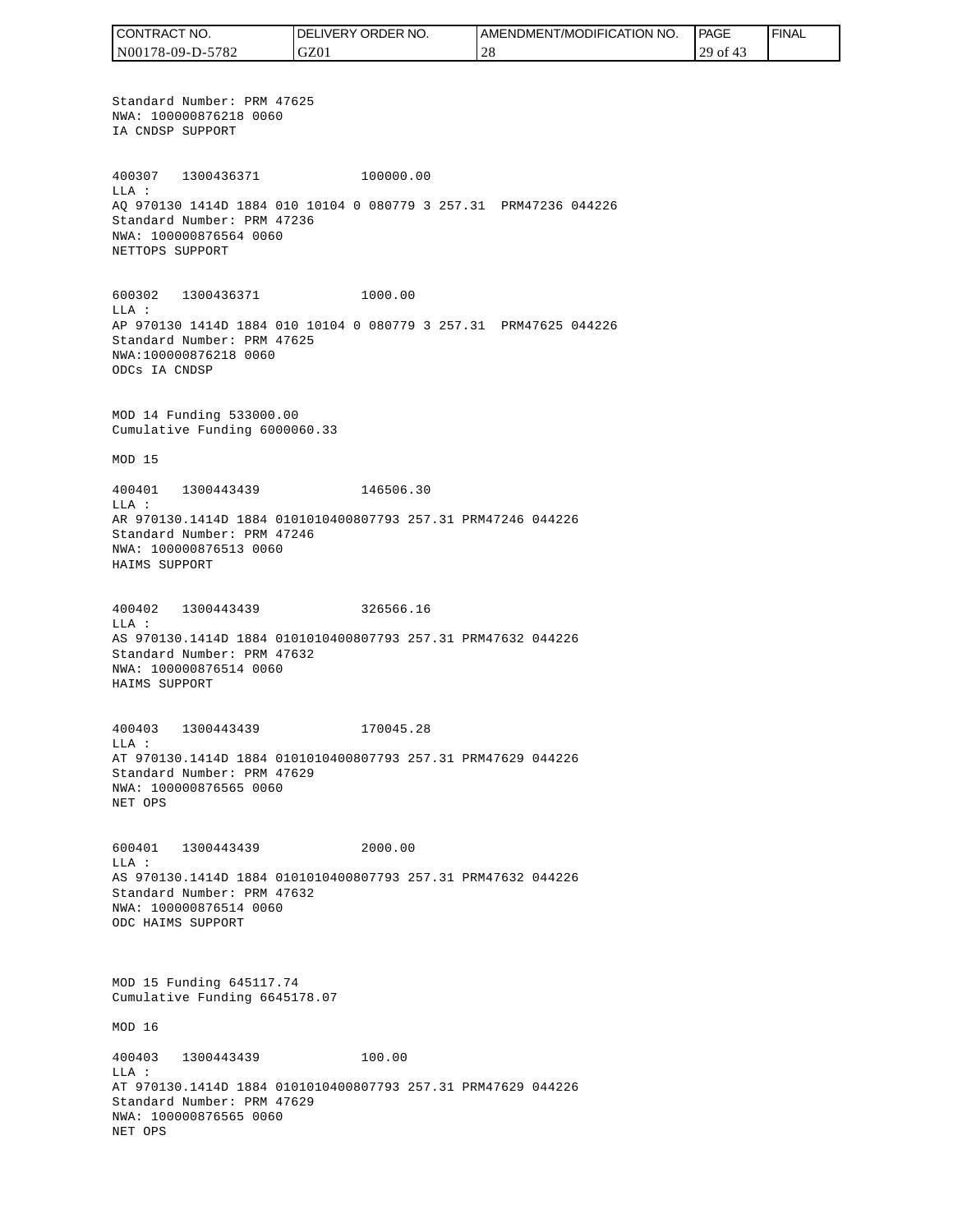Standard Number: PRM 47625
NWA: 100000876218 0060
IA CNDSP SUPPORT

400307 1300436371 100000.00
LLA :
AQ 970130 1414D 1884 010 10104 0 080779 3 257.31 PRM47236 044226
Standard Number: PRM 47236
NWA: 100000876564 0060
NETTOPS SUPPORT

600302 1300436371 1000.00
LLA :
AP 970130 1414D 1884 010 10104 0 080779 3 257.31 PRM47625 044226
Standard Number: PRM 47625
NWA:100000876218 0060
ODCs IA CNDSP

MOD 14 Funding 533000.00
Cumulative Funding 6000060.33

MOD 15

400401 1300443439 146506.30
LLA :
AR 970130.1414D 1884 0101010400807793 257.31 PRM47246 044226
Standard Number: PRM 47246
NWA: 100000876513 0060
HAIMS SUPPORT

400402 1300443439 326566.16
LLA :
AS 970130.1414D 1884 0101010400807793 257.31 PRM47632 044226
Standard Number: PRM 47632
NWA: 100000876514 0060
HAIMS SUPPORT

400403 1300443439 170045.28
LLA :
AT 970130.1414D 1884 0101010400807793 257.31 PRM47629 044226
Standard Number: PRM 47629
NWA: 100000876565 0060
NET OPS

600401 1300443439 2000.00
LLA :
AS 970130.1414D 1884 0101010400807793 257.31 PRM47632 044226
Standard Number: PRM 47632
NWA: 100000876514 0060
ODC HAIMS SUPPORT

MOD 15 Funding 645117.74
Cumulative Funding 6645178.07

MOD 16

400403 1300443439 100.00
LLA :
AT 970130.1414D 1884 0101010400807793 257.31 PRM47629 044226
Standard Number: PRM 47629
NWA: 100000876565 0060
NET OPS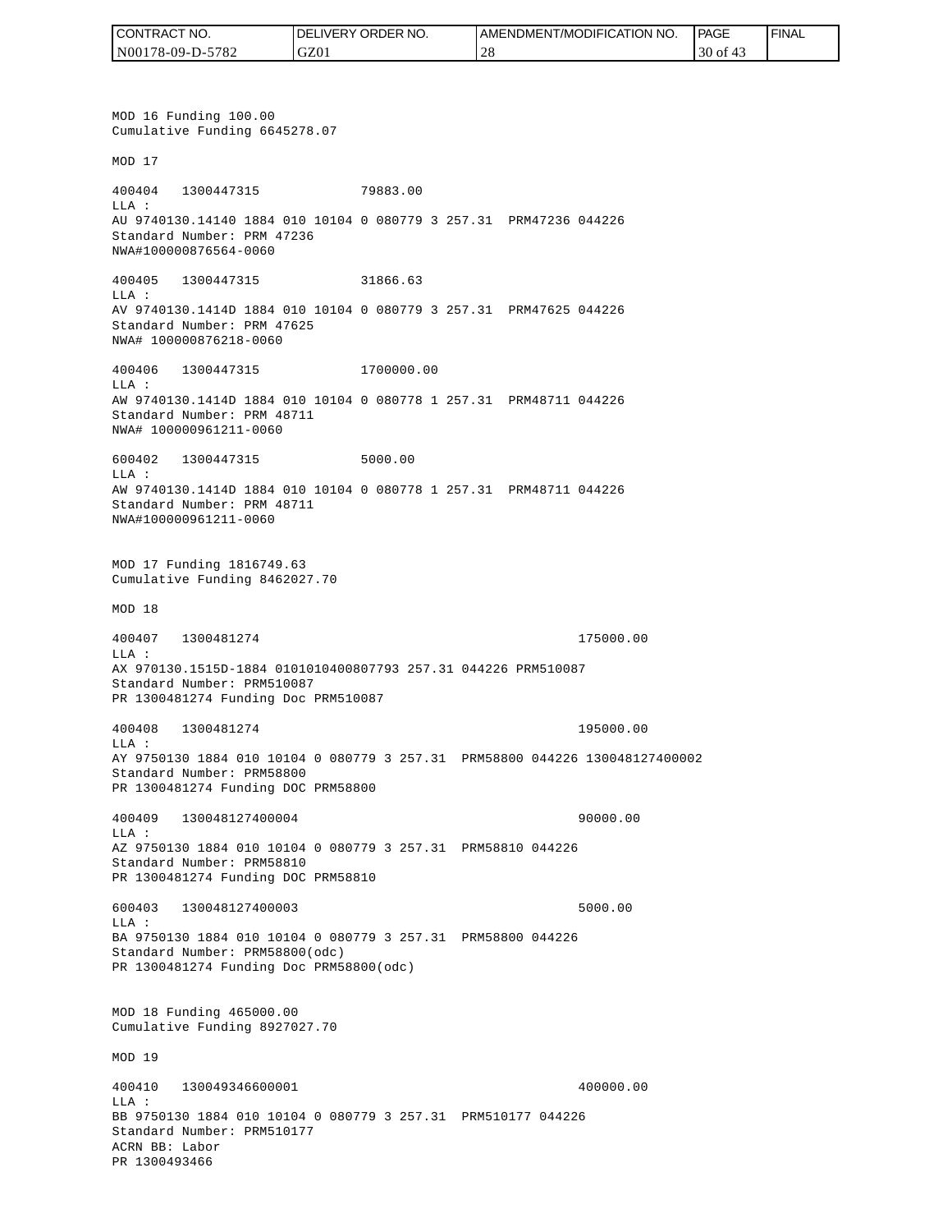MOD 16 Funding 100.00
Cumulative Funding 6645278.07

MOD 17

400404   1300447315              79883.00
LLA :
AU 9740130.14140 1884 010 10104 0 080779 3 257.31  PRM47236 044226
Standard Number: PRM 47236
NWA#100000876564-0060

400405   1300447315              31866.63
LLA :
AV 9740130.1414D 1884 010 10104 0 080779 3 257.31  PRM47625 044226
Standard Number: PRM 47625
NWA# 100000876218-0060

400406   1300447315              1700000.00
LLA :
AW 9740130.1414D 1884 010 10104 0 080778 1 257.31  PRM48711 044226
Standard Number: PRM 48711
NWA# 100000961211-0060

600402   1300447315              5000.00
LLA :
AW 9740130.1414D 1884 010 10104 0 080778 1 257.31  PRM48711 044226
Standard Number: PRM 48711
NWA#100000961211-0060

MOD 17 Funding 1816749.63
Cumulative Funding 8462027.70

MOD 18

400407   1300481274                                            175000.00
LLA :
AX 970130.1515D-1884 0101010400807793 257.31 044226 PRM510087
Standard Number: PRM510087
PR 1300481274 Funding Doc PRM510087

400408   1300481274                                            195000.00
LLA :
AY 9750130 1884 010 10104 0 080779 3 257.31  PRM58800 044226 130048127400002
Standard Number: PRM58800
PR 1300481274 Funding DOC PRM58800

400409   130048127400004                                       90000.00
LLA :
AZ 9750130 1884 010 10104 0 080779 3 257.31  PRM58810 044226
Standard Number: PRM58810
PR 1300481274 Funding DOC PRM58810

600403   130048127400003                                       5000.00
LLA :
BA 9750130 1884 010 10104 0 080779 3 257.31  PRM58800 044226
Standard Number: PRM58800(odc)
PR 1300481274 Funding Doc PRM58800(odc)

MOD 18 Funding 465000.00
Cumulative Funding 8927027.70

MOD 19

400410   130049346600001                                       400000.00
LLA :
BB 9750130 1884 010 10104 0 080779 3 257.31  PRM510177 044226
Standard Number: PRM510177
ACRN BB: Labor
PR 1300493466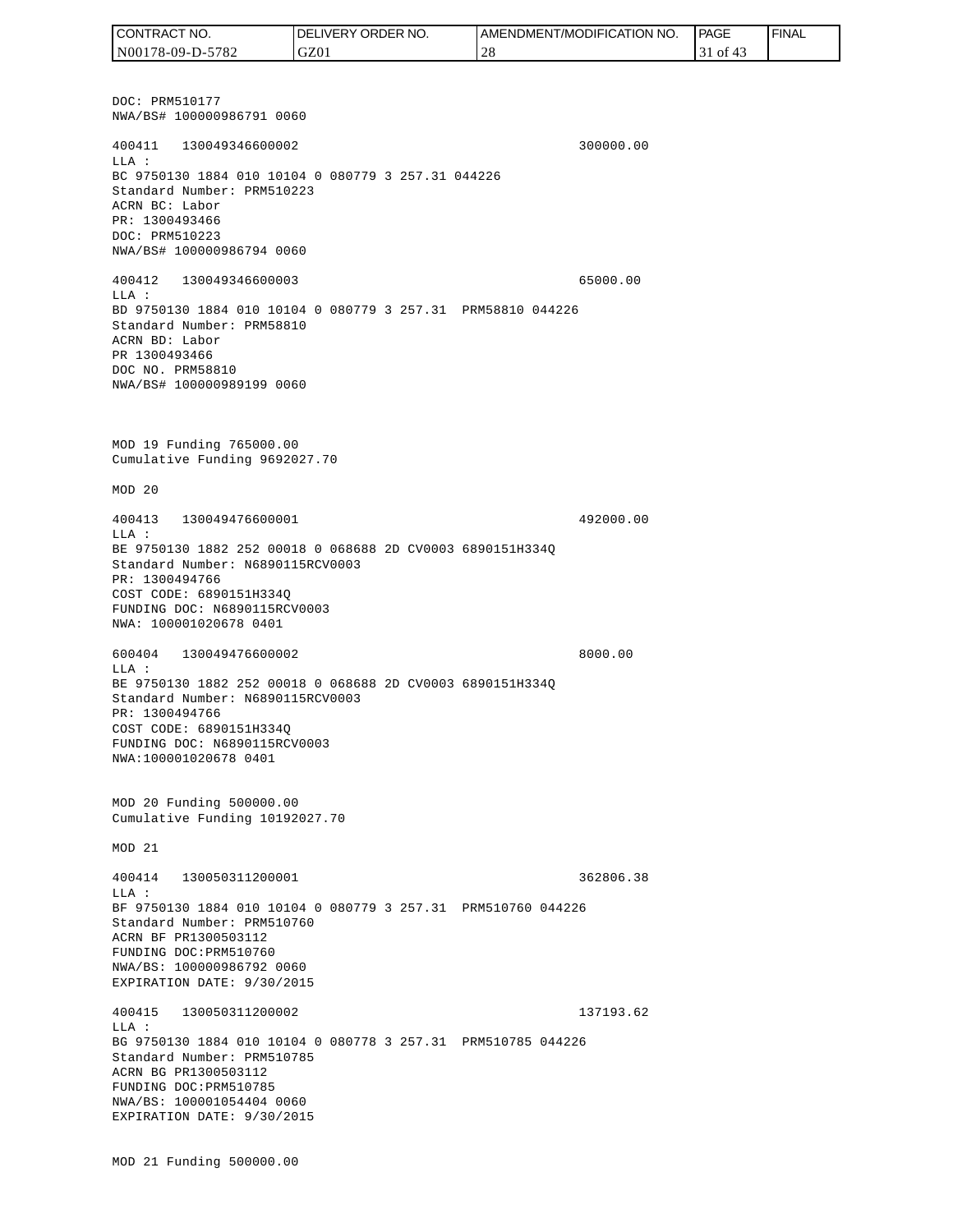DOC: PRM510177
NWA/BS# 100000986791 0060

400411   130049346600002                                    300000.00
LLA :
BC 9750130 1884 010 10104 0 080779 3 257.31 044226
Standard Number: PRM510223
ACRN BC: Labor
PR: 1300493466
DOC: PRM510223
NWA/BS# 100000986794 0060

400412   130049346600003                                    65000.00
LLA :
BD 9750130 1884 010 10104 0 080779 3 257.31  PRM58810 044226
Standard Number: PRM58810
ACRN BD: Labor
PR 1300493466
DOC NO. PRM58810
NWA/BS# 100000989199 0060

MOD 19 Funding 765000.00
Cumulative Funding 9692027.70

MOD 20

400413   130049476600001                                    492000.00
LLA :
BE 9750130 1882 252 00018 0 068688 2D CV0003 6890151H334Q
Standard Number: N6890115RCV0003
PR: 1300494766
COST CODE: 6890151H334Q
FUNDING DOC: N6890115RCV0003
NWA: 100001020678 0401

600404   130049476600002                                    8000.00
LLA :
BE 9750130 1882 252 00018 0 068688 2D CV0003 6890151H334Q
Standard Number: N6890115RCV0003
PR: 1300494766
COST CODE: 6890151H334Q
FUNDING DOC: N6890115RCV0003
NWA:100001020678 0401

MOD 20 Funding 500000.00
Cumulative Funding 10192027.70

MOD 21

400414   130050311200001                                    362806.38
LLA :
BF 9750130 1884 010 10104 0 080779 3 257.31  PRM510760 044226
Standard Number: PRM510760
ACRN BF PR1300503112
FUNDING DOC:PRM510760
NWA/BS: 100000986792 0060
EXPIRATION DATE: 9/30/2015

400415   130050311200002                                    137193.62
LLA :
BG 9750130 1884 010 10104 0 080778 3 257.31  PRM510785 044226
Standard Number: PRM510785
ACRN BG PR1300503112
FUNDING DOC:PRM510785
NWA/BS: 100001054404 0060
EXPIRATION DATE: 9/30/2015

MOD 21 Funding 500000.00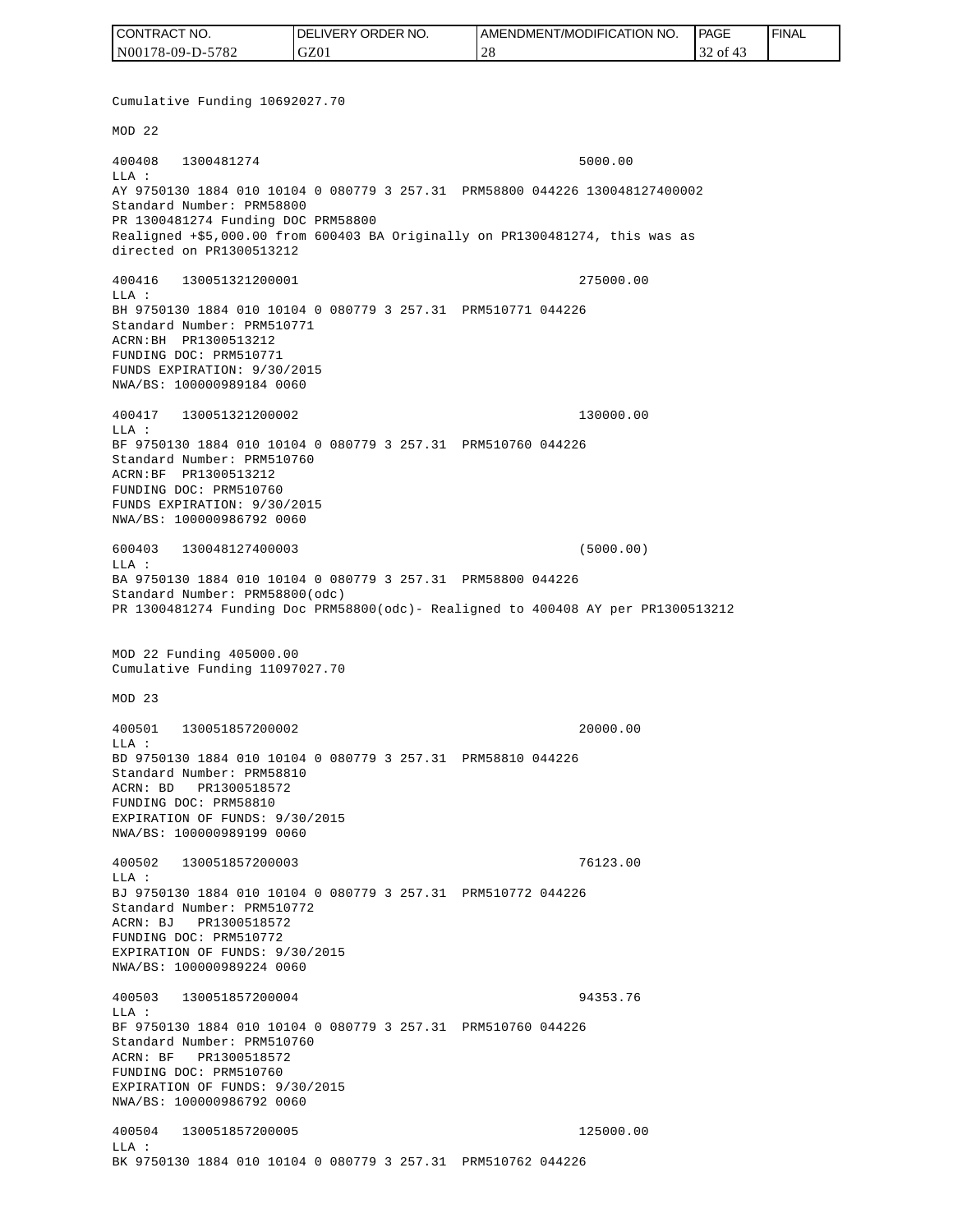Cumulative Funding 10692027.70

MOD 22

400408   1300481274                                                 5000.00
LLA :
AY 9750130 1884 010 10104 0 080779 3 257.31  PRM58800 044226 130048127400002
Standard Number: PRM58800
PR 1300481274 Funding DOC PRM58800
Realigned +$5,000.00 from 600403 BA Originally on PR1300481274, this was as directed on PR1300513212

400416   130051321200001                                            275000.00
LLA :
BH 9750130 1884 010 10104 0 080779 3 257.31  PRM510771 044226
Standard Number: PRM510771
ACRN:BH  PR1300513212
FUNDING DOC: PRM510771
FUNDS EXPIRATION: 9/30/2015
NWA/BS: 100000989184 0060

400417   130051321200002                                            130000.00
LLA :
BF 9750130 1884 010 10104 0 080779 3 257.31  PRM510760 044226
Standard Number: PRM510760
ACRN:BF  PR1300513212
FUNDING DOC: PRM510760
FUNDS EXPIRATION: 9/30/2015
NWA/BS: 100000986792 0060

600403   130048127400003                                            (5000.00)
LLA :
BA 9750130 1884 010 10104 0 080779 3 257.31  PRM58800 044226
Standard Number: PRM58800(odc)
PR 1300481274 Funding Doc PRM58800(odc)- Realigned to 400408 AY per PR1300513212

MOD 22 Funding 405000.00
Cumulative Funding 11097027.70

MOD 23

400501   130051857200002                                            20000.00
LLA :
BD 9750130 1884 010 10104 0 080779 3 257.31  PRM58810 044226
Standard Number: PRM58810
ACRN: BD   PR1300518572
FUNDING DOC: PRM58810
EXPIRATION OF FUNDS: 9/30/2015
NWA/BS: 100000989199 0060

400502   130051857200003                                            76123.00
LLA :
BJ 9750130 1884 010 10104 0 080779 3 257.31  PRM510772 044226
Standard Number: PRM510772
ACRN: BJ   PR1300518572
FUNDING DOC: PRM510772
EXPIRATION OF FUNDS: 9/30/2015
NWA/BS: 100000989224 0060

400503   130051857200004                                            94353.76
LLA :
BF 9750130 1884 010 10104 0 080779 3 257.31  PRM510760 044226
Standard Number: PRM510760
ACRN: BF   PR1300518572
FUNDING DOC: PRM510760
EXPIRATION OF FUNDS: 9/30/2015
NWA/BS: 100000986792 0060

400504   130051857200005                                            125000.00
LLA :
BK 9750130 1884 010 10104 0 080779 3 257.31  PRM510762 044226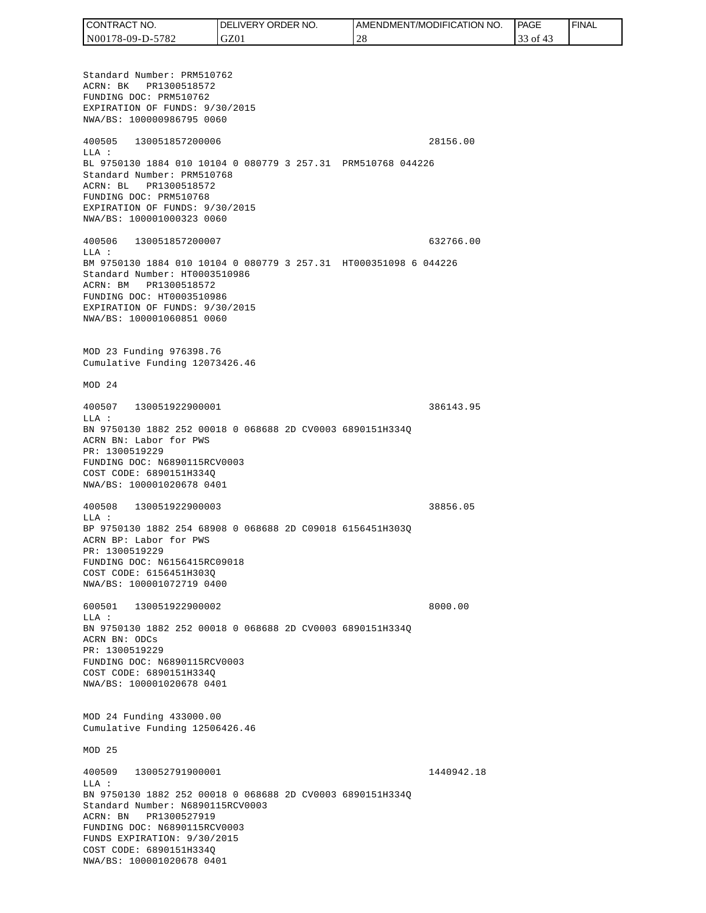Standard Number: PRM510762
ACRN: BK   PR1300518572
FUNDING DOC: PRM510762
EXPIRATION OF FUNDS: 9/30/2015
NWA/BS: 100000986795 0060

400505   130051857200006                                    28156.00
LLA :
BL 9750130 1884 010 10104 0 080779 3 257.31  PRM510768 044226
Standard Number: PRM510768
ACRN: BL   PR1300518572
FUNDING DOC: PRM510768
EXPIRATION OF FUNDS: 9/30/2015
NWA/BS: 100001000323 0060

400506   130051857200007                                    632766.00
LLA :
BM 9750130 1884 010 10104 0 080779 3 257.31  HT000351098 6 044226
Standard Number: HT0003510986
ACRN: BM   PR1300518572
FUNDING DOC: HT0003510986
EXPIRATION OF FUNDS: 9/30/2015
NWA/BS: 100001060851 0060

MOD 23 Funding 976398.76
Cumulative Funding 12073426.46

MOD 24

400507   130051922900001                                    386143.95
LLA :
BN 9750130 1882 252 00018 0 068688 2D CV0003 6890151H334Q
ACRN BN: Labor for PWS
PR: 1300519229
FUNDING DOC: N6890115RCV0003
COST CODE: 6890151H334Q
NWA/BS: 100001020678 0401

400508   130051922900003                                    38856.05
LLA :
BP 9750130 1882 254 68908 0 068688 2D C09018 6156451H303Q
ACRN BP: Labor for PWS
PR: 1300519229
FUNDING DOC: N6156415RC09018
COST CODE: 6156451H303Q
NWA/BS: 100001072719 0400

600501   130051922900002                                    8000.00
LLA :
BN 9750130 1882 252 00018 0 068688 2D CV0003 6890151H334Q
ACRN BN: ODCs
PR: 1300519229
FUNDING DOC: N6890115RCV0003
COST CODE: 6890151H334Q
NWA/BS: 100001020678 0401

MOD 24 Funding 433000.00
Cumulative Funding 12506426.46

MOD 25

400509   130052791900001                                    1440942.18
LLA :
BN 9750130 1882 252 00018 0 068688 2D CV0003 6890151H334Q
Standard Number: N6890115RCV0003
ACRN: BN   PR1300527919
FUNDING DOC: N6890115RCV0003
FUNDS EXPIRATION: 9/30/2015
COST CODE: 6890151H334Q
NWA/BS: 100001020678 0401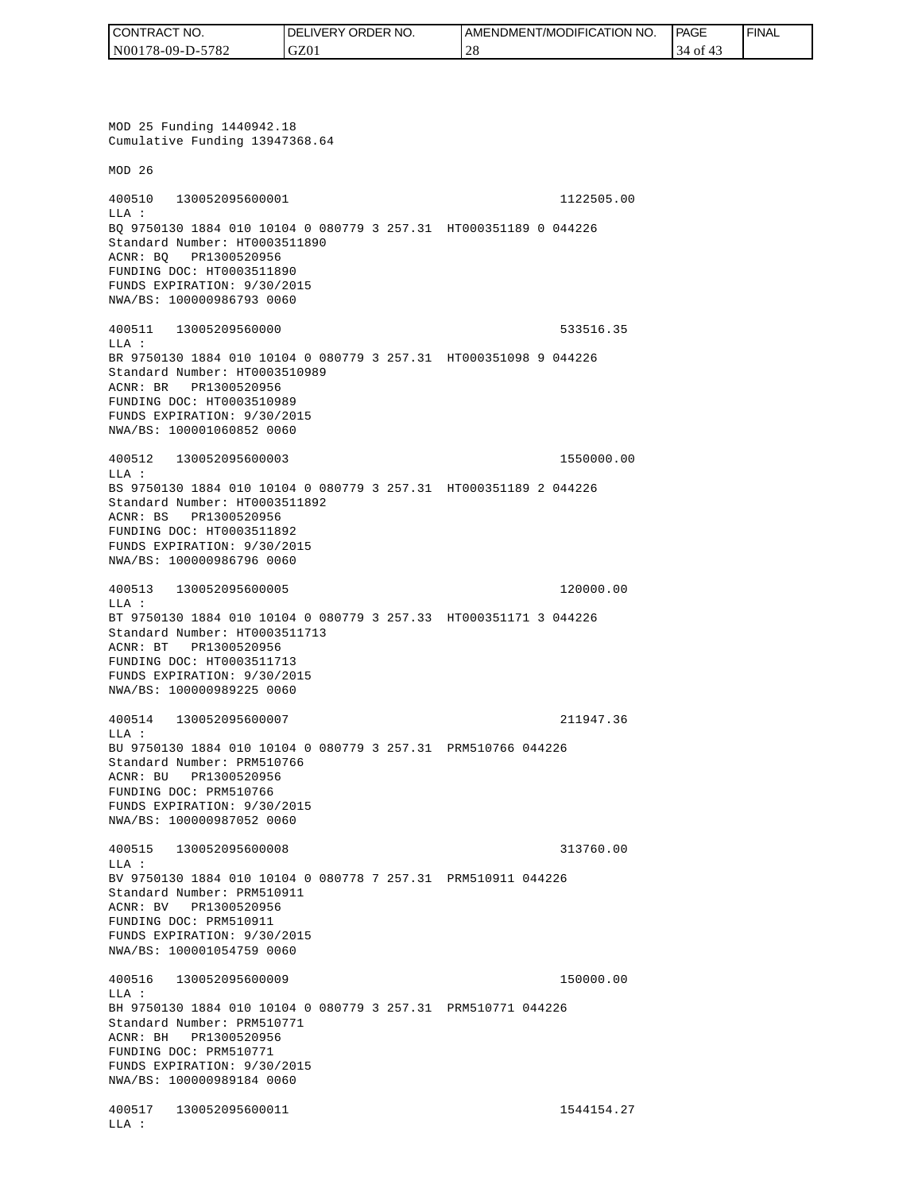MOD 25 Funding 1440942.18
Cumulative Funding 13947368.64

MOD 26

400510 130052095600001 1122505.00
LLA :
BQ 9750130 1884 010 10104 0 080779 3 257.31 HT000351189 0 044226
Standard Number: HT0003511890
ACNR: BQ PR1300520956
FUNDING DOC: HT0003511890
FUNDS EXPIRATION: 9/30/2015
NWA/BS: 100000986793 0060

400511 13005209560000 533516.35
LLA :
BR 9750130 1884 010 10104 0 080779 3 257.31 HT000351098 9 044226
Standard Number: HT0003510989
ACNR: BR PR1300520956
FUNDING DOC: HT0003510989
FUNDS EXPIRATION: 9/30/2015
NWA/BS: 100001060852 0060

400512 130052095600003 1550000.00
LLA :
BS 9750130 1884 010 10104 0 080779 3 257.31 HT000351189 2 044226
Standard Number: HT0003511892
ACNR: BS PR1300520956
FUNDING DOC: HT0003511892
FUNDS EXPIRATION: 9/30/2015
NWA/BS: 100000986796 0060

400513 130052095600005 120000.00
LLA :
BT 9750130 1884 010 10104 0 080779 3 257.33 HT000351171 3 044226
Standard Number: HT0003511713
ACNR: BT PR1300520956
FUNDING DOC: HT0003511713
FUNDS EXPIRATION: 9/30/2015
NWA/BS: 100000989225 0060

400514 130052095600007 211947.36
LLA :
BU 9750130 1884 010 10104 0 080779 3 257.31 PRM510766 044226
Standard Number: PRM510766
ACNR: BU PR1300520956
FUNDING DOC: PRM510766
FUNDS EXPIRATION: 9/30/2015
NWA/BS: 100000987052 0060

400515 130052095600008 313760.00
LLA :
BV 9750130 1884 010 10104 0 080778 7 257.31 PRM510911 044226
Standard Number: PRM510911
ACNR: BV PR1300520956
FUNDING DOC: PRM510911
FUNDS EXPIRATION: 9/30/2015
NWA/BS: 100001054759 0060

400516 130052095600009 150000.00
LLA :
BH 9750130 1884 010 10104 0 080779 3 257.31 PRM510771 044226
Standard Number: PRM510771
ACNR: BH PR1300520956
FUNDING DOC: PRM510771
FUNDS EXPIRATION: 9/30/2015
NWA/BS: 100000989184 0060

400517 130052095600011 1544154.27
LLA :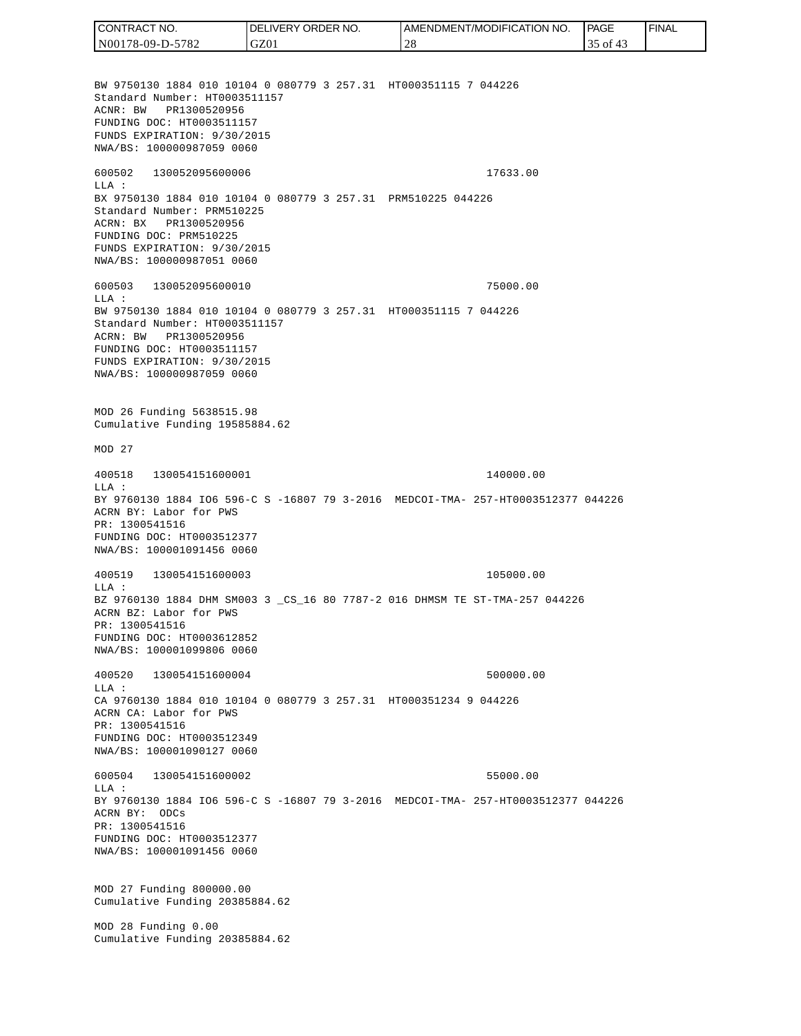BW 9750130 1884 010 10104 0 080779 3 257.31 HT000351115 7 044226
Standard Number: HT0003511157
ACNR: BW PR1300520956
FUNDING DOC: HT0003511157
FUNDS EXPIRATION: 9/30/2015
NWA/BS: 100000987059 0060

600502 130052095600006 17633.00
LLA :
BX 9750130 1884 010 10104 0 080779 3 257.31 PRM510225 044226
Standard Number: PRM510225
ACRN: BX PR1300520956
FUNDING DOC: PRM510225
FUNDS EXPIRATION: 9/30/2015
NWA/BS: 100000987051 0060

600503 130052095600010 75000.00
LLA :
BW 9750130 1884 010 10104 0 080779 3 257.31 HT000351115 7 044226
Standard Number: HT0003511157
ACRN: BW PR1300520956
FUNDING DOC: HT0003511157
FUNDS EXPIRATION: 9/30/2015
NWA/BS: 100000987059 0060

MOD 26 Funding 5638515.98
Cumulative Funding 19585884.62

MOD 27

400518 130054151600001 140000.00
LLA :
BY 9760130 1884 IO6 596-C S -16807 79 3-2016 MEDCOI-TMA- 257-HT0003512377 044226
ACRN BY: Labor for PWS
PR: 1300541516
FUNDING DOC: HT0003512377
NWA/BS: 100001091456 0060

400519 130054151600003 105000.00
LLA :
BZ 9760130 1884 DHM SM003 3 _CS_16 80 7787-2 016 DHMSM TE ST-TMA-257 044226
ACRN BZ: Labor for PWS
PR: 1300541516
FUNDING DOC: HT0003612852
NWA/BS: 100001099806 0060

400520 130054151600004 500000.00
LLA :
CA 9760130 1884 010 10104 0 080779 3 257.31 HT000351234 9 044226
ACRN CA: Labor for PWS
PR: 1300541516
FUNDING DOC: HT0003512349
NWA/BS: 100001090127 0060

600504 130054151600002 55000.00
LLA :
BY 9760130 1884 IO6 596-C S -16807 79 3-2016 MEDCOI-TMA- 257-HT0003512377 044226
ACRN BY: ODCs
PR: 1300541516
FUNDING DOC: HT0003512377
NWA/BS: 100001091456 0060

MOD 27 Funding 800000.00
Cumulative Funding 20385884.62

MOD 28 Funding 0.00
Cumulative Funding 20385884.62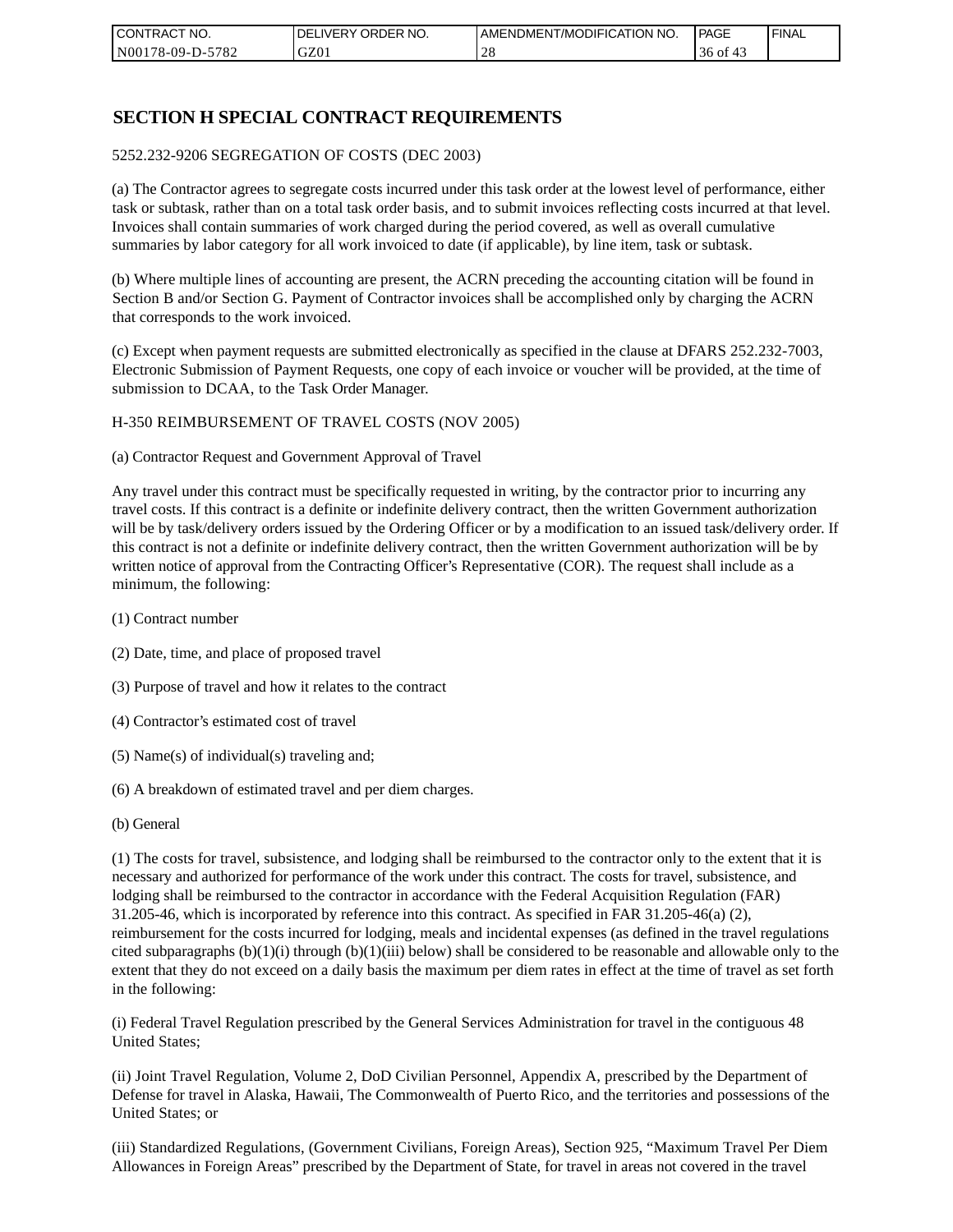# SECTION H SPECIAL CONTRACT REQUIREMENTS

5252.232-9206 SEGREGATION OF COSTS (DEC 2003)

(a) The Contractor agrees to segregate costs incurred under this task order at the lowest level of performance, either task or subtask, rather than on a total task order basis, and to submit invoices reflecting costs incurred at that level. Invoices shall contain summaries of work charged during the period covered, as well as overall cumulative summaries by labor category for all work invoiced to date (if applicable), by line item, task or subtask.

(b) Where multiple lines of accounting are present, the ACRN preceding the accounting citation will be found in Section B and/or Section G. Payment of Contractor invoices shall be accomplished only by charging the ACRN that corresponds to the work invoiced.

(c) Except when payment requests are submitted electronically as specified in the clause at DFARS 252.232-7003, Electronic Submission of Payment Requests, one copy of each invoice or voucher will be provided, at the time of submission to DCAA, to the Task Order Manager.

H-350 REIMBURSEMENT OF TRAVEL COSTS (NOV 2005)

(a) Contractor Request and Government Approval of Travel

Any travel under this contract must be specifically requested in writing, by the contractor prior to incurring any travel costs. If this contract is a definite or indefinite delivery contract, then the written Government authorization will be by task/delivery orders issued by the Ordering Officer or by a modification to an issued task/delivery order. If this contract is not a definite or indefinite delivery contract, then the written Government authorization will be by written notice of approval from the Contracting Officer's Representative (COR). The request shall include as a minimum, the following:

(1) Contract number

(2) Date, time, and place of proposed travel

(3) Purpose of travel and how it relates to the contract

(4) Contractor's estimated cost of travel

(5) Name(s) of individual(s) traveling and;

(6) A breakdown of estimated travel and per diem charges.

(b) General

(1) The costs for travel, subsistence, and lodging shall be reimbursed to the contractor only to the extent that it is necessary and authorized for performance of the work under this contract. The costs for travel, subsistence, and lodging shall be reimbursed to the contractor in accordance with the Federal Acquisition Regulation (FAR) 31.205-46, which is incorporated by reference into this contract. As specified in FAR 31.205-46(a) (2), reimbursement for the costs incurred for lodging, meals and incidental expenses (as defined in the travel regulations cited subparagraphs (b)(1)(i) through (b)(1)(iii) below) shall be considered to be reasonable and allowable only to the extent that they do not exceed on a daily basis the maximum per diem rates in effect at the time of travel as set forth in the following:

(i) Federal Travel Regulation prescribed by the General Services Administration for travel in the contiguous 48 United States;

(ii) Joint Travel Regulation, Volume 2, DoD Civilian Personnel, Appendix A, prescribed by the Department of Defense for travel in Alaska, Hawaii, The Commonwealth of Puerto Rico, and the territories and possessions of the United States; or

(iii) Standardized Regulations, (Government Civilians, Foreign Areas), Section 925, "Maximum Travel Per Diem Allowances in Foreign Areas" prescribed by the Department of State, for travel in areas not covered in the travel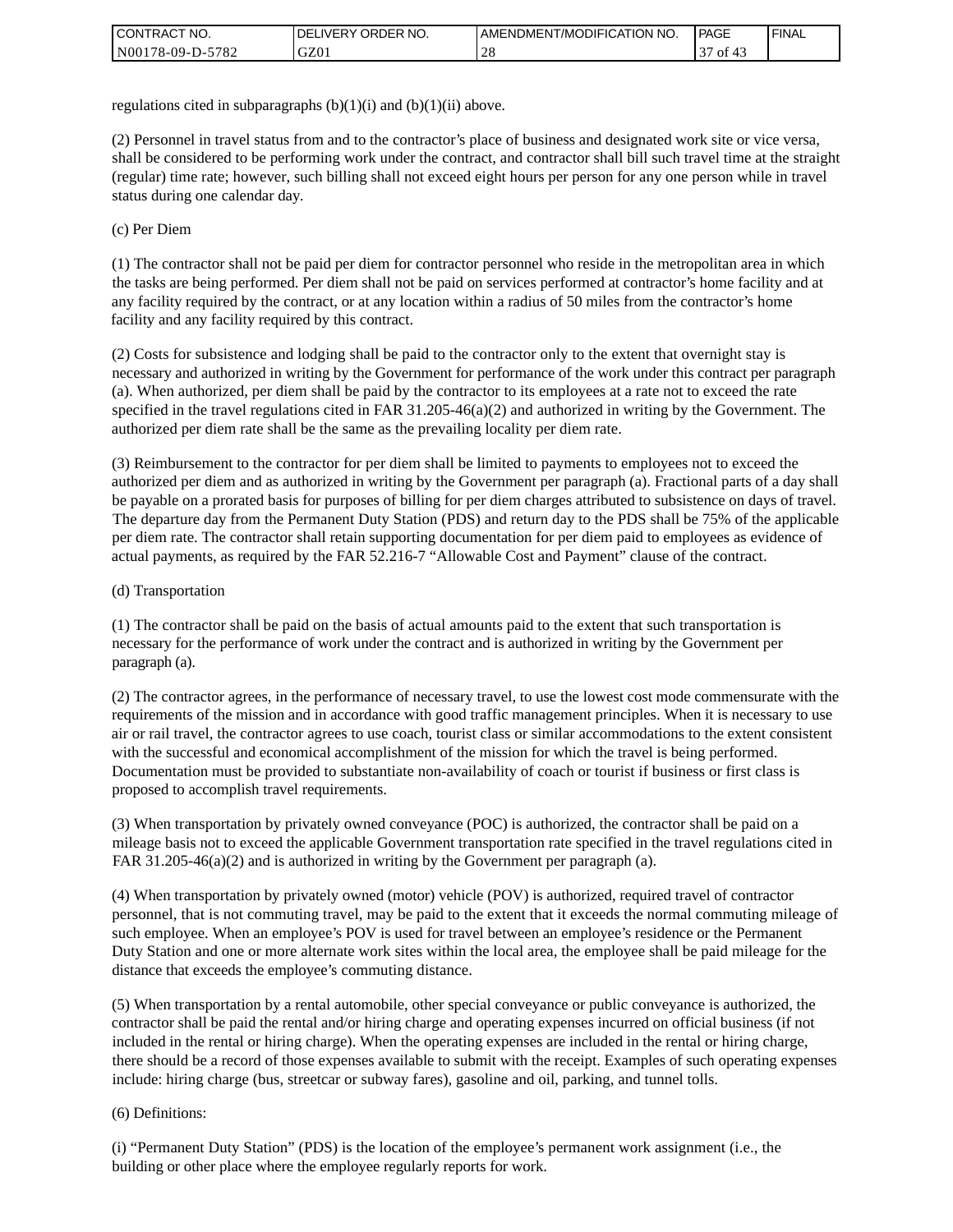regulations cited in subparagraphs (b)(1)(i) and (b)(1)(ii) above.

(2) Personnel in travel status from and to the contractor's place of business and designated work site or vice versa, shall be considered to be performing work under the contract, and contractor shall bill such travel time at the straight (regular) time rate; however, such billing shall not exceed eight hours per person for any one person while in travel status during one calendar day.

(c) Per Diem

(1) The contractor shall not be paid per diem for contractor personnel who reside in the metropolitan area in which the tasks are being performed. Per diem shall not be paid on services performed at contractor's home facility and at any facility required by the contract, or at any location within a radius of 50 miles from the contractor's home facility and any facility required by this contract.

(2) Costs for subsistence and lodging shall be paid to the contractor only to the extent that overnight stay is necessary and authorized in writing by the Government for performance of the work under this contract per paragraph (a). When authorized, per diem shall be paid by the contractor to its employees at a rate not to exceed the rate specified in the travel regulations cited in FAR 31.205-46(a)(2) and authorized in writing by the Government. The authorized per diem rate shall be the same as the prevailing locality per diem rate.

(3) Reimbursement to the contractor for per diem shall be limited to payments to employees not to exceed the authorized per diem and as authorized in writing by the Government per paragraph (a). Fractional parts of a day shall be payable on a prorated basis for purposes of billing for per diem charges attributed to subsistence on days of travel. The departure day from the Permanent Duty Station (PDS) and return day to the PDS shall be 75% of the applicable per diem rate. The contractor shall retain supporting documentation for per diem paid to employees as evidence of actual payments, as required by the FAR 52.216-7 "Allowable Cost and Payment" clause of the contract.

(d) Transportation

(1) The contractor shall be paid on the basis of actual amounts paid to the extent that such transportation is necessary for the performance of work under the contract and is authorized in writing by the Government per paragraph (a).

(2) The contractor agrees, in the performance of necessary travel, to use the lowest cost mode commensurate with the requirements of the mission and in accordance with good traffic management principles. When it is necessary to use air or rail travel, the contractor agrees to use coach, tourist class or similar accommodations to the extent consistent with the successful and economical accomplishment of the mission for which the travel is being performed. Documentation must be provided to substantiate non-availability of coach or tourist if business or first class is proposed to accomplish travel requirements.

(3) When transportation by privately owned conveyance (POC) is authorized, the contractor shall be paid on a mileage basis not to exceed the applicable Government transportation rate specified in the travel regulations cited in FAR 31.205-46(a)(2) and is authorized in writing by the Government per paragraph (a).

(4) When transportation by privately owned (motor) vehicle (POV) is authorized, required travel of contractor personnel, that is not commuting travel, may be paid to the extent that it exceeds the normal commuting mileage of such employee. When an employee's POV is used for travel between an employee's residence or the Permanent Duty Station and one or more alternate work sites within the local area, the employee shall be paid mileage for the distance that exceeds the employee's commuting distance.

(5) When transportation by a rental automobile, other special conveyance or public conveyance is authorized, the contractor shall be paid the rental and/or hiring charge and operating expenses incurred on official business (if not included in the rental or hiring charge). When the operating expenses are included in the rental or hiring charge, there should be a record of those expenses available to submit with the receipt. Examples of such operating expenses include: hiring charge (bus, streetcar or subway fares), gasoline and oil, parking, and tunnel tolls.

(6) Definitions:

(i) "Permanent Duty Station" (PDS) is the location of the employee's permanent work assignment (i.e., the building or other place where the employee regularly reports for work.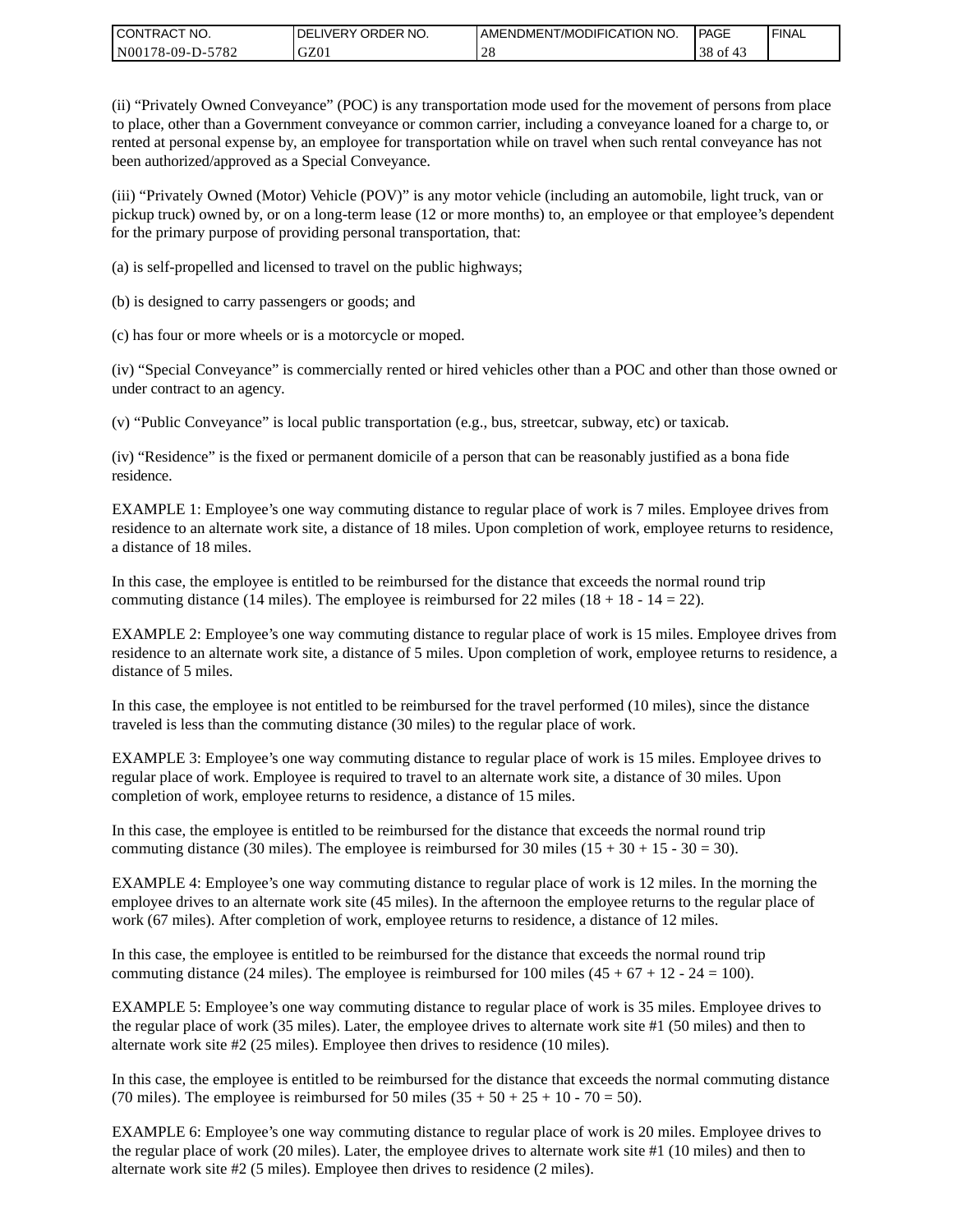(ii) “Privately Owned Conveyance” (POC) is any transportation mode used for the movement of persons from place to place, other than a Government conveyance or common carrier, including a conveyance loaned for a charge to, or rented at personal expense by, an employee for transportation while on travel when such rental conveyance has not been authorized/approved as a Special Conveyance.

(iii) “Privately Owned (Motor) Vehicle (POV)” is any motor vehicle (including an automobile, light truck, van or pickup truck) owned by, or on a long-term lease (12 or more months) to, an employee or that employee’s dependent for the primary purpose of providing personal transportation, that:

(a) is self-propelled and licensed to travel on the public highways;

(b) is designed to carry passengers or goods; and

(c) has four or more wheels or is a motorcycle or moped.

(iv) “Special Conveyance” is commercially rented or hired vehicles other than a POC and other than those owned or under contract to an agency.

(v) “Public Conveyance” is local public transportation (e.g., bus, streetcar, subway, etc) or taxicab.

(iv) “Residence” is the fixed or permanent domicile of a person that can be reasonably justified as a bona fide residence.

EXAMPLE 1: Employee’s one way commuting distance to regular place of work is 7 miles. Employee drives from residence to an alternate work site, a distance of 18 miles. Upon completion of work, employee returns to residence, a distance of 18 miles.

In this case, the employee is entitled to be reimbursed for the distance that exceeds the normal round trip commuting distance (14 miles). The employee is reimbursed for 22 miles (18 + 18 - 14 = 22).

EXAMPLE 2: Employee’s one way commuting distance to regular place of work is 15 miles. Employee drives from residence to an alternate work site, a distance of 5 miles. Upon completion of work, employee returns to residence, a distance of 5 miles.

In this case, the employee is not entitled to be reimbursed for the travel performed (10 miles), since the distance traveled is less than the commuting distance (30 miles) to the regular place of work.

EXAMPLE 3: Employee’s one way commuting distance to regular place of work is 15 miles. Employee drives to regular place of work. Employee is required to travel to an alternate work site, a distance of 30 miles. Upon completion of work, employee returns to residence, a distance of 15 miles.

In this case, the employee is entitled to be reimbursed for the distance that exceeds the normal round trip commuting distance (30 miles). The employee is reimbursed for 30 miles (15 + 30 + 15 - 30 = 30).

EXAMPLE 4: Employee’s one way commuting distance to regular place of work is 12 miles. In the morning the employee drives to an alternate work site (45 miles). In the afternoon the employee returns to the regular place of work (67 miles). After completion of work, employee returns to residence, a distance of 12 miles.

In this case, the employee is entitled to be reimbursed for the distance that exceeds the normal round trip commuting distance (24 miles). The employee is reimbursed for 100 miles (45 + 67 + 12 - 24 = 100).

EXAMPLE 5: Employee’s one way commuting distance to regular place of work is 35 miles. Employee drives to the regular place of work (35 miles). Later, the employee drives to alternate work site #1 (50 miles) and then to alternate work site #2 (25 miles). Employee then drives to residence (10 miles).

In this case, the employee is entitled to be reimbursed for the distance that exceeds the normal commuting distance (70 miles). The employee is reimbursed for 50 miles (35 + 50 + 25 + 10 - 70 = 50).

EXAMPLE 6: Employee’s one way commuting distance to regular place of work is 20 miles. Employee drives to the regular place of work (20 miles). Later, the employee drives to alternate work site #1 (10 miles) and then to alternate work site #2 (5 miles). Employee then drives to residence (2 miles).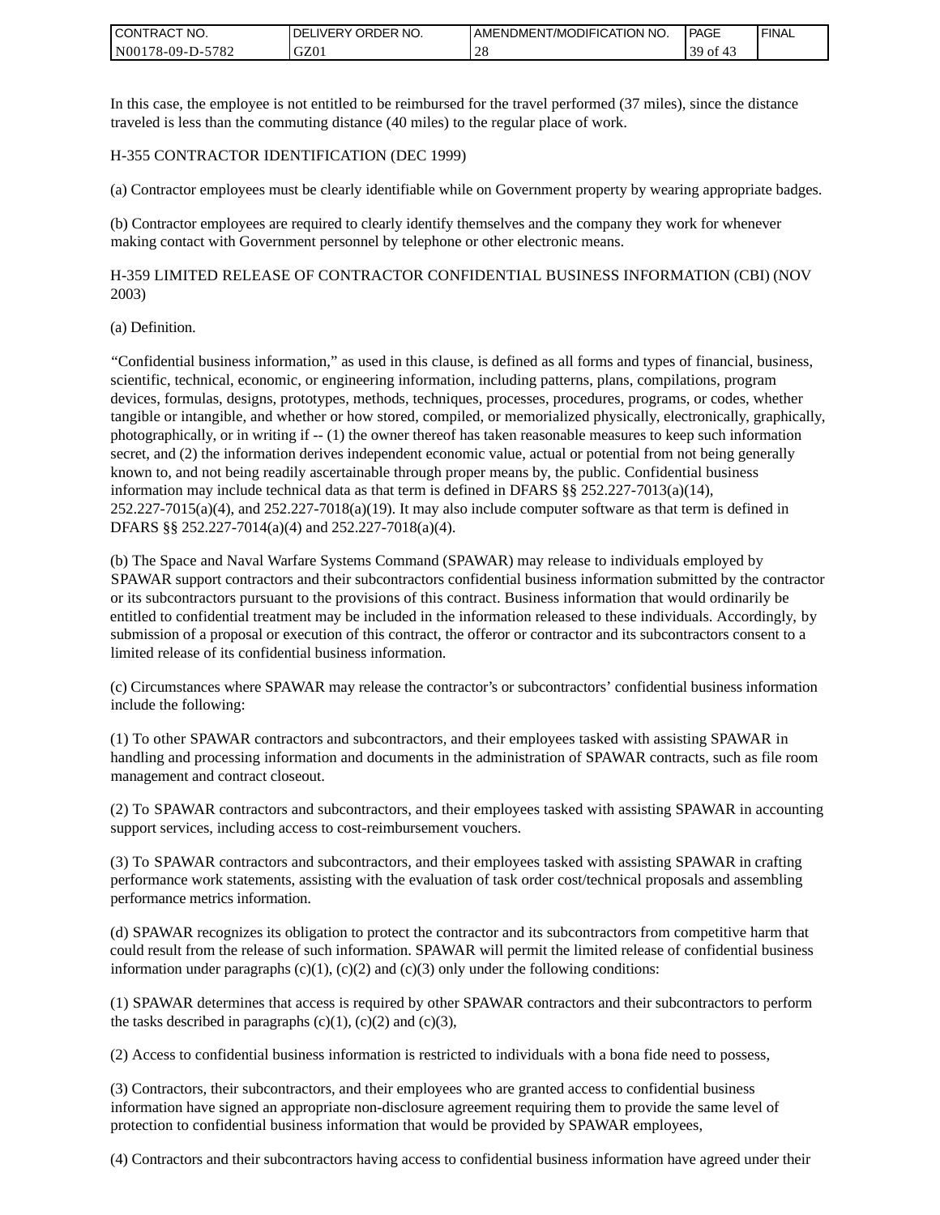In this case, the employee is not entitled to be reimbursed for the travel performed (37 miles), since the distance traveled is less than the commuting distance (40 miles) to the regular place of work.

H-355 CONTRACTOR IDENTIFICATION (DEC 1999)

(a) Contractor employees must be clearly identifiable while on Government property by wearing appropriate badges.

(b) Contractor employees are required to clearly identify themselves and the company they work for whenever making contact with Government personnel by telephone or other electronic means.

H-359 LIMITED RELEASE OF CONTRACTOR CONFIDENTIAL BUSINESS INFORMATION (CBI) (NOV 2003)

(a) Definition.

"Confidential business information," as used in this clause, is defined as all forms and types of financial, business, scientific, technical, economic, or engineering information, including patterns, plans, compilations, program devices, formulas, designs, prototypes, methods, techniques, processes, procedures, programs, or codes, whether tangible or intangible, and whether or how stored, compiled, or memorialized physically, electronically, graphically, photographically, or in writing if -- (1) the owner thereof has taken reasonable measures to keep such information secret, and (2) the information derives independent economic value, actual or potential from not being generally known to, and not being readily ascertainable through proper means by, the public. Confidential business information may include technical data as that term is defined in DFARS §§ 252.227-7013(a)(14), 252.227-7015(a)(4), and 252.227-7018(a)(19). It may also include computer software as that term is defined in DFARS §§ 252.227-7014(a)(4) and 252.227-7018(a)(4).

(b) The Space and Naval Warfare Systems Command (SPAWAR) may release to individuals employed by SPAWAR support contractors and their subcontractors confidential business information submitted by the contractor or its subcontractors pursuant to the provisions of this contract. Business information that would ordinarily be entitled to confidential treatment may be included in the information released to these individuals. Accordingly, by submission of a proposal or execution of this contract, the offeror or contractor and its subcontractors consent to a limited release of its confidential business information.

(c) Circumstances where SPAWAR may release the contractor's or subcontractors' confidential business information include the following:

(1) To other SPAWAR contractors and subcontractors, and their employees tasked with assisting SPAWAR in handling and processing information and documents in the administration of SPAWAR contracts, such as file room management and contract closeout.

(2) To SPAWAR contractors and subcontractors, and their employees tasked with assisting SPAWAR in accounting support services, including access to cost-reimbursement vouchers.

(3) To SPAWAR contractors and subcontractors, and their employees tasked with assisting SPAWAR in crafting performance work statements, assisting with the evaluation of task order cost/technical proposals and assembling performance metrics information.

(d) SPAWAR recognizes its obligation to protect the contractor and its subcontractors from competitive harm that could result from the release of such information. SPAWAR will permit the limited release of confidential business information under paragraphs (c)(1), (c)(2) and (c)(3) only under the following conditions:

(1) SPAWAR determines that access is required by other SPAWAR contractors and their subcontractors to perform the tasks described in paragraphs (c)(1), (c)(2) and (c)(3),

(2) Access to confidential business information is restricted to individuals with a bona fide need to possess,

(3) Contractors, their subcontractors, and their employees who are granted access to confidential business information have signed an appropriate non-disclosure agreement requiring them to provide the same level of protection to confidential business information that would be provided by SPAWAR employees,

(4) Contractors and their subcontractors having access to confidential business information have agreed under their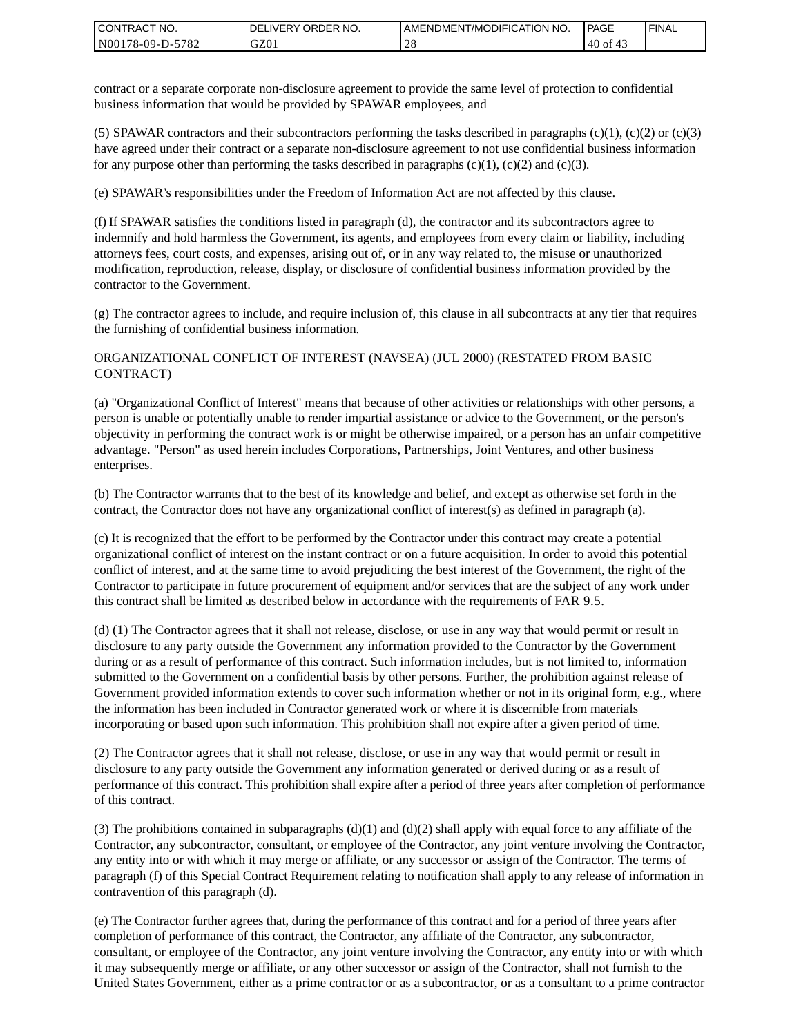contract or a separate corporate non-disclosure agreement to provide the same level of protection to confidential business information that would be provided by SPAWAR employees, and

(5) SPAWAR contractors and their subcontractors performing the tasks described in paragraphs (c)(1), (c)(2) or (c)(3) have agreed under their contract or a separate non-disclosure agreement to not use confidential business information for any purpose other than performing the tasks described in paragraphs (c)(1), (c)(2) and (c)(3).

(e) SPAWAR's responsibilities under the Freedom of Information Act are not affected by this clause.

(f) If SPAWAR satisfies the conditions listed in paragraph (d), the contractor and its subcontractors agree to indemnify and hold harmless the Government, its agents, and employees from every claim or liability, including attorneys fees, court costs, and expenses, arising out of, or in any way related to, the misuse or unauthorized modification, reproduction, release, display, or disclosure of confidential business information provided by the contractor to the Government.

(g) The contractor agrees to include, and require inclusion of, this clause in all subcontracts at any tier that requires the furnishing of confidential business information.

ORGANIZATIONAL CONFLICT OF INTEREST (NAVSEA) (JUL 2000) (RESTATED FROM BASIC CONTRACT)

(a) "Organizational Conflict of Interest" means that because of other activities or relationships with other persons, a person is unable or potentially unable to render impartial assistance or advice to the Government, or the person's objectivity in performing the contract work is or might be otherwise impaired, or a person has an unfair competitive advantage. "Person" as used herein includes Corporations, Partnerships, Joint Ventures, and other business enterprises.

(b) The Contractor warrants that to the best of its knowledge and belief, and except as otherwise set forth in the contract, the Contractor does not have any organizational conflict of interest(s) as defined in paragraph (a).

(c) It is recognized that the effort to be performed by the Contractor under this contract may create a potential organizational conflict of interest on the instant contract or on a future acquisition. In order to avoid this potential conflict of interest, and at the same time to avoid prejudicing the best interest of the Government, the right of the Contractor to participate in future procurement of equipment and/or services that are the subject of any work under this contract shall be limited as described below in accordance with the requirements of FAR 9.5.

(d) (1) The Contractor agrees that it shall not release, disclose, or use in any way that would permit or result in disclosure to any party outside the Government any information provided to the Contractor by the Government during or as a result of performance of this contract. Such information includes, but is not limited to, information submitted to the Government on a confidential basis by other persons. Further, the prohibition against release of Government provided information extends to cover such information whether or not in its original form, e.g., where the information has been included in Contractor generated work or where it is discernible from materials incorporating or based upon such information. This prohibition shall not expire after a given period of time.

(2) The Contractor agrees that it shall not release, disclose, or use in any way that would permit or result in disclosure to any party outside the Government any information generated or derived during or as a result of performance of this contract. This prohibition shall expire after a period of three years after completion of performance of this contract.

(3) The prohibitions contained in subparagraphs (d)(1) and (d)(2) shall apply with equal force to any affiliate of the Contractor, any subcontractor, consultant, or employee of the Contractor, any joint venture involving the Contractor, any entity into or with which it may merge or affiliate, or any successor or assign of the Contractor. The terms of paragraph (f) of this Special Contract Requirement relating to notification shall apply to any release of information in contravention of this paragraph (d).

(e) The Contractor further agrees that, during the performance of this contract and for a period of three years after completion of performance of this contract, the Contractor, any affiliate of the Contractor, any subcontractor, consultant, or employee of the Contractor, any joint venture involving the Contractor, any entity into or with which it may subsequently merge or affiliate, or any other successor or assign of the Contractor, shall not furnish to the United States Government, either as a prime contractor or as a subcontractor, or as a consultant to a prime contractor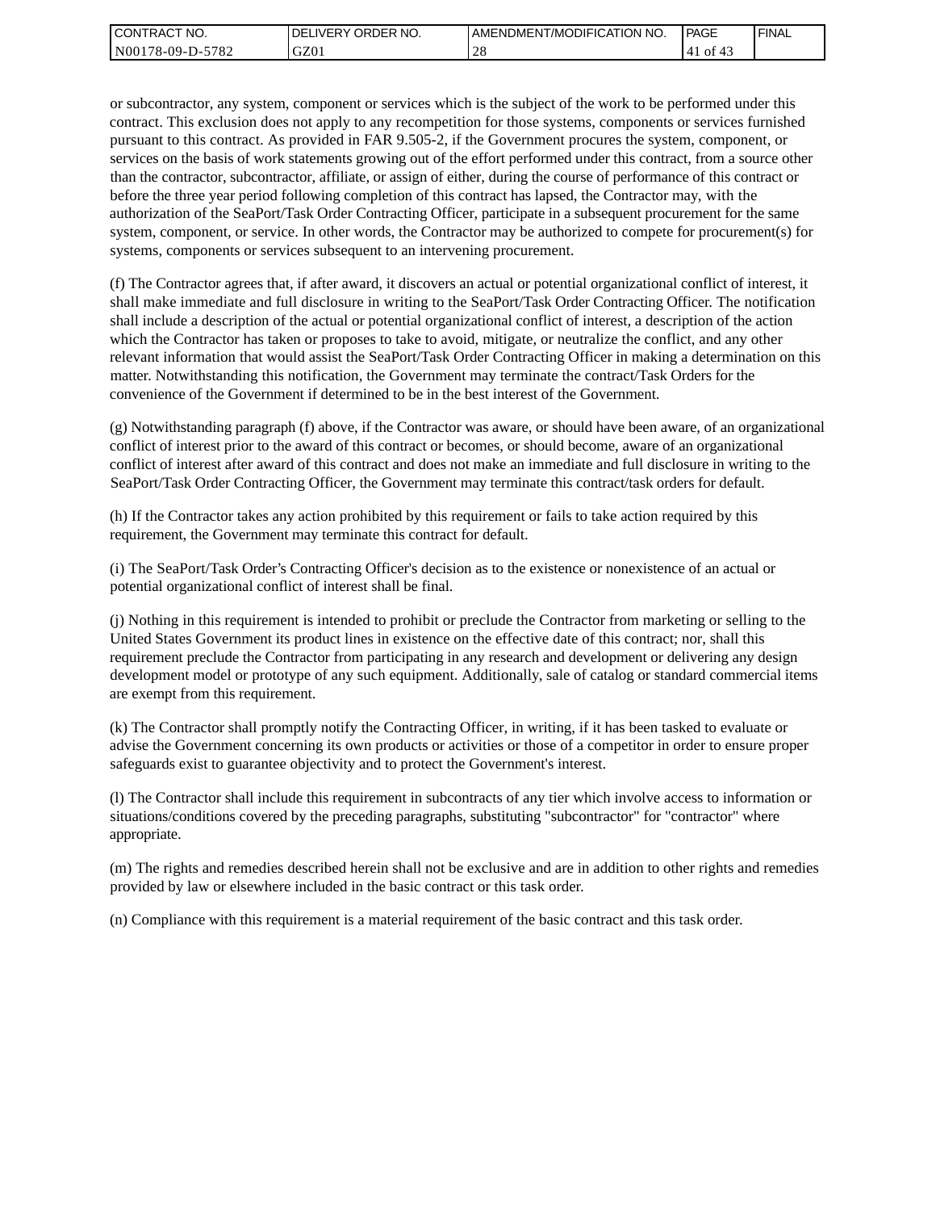or subcontractor, any system, component or services which is the subject of the work to be performed under this contract. This exclusion does not apply to any recompetition for those systems, components or services furnished pursuant to this contract. As provided in FAR 9.505-2, if the Government procures the system, component, or services on the basis of work statements growing out of the effort performed under this contract, from a source other than the contractor, subcontractor, affiliate, or assign of either, during the course of performance of this contract or before the three year period following completion of this contract has lapsed, the Contractor may, with the authorization of the SeaPort/Task Order Contracting Officer, participate in a subsequent procurement for the same system, component, or service. In other words, the Contractor may be authorized to compete for procurement(s) for systems, components or services subsequent to an intervening procurement.

(f) The Contractor agrees that, if after award, it discovers an actual or potential organizational conflict of interest, it shall make immediate and full disclosure in writing to the SeaPort/Task Order Contracting Officer. The notification shall include a description of the actual or potential organizational conflict of interest, a description of the action which the Contractor has taken or proposes to take to avoid, mitigate, or neutralize the conflict, and any other relevant information that would assist the SeaPort/Task Order Contracting Officer in making a determination on this matter. Notwithstanding this notification, the Government may terminate the contract/Task Orders for the convenience of the Government if determined to be in the best interest of the Government.

(g) Notwithstanding paragraph (f) above, if the Contractor was aware, or should have been aware, of an organizational conflict of interest prior to the award of this contract or becomes, or should become, aware of an organizational conflict of interest after award of this contract and does not make an immediate and full disclosure in writing to the SeaPort/Task Order Contracting Officer, the Government may terminate this contract/task orders for default.

(h) If the Contractor takes any action prohibited by this requirement or fails to take action required by this requirement, the Government may terminate this contract for default.

(i) The SeaPort/Task Order's Contracting Officer's decision as to the existence or nonexistence of an actual or potential organizational conflict of interest shall be final.

(j) Nothing in this requirement is intended to prohibit or preclude the Contractor from marketing or selling to the United States Government its product lines in existence on the effective date of this contract; nor, shall this requirement preclude the Contractor from participating in any research and development or delivering any design development model or prototype of any such equipment. Additionally, sale of catalog or standard commercial items are exempt from this requirement.

(k) The Contractor shall promptly notify the Contracting Officer, in writing, if it has been tasked to evaluate or advise the Government concerning its own products or activities or those of a competitor in order to ensure proper safeguards exist to guarantee objectivity and to protect the Government's interest.

(l) The Contractor shall include this requirement in subcontracts of any tier which involve access to information or situations/conditions covered by the preceding paragraphs, substituting "subcontractor" for "contractor" where appropriate.

(m) The rights and remedies described herein shall not be exclusive and are in addition to other rights and remedies provided by law or elsewhere included in the basic contract or this task order.

(n) Compliance with this requirement is a material requirement of the basic contract and this task order.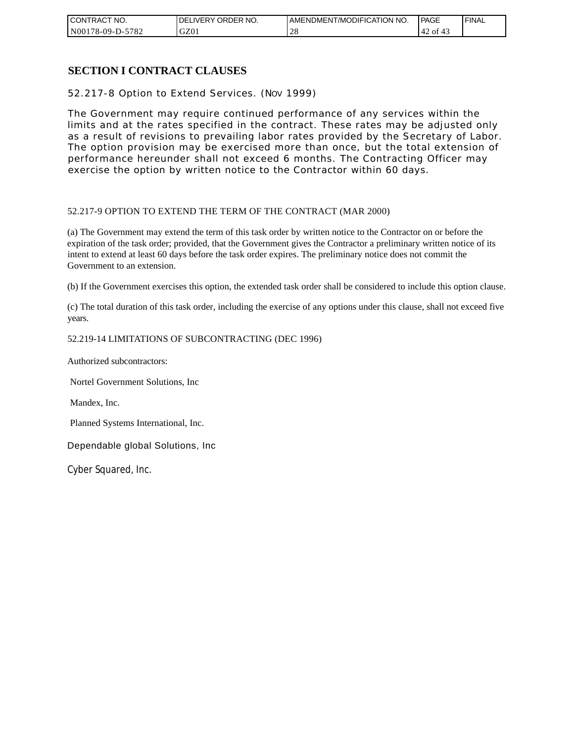## SECTION I CONTRACT CLAUSES

52.217-8 Option to Extend Services. (NOV 1999)

The Government may require continued performance of any services within the limits and at the rates specified in the contract. These rates may be adjusted only as a result of revisions to prevailing labor rates provided by the Secretary of Labor. The option provision may be exercised more than once, but the total extension of performance hereunder shall not exceed 6 months. The Contracting Officer may exercise the option by written notice to the Contractor within 60 days.

52.217-9 OPTION TO EXTEND THE TERM OF THE CONTRACT (MAR 2000)

(a) The Government may extend the term of this task order by written notice to the Contractor on or before the expiration of the task order; provided, that the Government gives the Contractor a preliminary written notice of its intent to extend at least 60 days before the task order expires. The preliminary notice does not commit the Government to an extension.

(b) If the Government exercises this option, the extended task order shall be considered to include this option clause.

(c) The total duration of this task order, including the exercise of any options under this clause, shall not exceed five years.

52.219-14 LIMITATIONS OF SUBCONTRACTING (DEC 1996)

Authorized subcontractors:

Nortel Government Solutions, Inc

Mandex, Inc.

Planned Systems International, Inc.

Dependable global Solutions, Inc

Cyber Squared, Inc.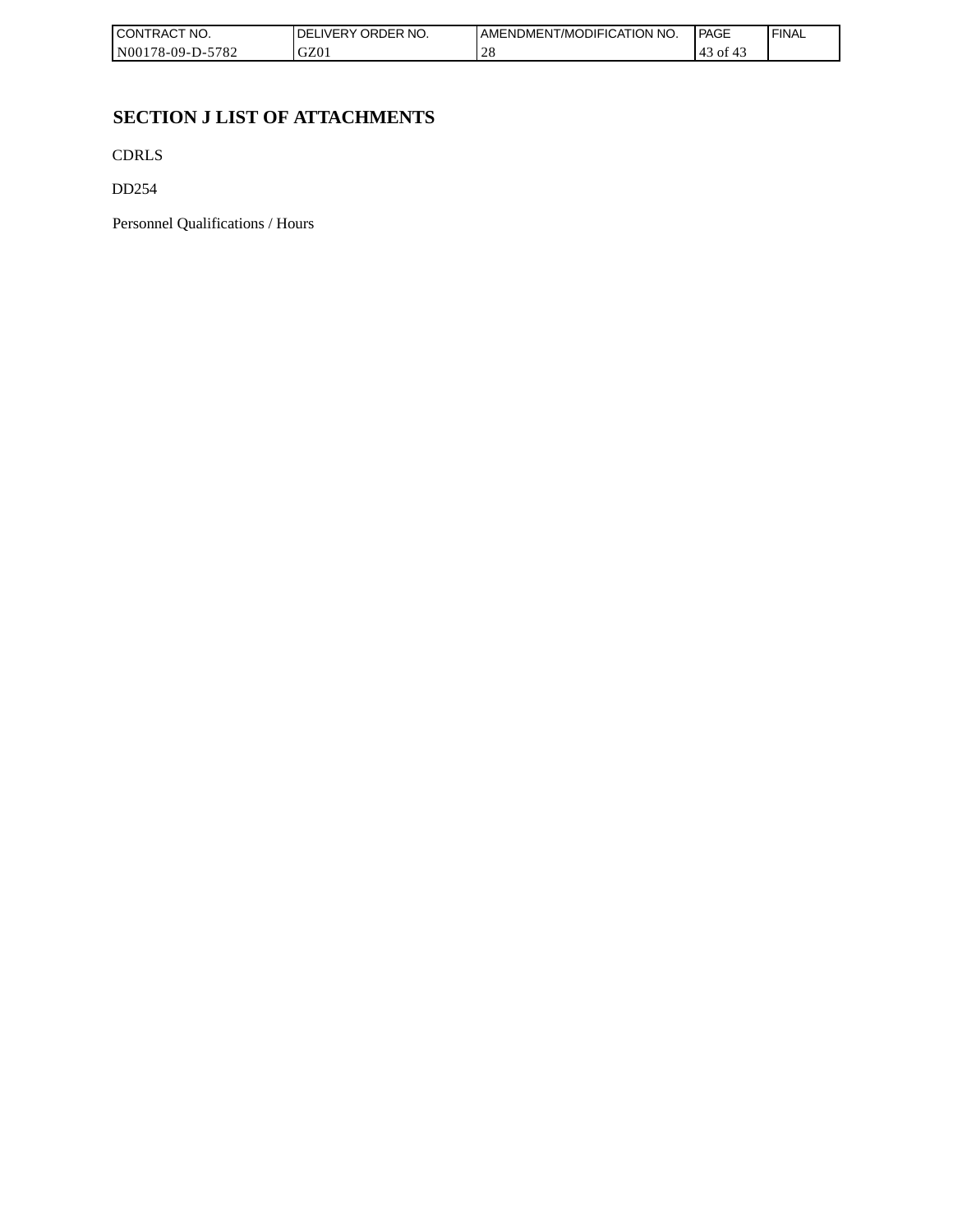## SECTION J LIST OF ATTACHMENTS

CDRLS

DD254

Personnel Qualifications / Hours